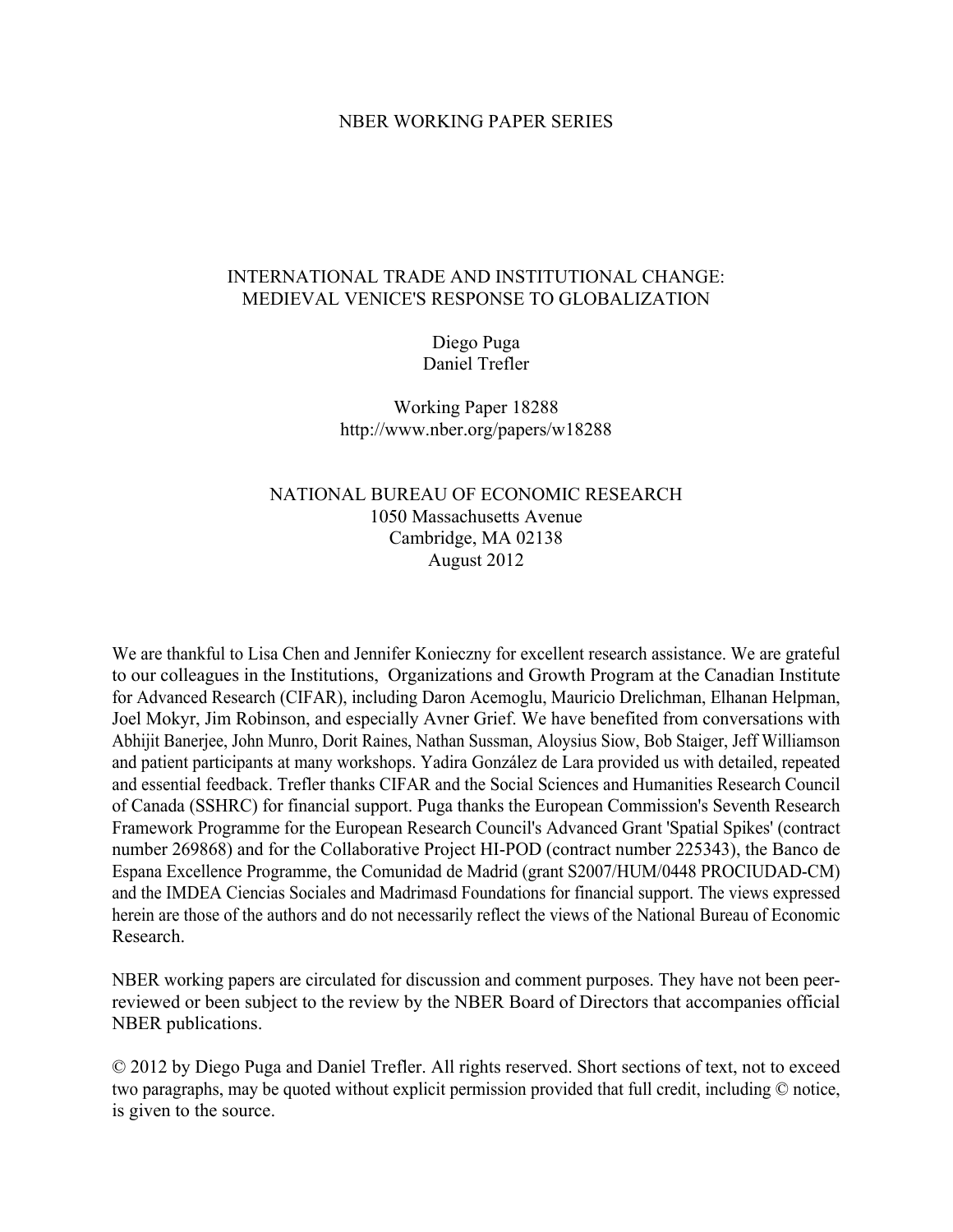NBER WORKING PAPER SERIES

# INTERNATIONAL TRADE AND INSTITUTIONAL CHANGE: MEDIEVAL VENICE'S RESPONSE TO GLOBALIZATION

Diego Puga
Daniel Trefler

Working Paper 18288
http://www.nber.org/papers/w18288

NATIONAL BUREAU OF ECONOMIC RESEARCH
1050 Massachusetts Avenue
Cambridge, MA 02138
August 2012

We are thankful to Lisa Chen and Jennifer Konieczny for excellent research assistance. We are grateful to our colleagues in the Institutions, Organizations and Growth Program at the Canadian Institute for Advanced Research (CIFAR), including Daron Acemoglu, Mauricio Drelichman, Elhanan Helpman, Joel Mokyr, Jim Robinson, and especially Avner Grief. We have benefited from conversations with Abhijit Banerjee, John Munro, Dorit Raines, Nathan Sussman, Aloysius Siow, Bob Staiger, Jeff Williamson and patient participants at many workshops. Yadira González de Lara provided us with detailed, repeated and essential feedback. Trefler thanks CIFAR and the Social Sciences and Humanities Research Council of Canada (SSHRC) for financial support. Puga thanks the European Commission's Seventh Research Framework Programme for the European Research Council's Advanced Grant 'Spatial Spikes' (contract number 269868) and for the Collaborative Project HI-POD (contract number 225343), the Banco de Espana Excellence Programme, the Comunidad de Madrid (grant S2007/HUM/0448 PROCIUDAD-CM) and the IMDEA Ciencias Sociales and Madrimasd Foundations for financial support. The views expressed herein are those of the authors and do not necessarily reflect the views of the National Bureau of Economic Research.

NBER working papers are circulated for discussion and comment purposes. They have not been peer-reviewed or been subject to the review by the NBER Board of Directors that accompanies official NBER publications.

© 2012 by Diego Puga and Daniel Trefler. All rights reserved. Short sections of text, not to exceed two paragraphs, may be quoted without explicit permission provided that full credit, including © notice, is given to the source.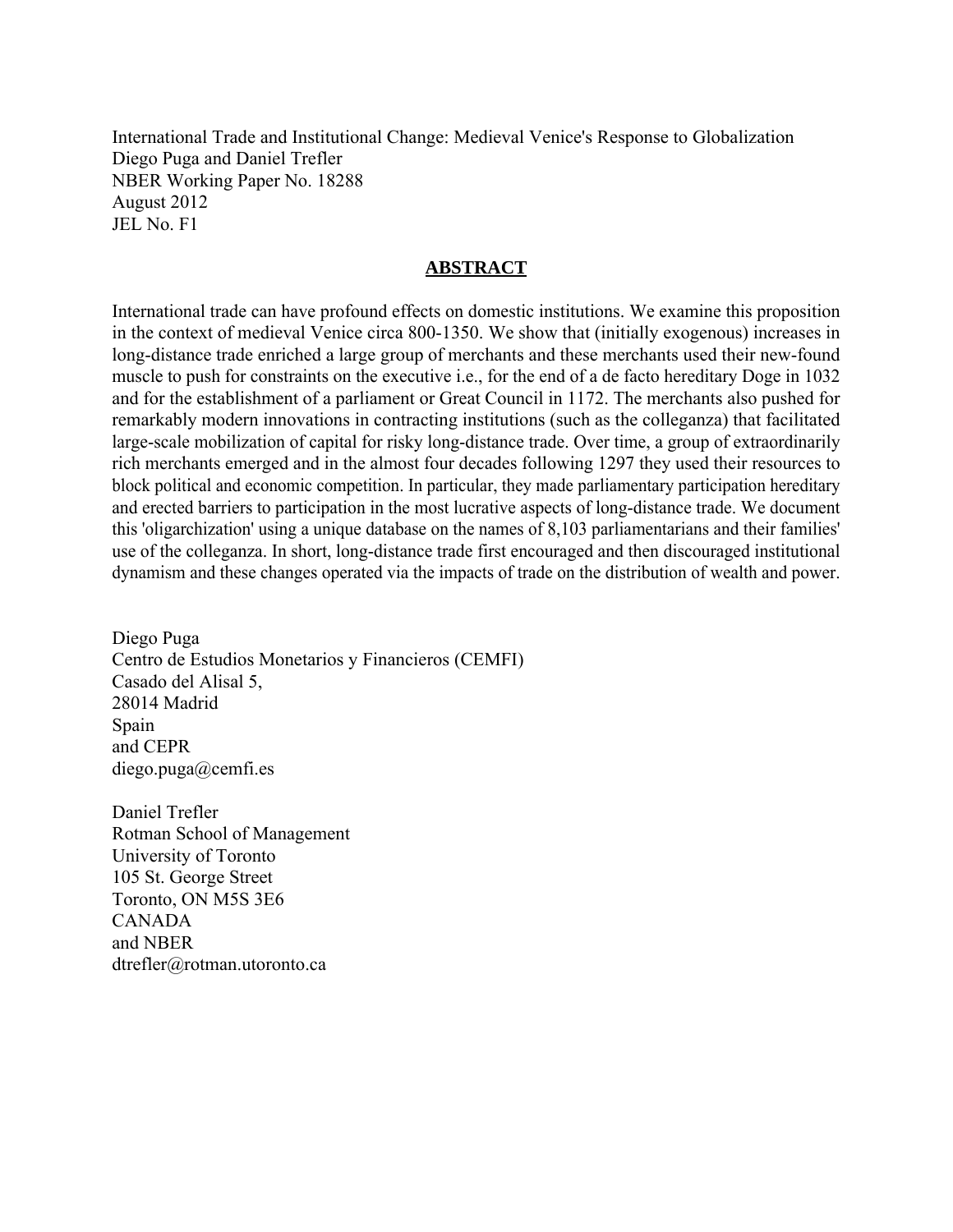International Trade and Institutional Change: Medieval Venice's Response to Globalization
Diego Puga and Daniel Trefler
NBER Working Paper No. 18288
August 2012
JEL No. F1

## ABSTRACT

International trade can have profound effects on domestic institutions. We examine this proposition in the context of medieval Venice circa 800-1350. We show that (initially exogenous) increases in long-distance trade enriched a large group of merchants and these merchants used their new-found muscle to push for constraints on the executive i.e., for the end of a de facto hereditary Doge in 1032 and for the establishment of a parliament or Great Council in 1172. The merchants also pushed for remarkably modern innovations in contracting institutions (such as the colleganza) that facilitated large-scale mobilization of capital for risky long-distance trade. Over time, a group of extraordinarily rich merchants emerged and in the almost four decades following 1297 they used their resources to block political and economic competition. In particular, they made parliamentary participation hereditary and erected barriers to participation in the most lucrative aspects of long-distance trade. We document this 'oligarchization' using a unique database on the names of 8,103 parliamentarians and their families' use of the colleganza. In short, long-distance trade first encouraged and then discouraged institutional dynamism and these changes operated via the impacts of trade on the distribution of wealth and power.

Diego Puga
Centro de Estudios Monetarios y Financieros (CEMFI)
Casado del Alisal 5,
28014 Madrid
Spain
and CEPR
diego.puga@cemfi.es

Daniel Trefler
Rotman School of Management
University of Toronto
105 St. George Street
Toronto, ON M5S 3E6
CANADA
and NBER
dtrefler@rotman.utoronto.ca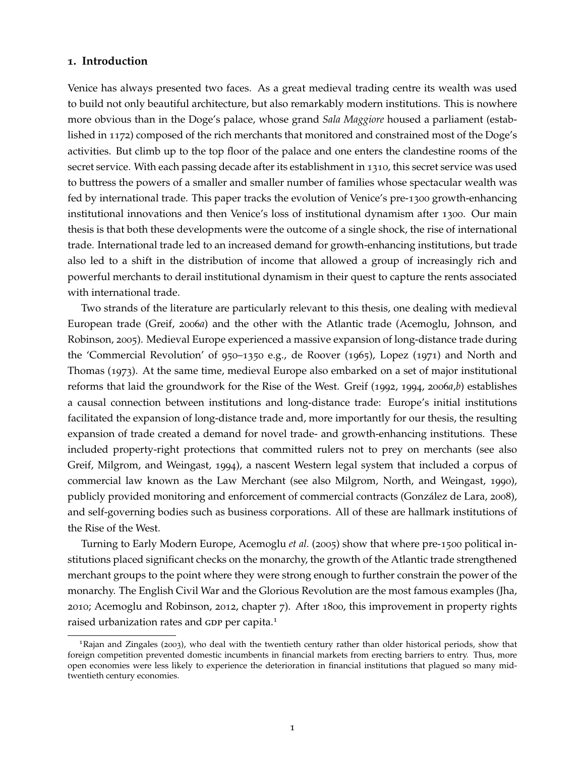## 1. Introduction

Venice has always presented two faces. As a great medieval trading centre its wealth was used to build not only beautiful architecture, but also remarkably modern institutions. This is nowhere more obvious than in the Doge's palace, whose grand *Sala Maggiore* housed a parliament (established in 1172) composed of the rich merchants that monitored and constrained most of the Doge's activities. But climb up to the top floor of the palace and one enters the clandestine rooms of the secret service. With each passing decade after its establishment in 1310, this secret service was used to buttress the powers of a smaller and smaller number of families whose spectacular wealth was fed by international trade. This paper tracks the evolution of Venice's pre-1300 growth-enhancing institutional innovations and then Venice's loss of institutional dynamism after 1300. Our main thesis is that both these developments were the outcome of a single shock, the rise of international trade. International trade led to an increased demand for growth-enhancing institutions, but trade also led to a shift in the distribution of income that allowed a group of increasingly rich and powerful merchants to derail institutional dynamism in their quest to capture the rents associated with international trade.

Two strands of the literature are particularly relevant to this thesis, one dealing with medieval European trade (Greif, 2006*a*) and the other with the Atlantic trade (Acemoglu, Johnson, and Robinson, 2005). Medieval Europe experienced a massive expansion of long-distance trade during the 'Commercial Revolution' of 950–1350 e.g., de Roover (1965), Lopez (1971) and North and Thomas (1973). At the same time, medieval Europe also embarked on a set of major institutional reforms that laid the groundwork for the Rise of the West. Greif (1992, 1994, 2006*a*,*b*) establishes a causal connection between institutions and long-distance trade: Europe's initial institutions facilitated the expansion of long-distance trade and, more importantly for our thesis, the resulting expansion of trade created a demand for novel trade- and growth-enhancing institutions. These included property-right protections that committed rulers not to prey on merchants (see also Greif, Milgrom, and Weingast, 1994), a nascent Western legal system that included a corpus of commercial law known as the Law Merchant (see also Milgrom, North, and Weingast, 1990), publicly provided monitoring and enforcement of commercial contracts (González de Lara, 2008), and self-governing bodies such as business corporations. All of these are hallmark institutions of the Rise of the West.

Turning to Early Modern Europe, Acemoglu *et al.* (2005) show that where pre-1500 political institutions placed significant checks on the monarchy, the growth of the Atlantic trade strengthened merchant groups to the point where they were strong enough to further constrain the power of the monarchy. The English Civil War and the Glorious Revolution are the most famous examples (Jha, 2010; Acemoglu and Robinson, 2012, chapter 7). After 1800, this improvement in property rights raised urbanization rates and GDP per capita.[1]

[1] Rajan and Zingales (2003), who deal with the twentieth century rather than older historical periods, show that foreign competition prevented domestic incumbents in financial markets from erecting barriers to entry. Thus, more open economies were less likely to experience the deterioration in financial institutions that plagued so many mid-twentieth century economies.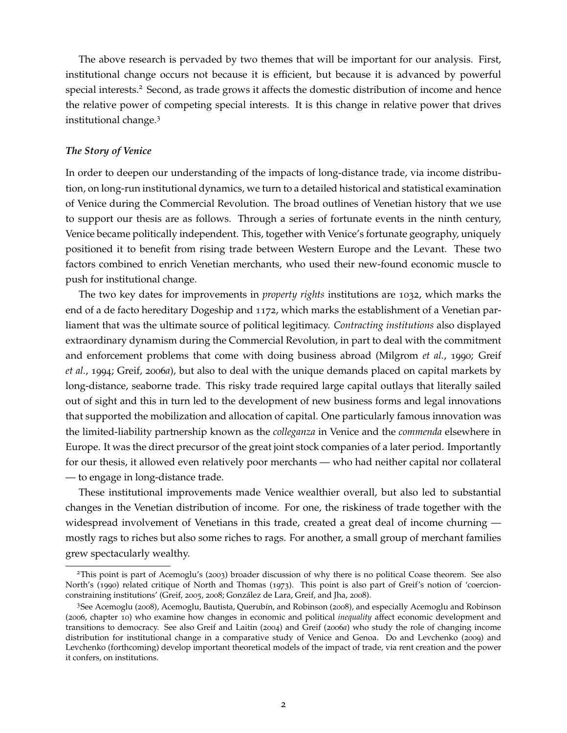The above research is pervaded by two themes that will be important for our analysis. First, institutional change occurs not because it is efficient, but because it is advanced by powerful special interests.[2] Second, as trade grows it affects the domestic distribution of income and hence the relative power of competing special interests. It is this change in relative power that drives institutional change.[3]

### *The Story of Venice*

In order to deepen our understanding of the impacts of long-distance trade, via income distribution, on long-run institutional dynamics, we turn to a detailed historical and statistical examination of Venice during the Commercial Revolution. The broad outlines of Venetian history that we use to support our thesis are as follows. Through a series of fortunate events in the ninth century, Venice became politically independent. This, together with Venice's fortunate geography, uniquely positioned it to benefit from rising trade between Western Europe and the Levant. These two factors combined to enrich Venetian merchants, who used their new-found economic muscle to push for institutional change.

The two key dates for improvements in *property rights* institutions are 1032, which marks the end of a de facto hereditary Dogeship and 1172, which marks the establishment of a Venetian parliament that was the ultimate source of political legitimacy. *Contracting institutions* also displayed extraordinary dynamism during the Commercial Revolution, in part to deal with the commitment and enforcement problems that come with doing business abroad (Milgrom *et al.*, 1990; Greif *et al.*, 1994; Greif, 2006*a*), but also to deal with the unique demands placed on capital markets by long-distance, seaborne trade. This risky trade required large capital outlays that literally sailed out of sight and this in turn led to the development of new business forms and legal innovations that supported the mobilization and allocation of capital. One particularly famous innovation was the limited-liability partnership known as the *colleganza* in Venice and the *commenda* elsewhere in Europe. It was the direct precursor of the great joint stock companies of a later period. Importantly for our thesis, it allowed even relatively poor merchants — who had neither capital nor collateral — to engage in long-distance trade.

These institutional improvements made Venice wealthier overall, but also led to substantial changes in the Venetian distribution of income. For one, the riskiness of trade together with the widespread involvement of Venetians in this trade, created a great deal of income churning — mostly rags to riches but also some riches to rags. For another, a small group of merchant families grew spectacularly wealthy.

---

[2] This point is part of Acemoglu's (2003) broader discussion of why there is no political Coase theorem. See also North's (1990) related critique of North and Thomas (1973). This point is also part of Greif's notion of 'coercion-constraining institutions' (Greif, 2005, 2008; González de Lara, Greif, and Jha, 2008).

[3] See Acemoglu (2008), Acemoglu, Bautista, Querubín, and Robinson (2008), and especially Acemoglu and Robinson (2006, chapter 10) who examine how changes in economic and political *inequality* affect economic development and transitions to democracy. See also Greif and Laitin (2004) and Greif (2006*a*) who study the role of changing income distribution for institutional change in a comparative study of Venice and Genoa. Do and Levchenko (2009) and Levchenko (forthcoming) develop important theoretical models of the impact of trade, via rent creation and the power it confers, on institutions.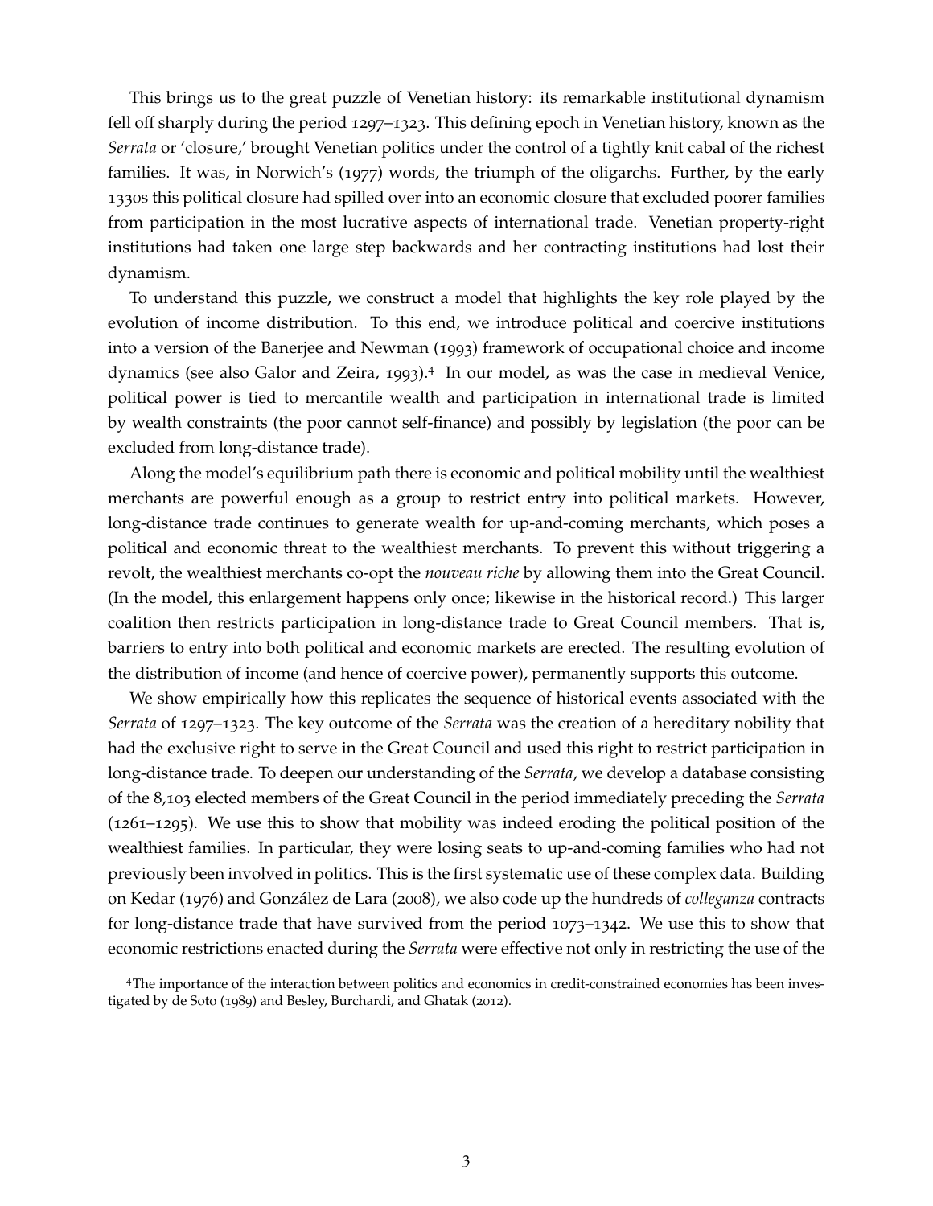This brings us to the great puzzle of Venetian history: its remarkable institutional dynamism fell off sharply during the period 1297–1323. This defining epoch in Venetian history, known as the *Serrata* or 'closure,' brought Venetian politics under the control of a tightly knit cabal of the richest families. It was, in Norwich's (1977) words, the triumph of the oligarchs. Further, by the early 1330s this political closure had spilled over into an economic closure that excluded poorer families from participation in the most lucrative aspects of international trade. Venetian property-right institutions had taken one large step backwards and her contracting institutions had lost their dynamism.

To understand this puzzle, we construct a model that highlights the key role played by the evolution of income distribution. To this end, we introduce political and coercive institutions into a version of the Banerjee and Newman (1993) framework of occupational choice and income dynamics (see also Galor and Zeira, 1993).[4] In our model, as was the case in medieval Venice, political power is tied to mercantile wealth and participation in international trade is limited by wealth constraints (the poor cannot self-finance) and possibly by legislation (the poor can be excluded from long-distance trade).

Along the model's equilibrium path there is economic and political mobility until the wealthiest merchants are powerful enough as a group to restrict entry into political markets. However, long-distance trade continues to generate wealth for up-and-coming merchants, which poses a political and economic threat to the wealthiest merchants. To prevent this without triggering a revolt, the wealthiest merchants co-opt the *nouveau riche* by allowing them into the Great Council. (In the model, this enlargement happens only once; likewise in the historical record.) This larger coalition then restricts participation in long-distance trade to Great Council members. That is, barriers to entry into both political and economic markets are erected. The resulting evolution of the distribution of income (and hence of coercive power), permanently supports this outcome.

We show empirically how this replicates the sequence of historical events associated with the *Serrata* of 1297–1323. The key outcome of the *Serrata* was the creation of a hereditary nobility that had the exclusive right to serve in the Great Council and used this right to restrict participation in long-distance trade. To deepen our understanding of the *Serrata*, we develop a database consisting of the 8,103 elected members of the Great Council in the period immediately preceding the *Serrata* (1261–1295). We use this to show that mobility was indeed eroding the political position of the wealthiest families. In particular, they were losing seats to up-and-coming families who had not previously been involved in politics. This is the first systematic use of these complex data. Building on Kedar (1976) and González de Lara (2008), we also code up the hundreds of *colleganza* contracts for long-distance trade that have survived from the period 1073–1342. We use this to show that economic restrictions enacted during the *Serrata* were effective not only in restricting the use of the

[4] The importance of the interaction between politics and economics in credit-constrained economies has been investigated by de Soto (1989) and Besley, Burchardi, and Ghatak (2012).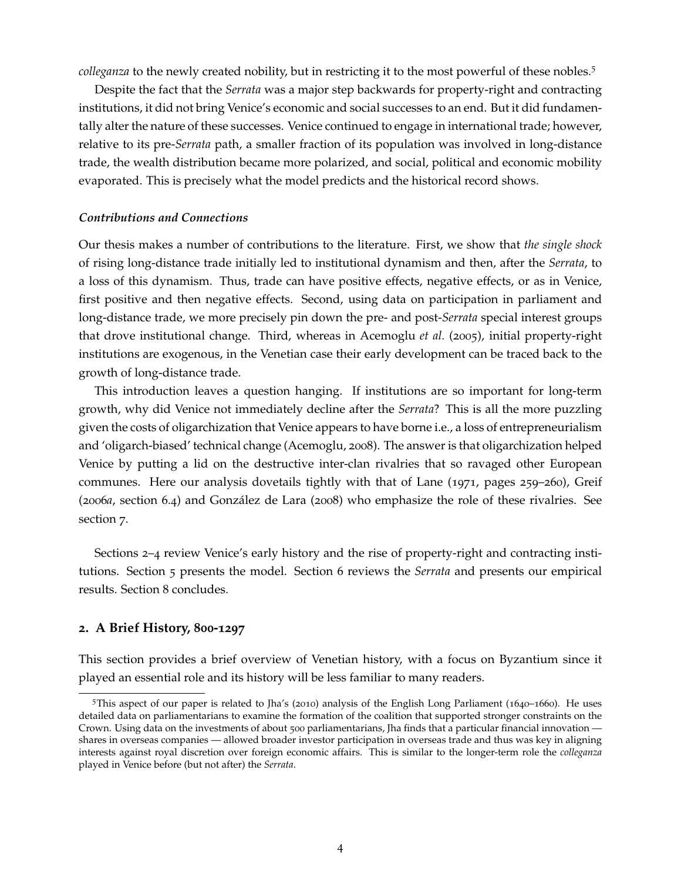*colleganza* to the newly created nobility, but in restricting it to the most powerful of these nobles.[5]

Despite the fact that the *Serrata* was a major step backwards for property-right and contracting institutions, it did not bring Venice's economic and social successes to an end. But it did fundamentally alter the nature of these successes. Venice continued to engage in international trade; however, relative to its pre-*Serrata* path, a smaller fraction of its population was involved in long-distance trade, the wealth distribution became more polarized, and social, political and economic mobility evaporated. This is precisely what the model predicts and the historical record shows.

### *Contributions and Connections*

Our thesis makes a number of contributions to the literature. First, we show that *the single shock* of rising long-distance trade initially led to institutional dynamism and then, after the *Serrata*, to a loss of this dynamism. Thus, trade can have positive effects, negative effects, or as in Venice, first positive and then negative effects. Second, using data on participation in parliament and long-distance trade, we more precisely pin down the pre- and post-*Serrata* special interest groups that drove institutional change. Third, whereas in Acemoglu *et al.* (2005), initial property-right institutions are exogenous, in the Venetian case their early development can be traced back to the growth of long-distance trade.

This introduction leaves a question hanging. If institutions are so important for long-term growth, why did Venice not immediately decline after the *Serrata*? This is all the more puzzling given the costs of oligarchization that Venice appears to have borne i.e., a loss of entrepreneurialism and 'oligarch-biased' technical change (Acemoglu, 2008). The answer is that oligarchization helped Venice by putting a lid on the destructive inter-clan rivalries that so ravaged other European communes. Here our analysis dovetails tightly with that of Lane (1971, pages 259–260), Greif (2006*a*, section 6.4) and González de Lara (2008) who emphasize the role of these rivalries. See section 7.

Sections 2–4 review Venice's early history and the rise of property-right and contracting institutions. Section 5 presents the model. Section 6 reviews the *Serrata* and presents our empirical results. Section 8 concludes.

## 2. A Brief History, 800-1297

This section provides a brief overview of Venetian history, with a focus on Byzantium since it played an essential role and its history will be less familiar to many readers.

[5] This aspect of our paper is related to Jha's (2010) analysis of the English Long Parliament (1640–1660). He uses detailed data on parliamentarians to examine the formation of the coalition that supported stronger constraints on the Crown. Using data on the investments of about 500 parliamentarians, Jha finds that a particular financial innovation — shares in overseas companies — allowed broader investor participation in overseas trade and thus was key in aligning interests against royal discretion over foreign economic affairs. This is similar to the longer-term role the *colleganza* played in Venice before (but not after) the *Serrata*.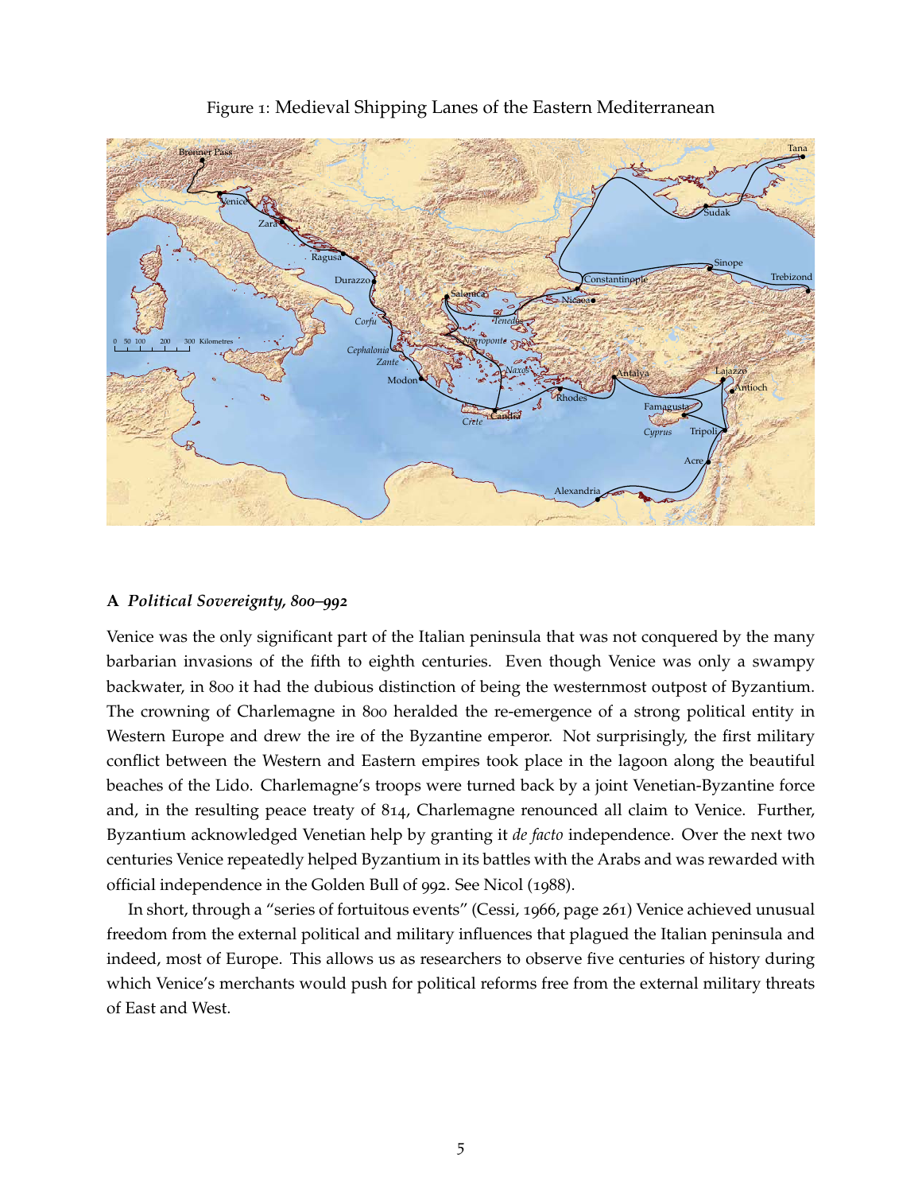Figure 1: Medieval Shipping Lanes of the Eastern Mediterranean

### A *Political Sovereignty, 800–992*

Venice was the only significant part of the Italian peninsula that was not conquered by the many barbarian invasions of the fifth to eighth centuries. Even though Venice was only a swampy backwater, in 800 it had the dubious distinction of being the westernmost outpost of Byzantium. The crowning of Charlemagne in 800 heralded the re-emergence of a strong political entity in Western Europe and drew the ire of the Byzantine emperor. Not surprisingly, the first military conflict between the Western and Eastern empires took place in the lagoon along the beautiful beaches of the Lido. Charlemagne's troops were turned back by a joint Venetian-Byzantine force and, in the resulting peace treaty of 814, Charlemagne renounced all claim to Venice. Further, Byzantium acknowledged Venetian help by granting it *de facto* independence. Over the next two centuries Venice repeatedly helped Byzantium in its battles with the Arabs and was rewarded with official independence in the Golden Bull of 992. See Nicol (1988).

In short, through a "series of fortuitous events" (Cessi, 1966, page 261) Venice achieved unusual freedom from the external political and military influences that plagued the Italian peninsula and indeed, most of Europe. This allows us as researchers to observe five centuries of history during which Venice's merchants would push for political reforms free from the external military threats of East and West.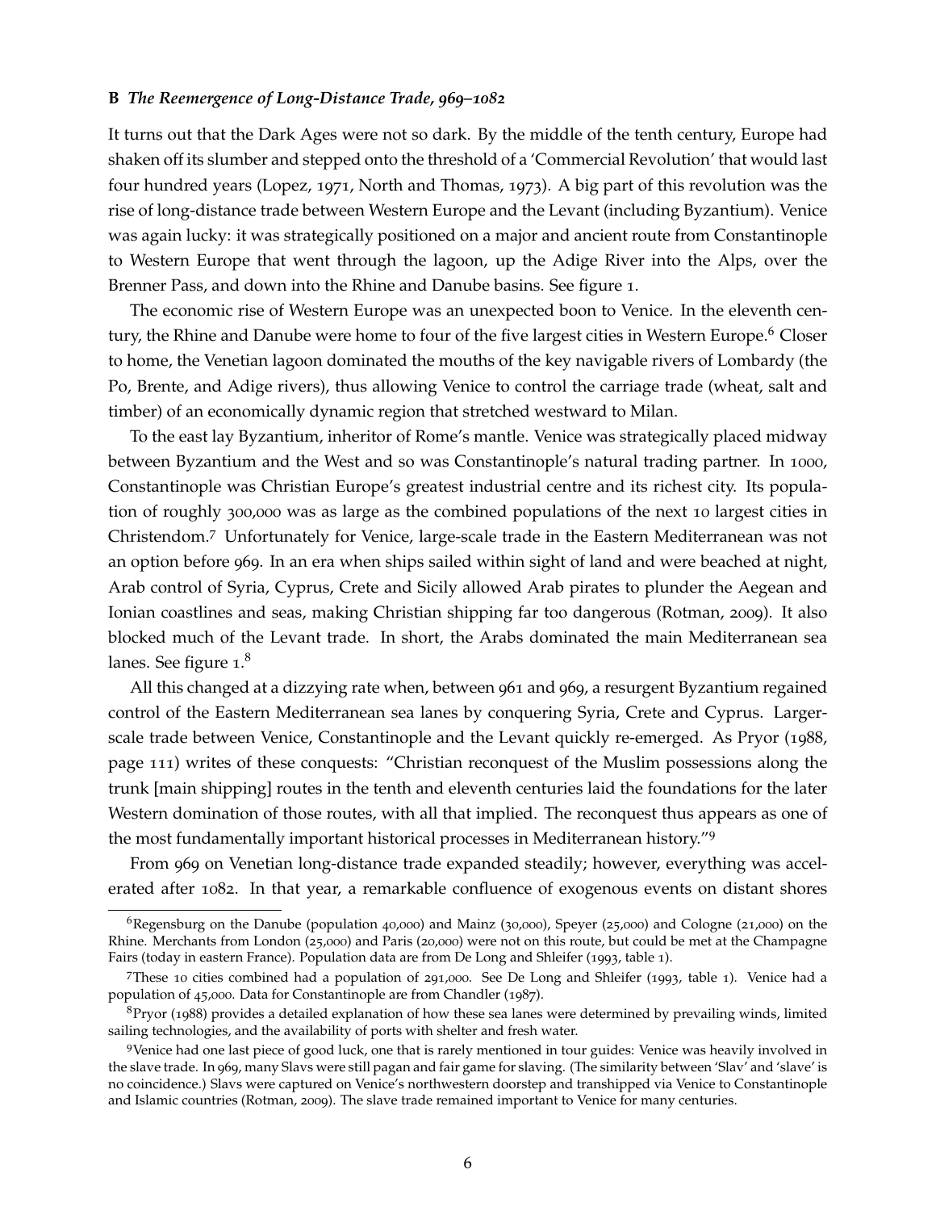### B *The Reemergence of Long-Distance Trade, 969–1082*

It turns out that the Dark Ages were not so dark. By the middle of the tenth century, Europe had shaken off its slumber and stepped onto the threshold of a 'Commercial Revolution' that would last four hundred years (Lopez, 1971, North and Thomas, 1973). A big part of this revolution was the rise of long-distance trade between Western Europe and the Levant (including Byzantium). Venice was again lucky: it was strategically positioned on a major and ancient route from Constantinople to Western Europe that went through the lagoon, up the Adige River into the Alps, over the Brenner Pass, and down into the Rhine and Danube basins. See figure 1.

The economic rise of Western Europe was an unexpected boon to Venice. In the eleventh century, the Rhine and Danube were home to four of the five largest cities in Western Europe.[6] Closer to home, the Venetian lagoon dominated the mouths of the key navigable rivers of Lombardy (the Po, Brente, and Adige rivers), thus allowing Venice to control the carriage trade (wheat, salt and timber) of an economically dynamic region that stretched westward to Milan.

To the east lay Byzantium, inheritor of Rome's mantle. Venice was strategically placed midway between Byzantium and the West and so was Constantinople's natural trading partner. In 1000, Constantinople was Christian Europe's greatest industrial centre and its richest city. Its population of roughly 300,000 was as large as the combined populations of the next 10 largest cities in Christendom.[7] Unfortunately for Venice, large-scale trade in the Eastern Mediterranean was not an option before 969. In an era when ships sailed within sight of land and were beached at night, Arab control of Syria, Cyprus, Crete and Sicily allowed Arab pirates to plunder the Aegean and Ionian coastlines and seas, making Christian shipping far too dangerous (Rotman, 2009). It also blocked much of the Levant trade. In short, the Arabs dominated the main Mediterranean sea lanes. See figure 1.[8]

All this changed at a dizzying rate when, between 961 and 969, a resurgent Byzantium regained control of the Eastern Mediterranean sea lanes by conquering Syria, Crete and Cyprus. Larger-scale trade between Venice, Constantinople and the Levant quickly re-emerged. As Pryor (1988, page 111) writes of these conquests: "Christian reconquest of the Muslim possessions along the trunk [main shipping] routes in the tenth and eleventh centuries laid the foundations for the later Western domination of those routes, with all that implied. The reconquest thus appears as one of the most fundamentally important historical processes in Mediterranean history."[9]

From 969 on Venetian long-distance trade expanded steadily; however, everything was accelerated after 1082. In that year, a remarkable confluence of exogenous events on distant shores

---

[6] Regensburg on the Danube (population 40,000) and Mainz (30,000), Speyer (25,000) and Cologne (21,000) on the Rhine. Merchants from London (25,000) and Paris (20,000) were not on this route, but could be met at the Champagne Fairs (today in eastern France). Population data are from De Long and Shleifer (1993, table 1).

[7] These 10 cities combined had a population of 291,000. See De Long and Shleifer (1993, table 1). Venice had a population of 45,000. Data for Constantinople are from Chandler (1987).

[8] Pryor (1988) provides a detailed explanation of how these sea lanes were determined by prevailing winds, limited sailing technologies, and the availability of ports with shelter and fresh water.

[9] Venice had one last piece of good luck, one that is rarely mentioned in tour guides: Venice was heavily involved in the slave trade. In 969, many Slavs were still pagan and fair game for slaving. (The similarity between 'Slav' and 'slave' is no coincidence.) Slavs were captured on Venice's northwestern doorstep and transhipped via Venice to Constantinople and Islamic countries (Rotman, 2009). The slave trade remained important to Venice for many centuries.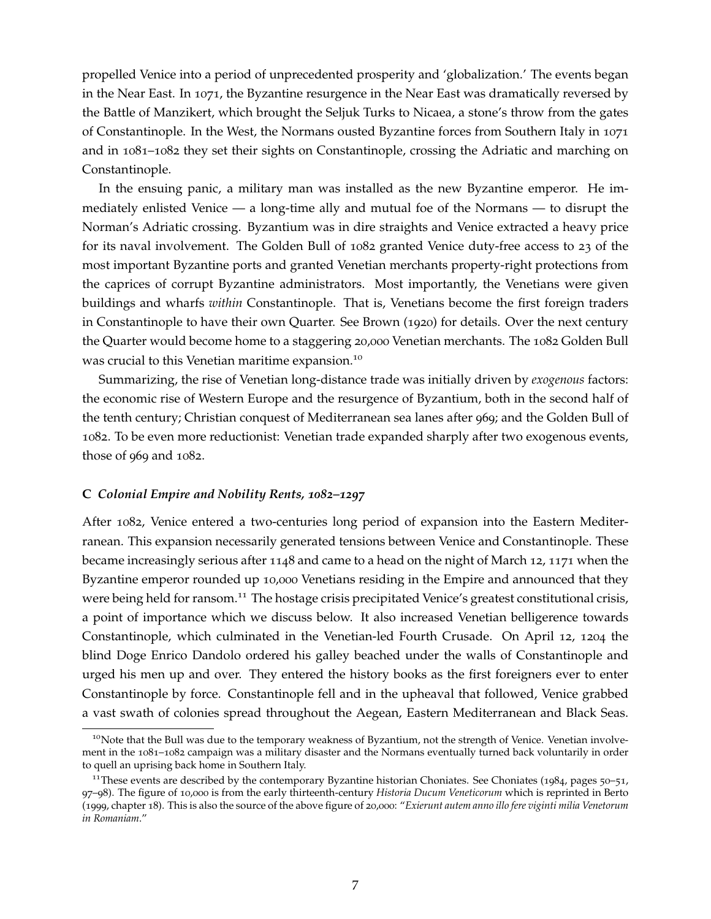propelled Venice into a period of unprecedented prosperity and 'globalization.' The events began in the Near East. In 1071, the Byzantine resurgence in the Near East was dramatically reversed by the Battle of Manzikert, which brought the Seljuk Turks to Nicaea, a stone's throw from the gates of Constantinople. In the West, the Normans ousted Byzantine forces from Southern Italy in 1071 and in 1081–1082 they set their sights on Constantinople, crossing the Adriatic and marching on Constantinople.

In the ensuing panic, a military man was installed as the new Byzantine emperor. He immediately enlisted Venice — a long-time ally and mutual foe of the Normans — to disrupt the Norman's Adriatic crossing. Byzantium was in dire straights and Venice extracted a heavy price for its naval involvement. The Golden Bull of 1082 granted Venice duty-free access to 23 of the most important Byzantine ports and granted Venetian merchants property-right protections from the caprices of corrupt Byzantine administrators. Most importantly, the Venetians were given buildings and wharfs *within* Constantinople. That is, Venetians become the first foreign traders in Constantinople to have their own Quarter. See Brown (1920) for details. Over the next century the Quarter would become home to a staggering 20,000 Venetian merchants. The 1082 Golden Bull was crucial to this Venetian maritime expansion.[10]

Summarizing, the rise of Venetian long-distance trade was initially driven by *exogenous* factors: the economic rise of Western Europe and the resurgence of Byzantium, both in the second half of the tenth century; Christian conquest of Mediterranean sea lanes after 969; and the Golden Bull of 1082. To be even more reductionist: Venetian trade expanded sharply after two exogenous events, those of 969 and 1082.

### C *Colonial Empire and Nobility Rents, 1082–1297*

After 1082, Venice entered a two-centuries long period of expansion into the Eastern Mediterranean. This expansion necessarily generated tensions between Venice and Constantinople. These became increasingly serious after 1148 and came to a head on the night of March 12, 1171 when the Byzantine emperor rounded up 10,000 Venetians residing in the Empire and announced that they were being held for ransom.[11] The hostage crisis precipitated Venice's greatest constitutional crisis, a point of importance which we discuss below. It also increased Venetian belligerence towards Constantinople, which culminated in the Venetian-led Fourth Crusade. On April 12, 1204 the blind Doge Enrico Dandolo ordered his galley beached under the walls of Constantinople and urged his men up and over. They entered the history books as the first foreigners ever to enter Constantinople by force. Constantinople fell and in the upheaval that followed, Venice grabbed a vast swath of colonies spread throughout the Aegean, Eastern Mediterranean and Black Seas.

[10] Note that the Bull was due to the temporary weakness of Byzantium, not the strength of Venice. Venetian involvement in the 1081–1082 campaign was a military disaster and the Normans eventually turned back voluntarily in order to quell an uprising back home in Southern Italy.

[11] These events are described by the contemporary Byzantine historian Choniates. See Choniates (1984, pages 50–51, 97–98). The figure of 10,000 is from the early thirteenth-century *Historia Ducum Veneticorum* which is reprinted in Berto (1999, chapter 18). This is also the source of the above figure of 20,000: "*Exierunt autem anno illo fere viginti milia Venetorum in Romaniam*."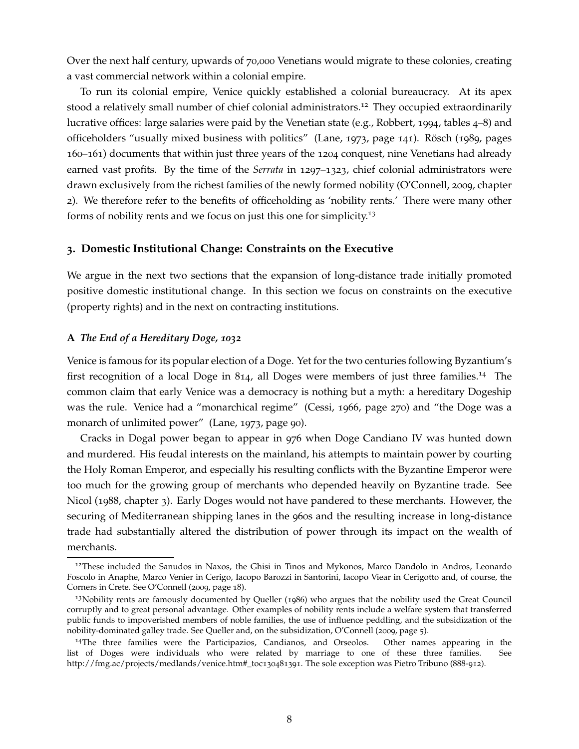Over the next half century, upwards of 70,000 Venetians would migrate to these colonies, creating a vast commercial network within a colonial empire.

To run its colonial empire, Venice quickly established a colonial bureaucracy. At its apex stood a relatively small number of chief colonial administrators.[12] They occupied extraordinarily lucrative offices: large salaries were paid by the Venetian state (e.g., Robbert, 1994, tables 4–8) and officeholders "usually mixed business with politics" (Lane, 1973, page 141). Rösch (1989, pages 160–161) documents that within just three years of the 1204 conquest, nine Venetians had already earned vast profits. By the time of the *Serrata* in 1297–1323, chief colonial administrators were drawn exclusively from the richest families of the newly formed nobility (O'Connell, 2009, chapter 2). We therefore refer to the benefits of officeholding as 'nobility rents.' There were many other forms of nobility rents and we focus on just this one for simplicity.[13]

## 3. Domestic Institutional Change: Constraints on the Executive

We argue in the next two sections that the expansion of long-distance trade initially promoted positive domestic institutional change. In this section we focus on constraints on the executive (property rights) and in the next on contracting institutions.

### A *The End of a Hereditary Doge, 1032*

Venice is famous for its popular election of a Doge. Yet for the two centuries following Byzantium's first recognition of a local Doge in 814, all Doges were members of just three families.[14] The common claim that early Venice was a democracy is nothing but a myth: a hereditary Dogeship was the rule. Venice had a "monarchical regime" (Cessi, 1966, page 270) and "the Doge was a monarch of unlimited power" (Lane, 1973, page 90).

Cracks in Dogal power began to appear in 976 when Doge Candiano IV was hunted down and murdered. His feudal interests on the mainland, his attempts to maintain power by courting the Holy Roman Emperor, and especially his resulting conflicts with the Byzantine Emperor were too much for the growing group of merchants who depended heavily on Byzantine trade. See Nicol (1988, chapter 3). Early Doges would not have pandered to these merchants. However, the securing of Mediterranean shipping lanes in the 960s and the resulting increase in long-distance trade had substantially altered the distribution of power through its impact on the wealth of merchants.

[12] These included the Sanudos in Naxos, the Ghisi in Tinos and Mykonos, Marco Dandolo in Andros, Leonardo Foscolo in Anaphe, Marco Venier in Cerigo, Iacopo Barozzi in Santorini, Iacopo Viear in Cerigotto and, of course, the Corners in Crete. See O'Connell (2009, page 18).

[13] Nobility rents are famously documented by Queller (1986) who argues that the nobility used the Great Council corruptly and to great personal advantage. Other examples of nobility rents include a welfare system that transferred public funds to impoverished members of noble families, the use of influence peddling, and the subsidization of the nobility-dominated galley trade. See Queller and, on the subsidization, O'Connell (2009, page 5).

[14] The three families were the Participazios, Candianos, and Orseolos. Other names appearing in the list of Doges were individuals who were related by marriage to one of these three families. See http://fmg.ac/projects/medlands/venice.htm#_toc130481391. The sole exception was Pietro Tribuno (888-912).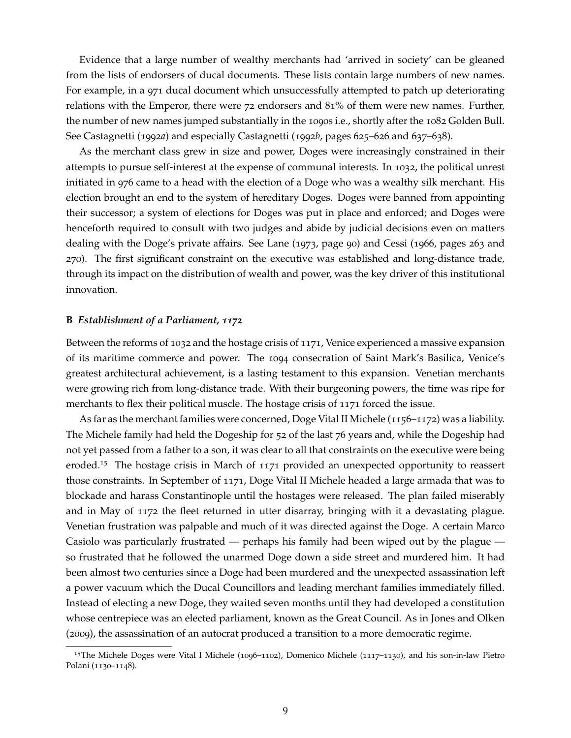Evidence that a large number of wealthy merchants had 'arrived in society' can be gleaned from the lists of endorsers of ducal documents. These lists contain large numbers of new names. For example, in a 971 ducal document which unsuccessfully attempted to patch up deteriorating relations with the Emperor, there were 72 endorsers and 81% of them were new names. Further, the number of new names jumped substantially in the 1090s i.e., shortly after the 1082 Golden Bull. See Castagnetti (1992*a*) and especially Castagnetti (1992*b*, pages 625–626 and 637–638).

As the merchant class grew in size and power, Doges were increasingly constrained in their attempts to pursue self-interest at the expense of communal interests. In 1032, the political unrest initiated in 976 came to a head with the election of a Doge who was a wealthy silk merchant. His election brought an end to the system of hereditary Doges. Doges were banned from appointing their successor; a system of elections for Doges was put in place and enforced; and Doges were henceforth required to consult with two judges and abide by judicial decisions even on matters dealing with the Doge's private affairs. See Lane (1973, page 90) and Cessi (1966, pages 263 and 270). The first significant constraint on the executive was established and long-distance trade, through its impact on the distribution of wealth and power, was the key driver of this institutional innovation.

### B *Establishment of a Parliament, 1172*

Between the reforms of 1032 and the hostage crisis of 1171, Venice experienced a massive expansion of its maritime commerce and power. The 1094 consecration of Saint Mark's Basilica, Venice's greatest architectural achievement, is a lasting testament to this expansion. Venetian merchants were growing rich from long-distance trade. With their burgeoning powers, the time was ripe for merchants to flex their political muscle. The hostage crisis of 1171 forced the issue.

As far as the merchant families were concerned, Doge Vital II Michele (1156–1172) was a liability. The Michele family had held the Dogeship for 52 of the last 76 years and, while the Dogeship had not yet passed from a father to a son, it was clear to all that constraints on the executive were being eroded.[15] The hostage crisis in March of 1171 provided an unexpected opportunity to reassert those constraints. In September of 1171, Doge Vital II Michele headed a large armada that was to blockade and harass Constantinople until the hostages were released. The plan failed miserably and in May of 1172 the fleet returned in utter disarray, bringing with it a devastating plague. Venetian frustration was palpable and much of it was directed against the Doge. A certain Marco Casiolo was particularly frustrated — perhaps his family had been wiped out by the plague — so frustrated that he followed the unarmed Doge down a side street and murdered him. It had been almost two centuries since a Doge had been murdered and the unexpected assassination left a power vacuum which the Ducal Councillors and leading merchant families immediately filled. Instead of electing a new Doge, they waited seven months until they had developed a constitution whose centrepiece was an elected parliament, known as the Great Council. As in Jones and Olken (2009), the assassination of an autocrat produced a transition to a more democratic regime.

---

[15] The Michele Doges were Vital I Michele (1096–1102), Domenico Michele (1117–1130), and his son-in-law Pietro Polani (1130–1148).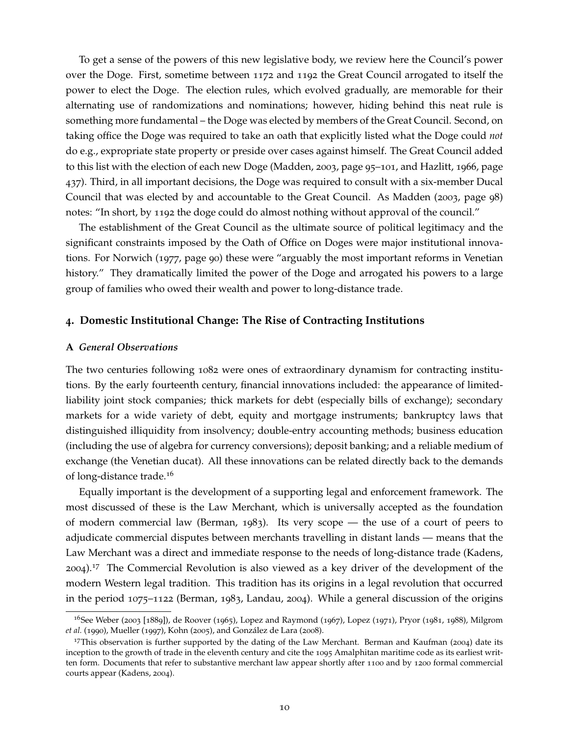To get a sense of the powers of this new legislative body, we review here the Council's power over the Doge. First, sometime between 1172 and 1192 the Great Council arrogated to itself the power to elect the Doge. The election rules, which evolved gradually, are memorable for their alternating use of randomizations and nominations; however, hiding behind this neat rule is something more fundamental – the Doge was elected by members of the Great Council. Second, on taking office the Doge was required to take an oath that explicitly listed what the Doge could *not* do e.g., expropriate state property or preside over cases against himself. The Great Council added to this list with the election of each new Doge (Madden, 2003, page 95–101, and Hazlitt, 1966, page 437). Third, in all important decisions, the Doge was required to consult with a six-member Ducal Council that was elected by and accountable to the Great Council. As Madden (2003, page 98) notes: "In short, by 1192 the doge could do almost nothing without approval of the council."

The establishment of the Great Council as the ultimate source of political legitimacy and the significant constraints imposed by the Oath of Office on Doges were major institutional innovations. For Norwich (1977, page 90) these were "arguably the most important reforms in Venetian history." They dramatically limited the power of the Doge and arrogated his powers to a large group of families who owed their wealth and power to long-distance trade.

## 4. Domestic Institutional Change: The Rise of Contracting Institutions

### A *General Observations*

The two centuries following 1082 were ones of extraordinary dynamism for contracting institutions. By the early fourteenth century, financial innovations included: the appearance of limited-liability joint stock companies; thick markets for debt (especially bills of exchange); secondary markets for a wide variety of debt, equity and mortgage instruments; bankruptcy laws that distinguished illiquidity from insolvency; double-entry accounting methods; business education (including the use of algebra for currency conversions); deposit banking; and a reliable medium of exchange (the Venetian ducat). All these innovations can be related directly back to the demands of long-distance trade.[16]

Equally important is the development of a supporting legal and enforcement framework. The most discussed of these is the Law Merchant, which is universally accepted as the foundation of modern commercial law (Berman, 1983). Its very scope — the use of a court of peers to adjudicate commercial disputes between merchants travelling in distant lands — means that the Law Merchant was a direct and immediate response to the needs of long-distance trade (Kadens, 2004).[17] The Commercial Revolution is also viewed as a key driver of the development of the modern Western legal tradition. This tradition has its origins in a legal revolution that occurred in the period 1075–1122 (Berman, 1983, Landau, 2004). While a general discussion of the origins

[16]See Weber (2003 [1889]), de Roover (1965), Lopez and Raymond (1967), Lopez (1971), Pryor (1981, 1988), Milgrom *et al.* (1990), Mueller (1997), Kohn (2005), and González de Lara (2008).

[17]This observation is further supported by the dating of the Law Merchant. Berman and Kaufman (2004) date its inception to the growth of trade in the eleventh century and cite the 1095 Amalphitan maritime code as its earliest written form. Documents that refer to substantive merchant law appear shortly after 1100 and by 1200 formal commercial courts appear (Kadens, 2004).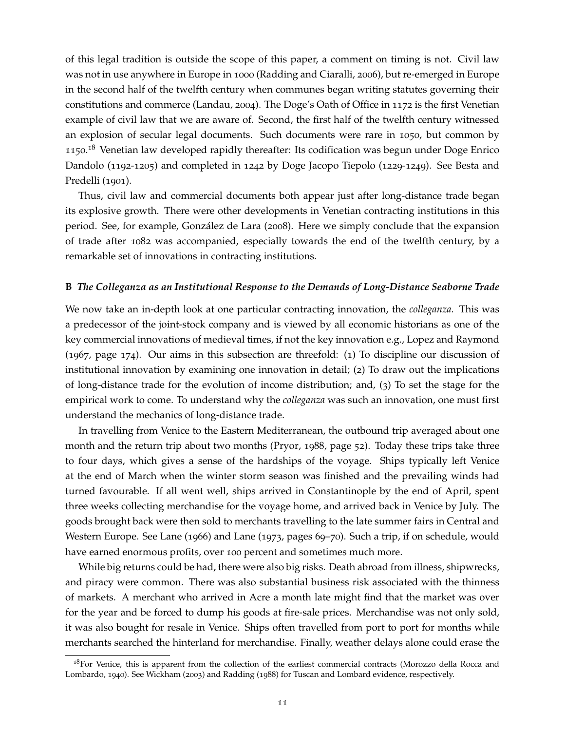of this legal tradition is outside the scope of this paper, a comment on timing is not. Civil law was not in use anywhere in Europe in 1000 (Radding and Ciaralli, 2006), but re-emerged in Europe in the second half of the twelfth century when communes began writing statutes governing their constitutions and commerce (Landau, 2004). The Doge's Oath of Office in 1172 is the first Venetian example of civil law that we are aware of. Second, the first half of the twelfth century witnessed an explosion of secular legal documents. Such documents were rare in 1050, but common by 1150.[18] Venetian law developed rapidly thereafter: Its codification was begun under Doge Enrico Dandolo (1192-1205) and completed in 1242 by Doge Jacopo Tiepolo (1229-1249). See Besta and Predelli (1901).

Thus, civil law and commercial documents both appear just after long-distance trade began its explosive growth. There were other developments in Venetian contracting institutions in this period. See, for example, González de Lara (2008). Here we simply conclude that the expansion of trade after 1082 was accompanied, especially towards the end of the twelfth century, by a remarkable set of innovations in contracting institutions.

### B *The Colleganza as an Institutional Response to the Demands of Long-Distance Seaborne Trade*

We now take an in-depth look at one particular contracting innovation, the *colleganza*. This was a predecessor of the joint-stock company and is viewed by all economic historians as one of the key commercial innovations of medieval times, if not the key innovation e.g., Lopez and Raymond (1967, page 174). Our aims in this subsection are threefold: (1) To discipline our discussion of institutional innovation by examining one innovation in detail; (2) To draw out the implications of long-distance trade for the evolution of income distribution; and, (3) To set the stage for the empirical work to come. To understand why the *colleganza* was such an innovation, one must first understand the mechanics of long-distance trade.

In travelling from Venice to the Eastern Mediterranean, the outbound trip averaged about one month and the return trip about two months (Pryor, 1988, page 52). Today these trips take three to four days, which gives a sense of the hardships of the voyage. Ships typically left Venice at the end of March when the winter storm season was finished and the prevailing winds had turned favourable. If all went well, ships arrived in Constantinople by the end of April, spent three weeks collecting merchandise for the voyage home, and arrived back in Venice by July. The goods brought back were then sold to merchants travelling to the late summer fairs in Central and Western Europe. See Lane (1966) and Lane (1973, pages 69–70). Such a trip, if on schedule, would have earned enormous profits, over 100 percent and sometimes much more.

While big returns could be had, there were also big risks. Death abroad from illness, shipwrecks, and piracy were common. There was also substantial business risk associated with the thinness of markets. A merchant who arrived in Acre a month late might find that the market was over for the year and be forced to dump his goods at fire-sale prices. Merchandise was not only sold, it was also bought for resale in Venice. Ships often travelled from port to port for months while merchants searched the hinterland for merchandise. Finally, weather delays alone could erase the

[18] For Venice, this is apparent from the collection of the earliest commercial contracts (Morozzo della Rocca and Lombardo, 1940). See Wickham (2003) and Radding (1988) for Tuscan and Lombard evidence, respectively.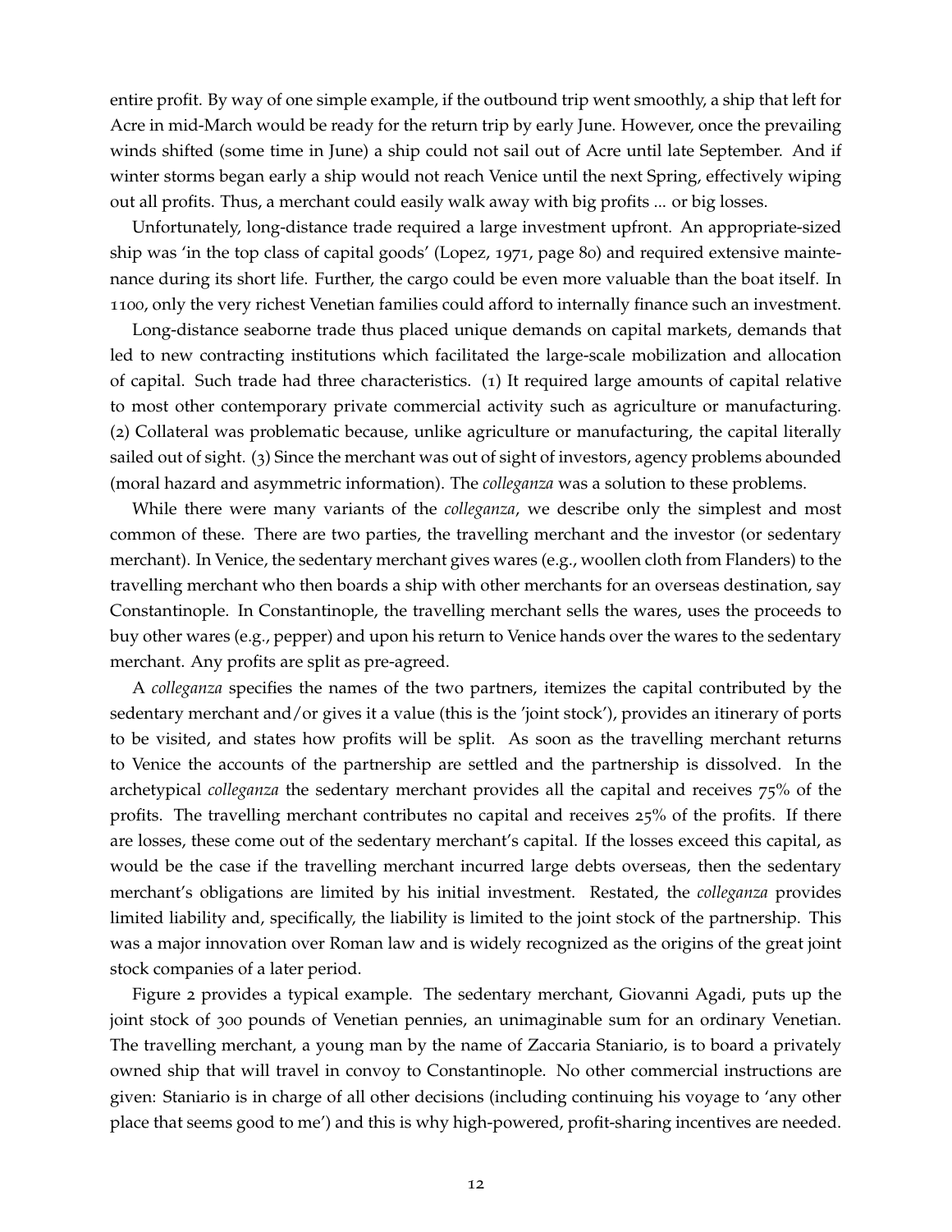entire profit. By way of one simple example, if the outbound trip went smoothly, a ship that left for Acre in mid-March would be ready for the return trip by early June. However, once the prevailing winds shifted (some time in June) a ship could not sail out of Acre until late September. And if winter storms began early a ship would not reach Venice until the next Spring, effectively wiping out all profits. Thus, a merchant could easily walk away with big profits ... or big losses.

Unfortunately, long-distance trade required a large investment upfront. An appropriate-sized ship was 'in the top class of capital goods' (Lopez, 1971, page 80) and required extensive maintenance during its short life. Further, the cargo could be even more valuable than the boat itself. In 1100, only the very richest Venetian families could afford to internally finance such an investment.

Long-distance seaborne trade thus placed unique demands on capital markets, demands that led to new contracting institutions which facilitated the large-scale mobilization and allocation of capital. Such trade had three characteristics. (1) It required large amounts of capital relative to most other contemporary private commercial activity such as agriculture or manufacturing. (2) Collateral was problematic because, unlike agriculture or manufacturing, the capital literally sailed out of sight. (3) Since the merchant was out of sight of investors, agency problems abounded (moral hazard and asymmetric information). The *colleganza* was a solution to these problems.

While there were many variants of the *colleganza*, we describe only the simplest and most common of these. There are two parties, the travelling merchant and the investor (or sedentary merchant). In Venice, the sedentary merchant gives wares (e.g., woollen cloth from Flanders) to the travelling merchant who then boards a ship with other merchants for an overseas destination, say Constantinople. In Constantinople, the travelling merchant sells the wares, uses the proceeds to buy other wares (e.g., pepper) and upon his return to Venice hands over the wares to the sedentary merchant. Any profits are split as pre-agreed.

A *colleganza* specifies the names of the two partners, itemizes the capital contributed by the sedentary merchant and/or gives it a value (this is the 'joint stock'), provides an itinerary of ports to be visited, and states how profits will be split. As soon as the travelling merchant returns to Venice the accounts of the partnership are settled and the partnership is dissolved. In the archetypical *colleganza* the sedentary merchant provides all the capital and receives 75% of the profits. The travelling merchant contributes no capital and receives 25% of the profits. If there are losses, these come out of the sedentary merchant's capital. If the losses exceed this capital, as would be the case if the travelling merchant incurred large debts overseas, then the sedentary merchant's obligations are limited by his initial investment. Restated, the *colleganza* provides limited liability and, specifically, the liability is limited to the joint stock of the partnership. This was a major innovation over Roman law and is widely recognized as the origins of the great joint stock companies of a later period.

Figure 2 provides a typical example. The sedentary merchant, Giovanni Agadi, puts up the joint stock of 300 pounds of Venetian pennies, an unimaginable sum for an ordinary Venetian. The travelling merchant, a young man by the name of Zaccaria Staniario, is to board a privately owned ship that will travel in convoy to Constantinople. No other commercial instructions are given: Staniario is in charge of all other decisions (including continuing his voyage to 'any other place that seems good to me') and this is why high-powered, profit-sharing incentives are needed.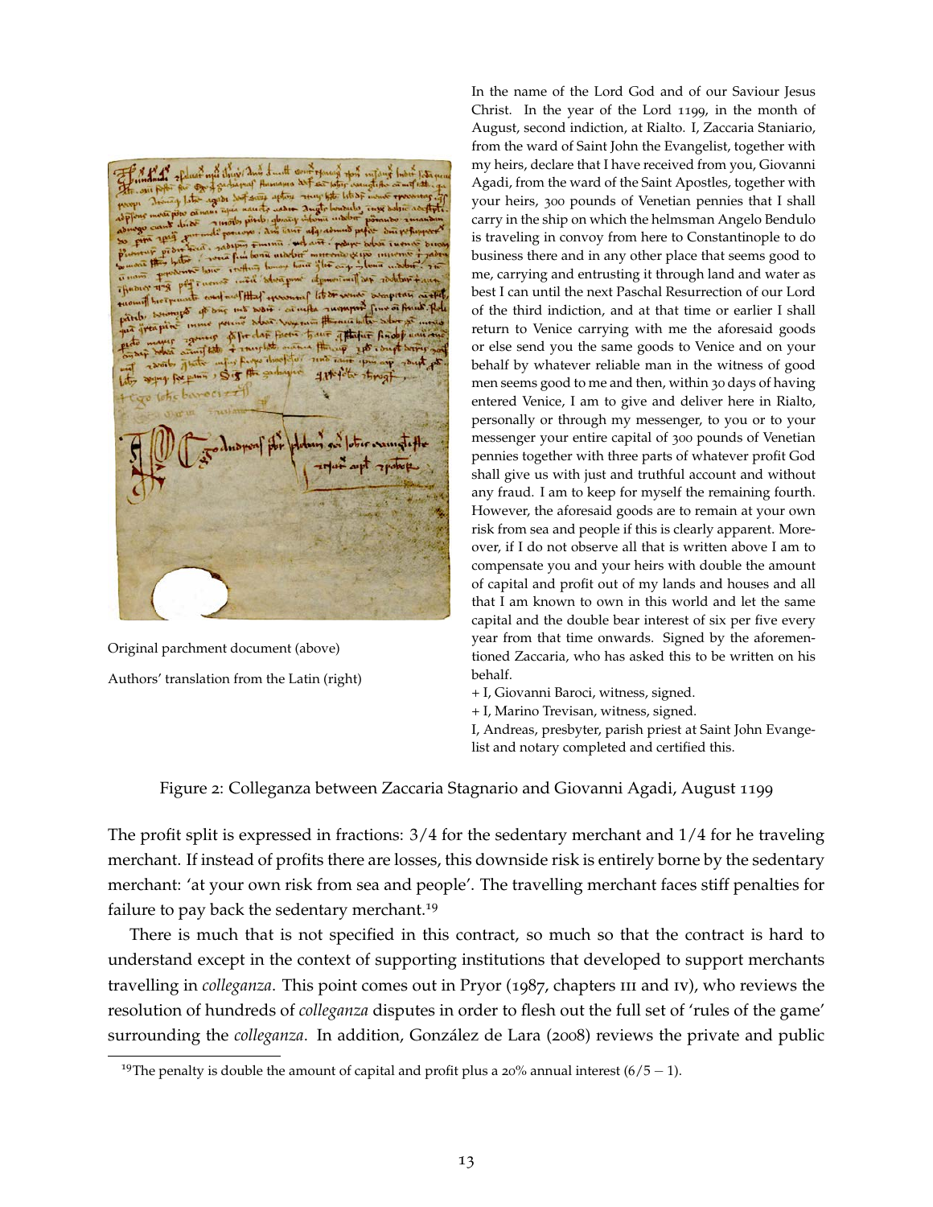Original parchment document (above)

Authors' translation from the Latin (right)

In the name of the Lord God and of our Saviour Jesus Christ. In the year of the Lord 1199, in the month of August, second indiction, at Rialto. I, Zaccaria Staniario, from the ward of Saint John the Evangelist, together with my heirs, declare that I have received from you, Giovanni Agadi, from the ward of the Saint Apostles, together with your heirs, 300 pounds of Venetian pennies that I shall carry in the ship on which the helmsman Angelo Bendulo is traveling in convoy from here to Constantinople to do business there and in any other place that seems good to me, carrying and entrusting it through land and water as best I can until the next Paschal Resurrection of our Lord of the third indiction, and at that time or earlier I shall return to Venice carrying with me the aforesaid goods or else send you the same goods to Venice and on your behalf by whatever reliable man in the witness of good men seems good to me and then, within 30 days of having entered Venice, I am to give and deliver here in Rialto, personally or through my messenger, to you or to your messenger your entire capital of 300 pounds of Venetian pennies together with three parts of whatever profit God shall give us with just and truthful account and without any fraud. I am to keep for myself the remaining fourth. However, the aforesaid goods are to remain at your own risk from sea and people if this is clearly apparent. Moreover, if I do not observe all that is written above I am to compensate you and your heirs with double the amount of capital and profit out of my lands and houses and all that I am known to own in this world and let the same capital and the double bear interest of six per five every year from that time onwards. Signed by the aforementioned Zaccaria, who has asked this to be written on his behalf.

+ I, Giovanni Baroci, witness, signed.

+ I, Marino Trevisan, witness, signed.

I, Andreas, presbyter, parish priest at Saint John Evangelist and notary completed and certified this.

Figure 2: Colleganza between Zaccaria Stagnario and Giovanni Agadi, August 1199

The profit split is expressed in fractions: 3/4 for the sedentary merchant and 1/4 for he traveling merchant. If instead of profits there are losses, this downside risk is entirely borne by the sedentary merchant: 'at your own risk from sea and people'. The travelling merchant faces stiff penalties for failure to pay back the sedentary merchant.[19]

There is much that is not specified in this contract, so much so that the contract is hard to understand except in the context of supporting institutions that developed to support merchants travelling in *colleganza*. This point comes out in Pryor (1987, chapters III and IV), who reviews the resolution of hundreds of *colleganza* disputes in order to flesh out the full set of 'rules of the game' surrounding the *colleganza*. In addition, González de Lara (2008) reviews the private and public

[19] The penalty is double the amount of capital and profit plus a 20% annual interest ($6/5 - 1$).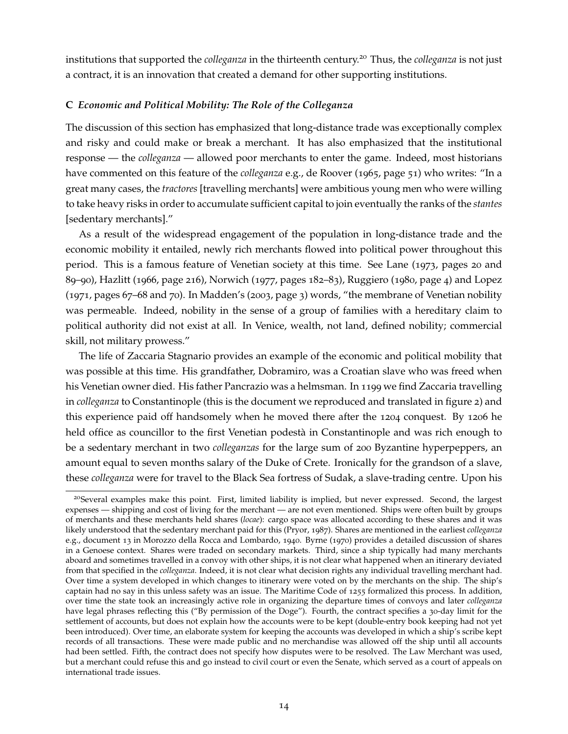institutions that supported the *colleganza* in the thirteenth century.[20] Thus, the *colleganza* is not just a contract, it is an innovation that created a demand for other supporting institutions.

### C *Economic and Political Mobility: The Role of the Colleganza*

The discussion of this section has emphasized that long-distance trade was exceptionally complex and risky and could make or break a merchant. It has also emphasized that the institutional response — the *colleganza* — allowed poor merchants to enter the game. Indeed, most historians have commented on this feature of the *colleganza* e.g., de Roover (1965, page 51) who writes: "In a great many cases, the *tractores* [travelling merchants] were ambitious young men who were willing to take heavy risks in order to accumulate sufficient capital to join eventually the ranks of the *stantes* [sedentary merchants]."

As a result of the widespread engagement of the population in long-distance trade and the economic mobility it entailed, newly rich merchants flowed into political power throughout this period. This is a famous feature of Venetian society at this time. See Lane (1973, pages 20 and 89–90), Hazlitt (1966, page 216), Norwich (1977, pages 182–83), Ruggiero (1980, page 4) and Lopez (1971, pages 67–68 and 70). In Madden's (2003, page 3) words, "the membrane of Venetian nobility was permeable. Indeed, nobility in the sense of a group of families with a hereditary claim to political authority did not exist at all. In Venice, wealth, not land, defined nobility; commercial skill, not military prowess."

The life of Zaccaria Stagnario provides an example of the economic and political mobility that was possible at this time. His grandfather, Dobramiro, was a Croatian slave who was freed when his Venetian owner died. His father Pancrazio was a helmsman. In 1199 we find Zaccaria travelling in *colleganza* to Constantinople (this is the document we reproduced and translated in figure 2) and this experience paid off handsomely when he moved there after the 1204 conquest. By 1206 he held office as councillor to the first Venetian podestà in Constantinople and was rich enough to be a sedentary merchant in two *colleganzas* for the large sum of 200 Byzantine hyperpeppers, an amount equal to seven months salary of the Duke of Crete. Ironically for the grandson of a slave, these *colleganza* were for travel to the Black Sea fortress of Sudak, a slave-trading centre. Upon his

[20] Several examples make this point. First, limited liability is implied, but never expressed. Second, the largest expenses — shipping and cost of living for the merchant — are not even mentioned. Ships were often built by groups of merchants and these merchants held shares (*locae*): cargo space was allocated according to these shares and it was likely understood that the sedentary merchant paid for this (Pryor, 1987). Shares are mentioned in the earliest *colleganza* e.g., document 13 in Morozzo della Rocca and Lombardo, 1940. Byrne (1970) provides a detailed discussion of shares in a Genoese context. Shares were traded on secondary markets. Third, since a ship typically had many merchants aboard and sometimes travelled in a convoy with other ships, it is not clear what happened when an itinerary deviated from that specified in the *colleganza*. Indeed, it is not clear what decision rights any individual travelling merchant had. Over time a system developed in which changes to itinerary were voted on by the merchants on the ship. The ship's captain had no say in this unless safety was an issue. The Maritime Code of 1255 formalized this process. In addition, over time the state took an increasingly active role in organizing the departure times of convoys and later *colleganza* have legal phrases reflecting this ("By permission of the Doge"). Fourth, the contract specifies a 30-day limit for the settlement of accounts, but does not explain how the accounts were to be kept (double-entry book keeping had not yet been introduced). Over time, an elaborate system for keeping the accounts was developed in which a ship's scribe kept records of all transactions. These were made public and no merchandise was allowed off the ship until all accounts had been settled. Fifth, the contract does not specify how disputes were to be resolved. The Law Merchant was used, but a merchant could refuse this and go instead to civil court or even the Senate, which served as a court of appeals on international trade issues.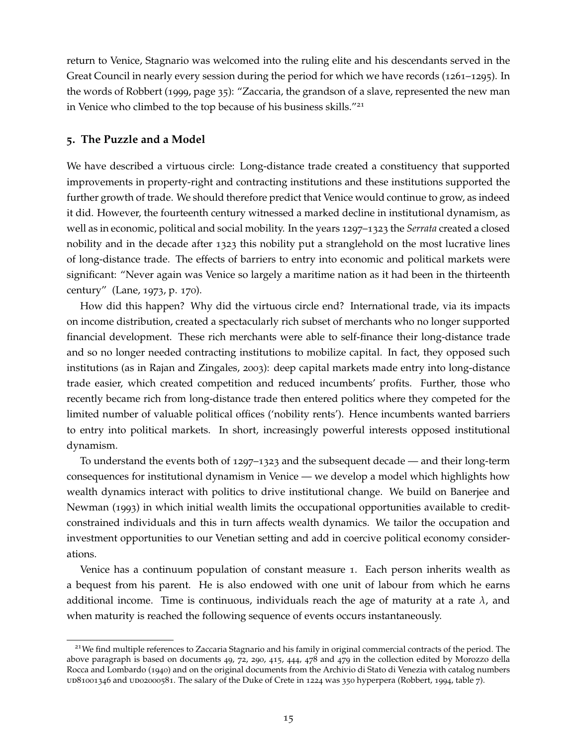return to Venice, Stagnario was welcomed into the ruling elite and his descendants served in the Great Council in nearly every session during the period for which we have records (1261–1295). In the words of Robbert (1999, page 35): "Zaccaria, the grandson of a slave, represented the new man in Venice who climbed to the top because of his business skills."[21]

## 5. The Puzzle and a Model

We have described a virtuous circle: Long-distance trade created a constituency that supported improvements in property-right and contracting institutions and these institutions supported the further growth of trade. We should therefore predict that Venice would continue to grow, as indeed it did. However, the fourteenth century witnessed a marked decline in institutional dynamism, as well as in economic, political and social mobility. In the years 1297–1323 the *Serrata* created a closed nobility and in the decade after 1323 this nobility put a stranglehold on the most lucrative lines of long-distance trade. The effects of barriers to entry into economic and political markets were significant: "Never again was Venice so largely a maritime nation as it had been in the thirteenth century" (Lane, 1973, p. 170).

How did this happen? Why did the virtuous circle end? International trade, via its impacts on income distribution, created a spectacularly rich subset of merchants who no longer supported financial development. These rich merchants were able to self-finance their long-distance trade and so no longer needed contracting institutions to mobilize capital. In fact, they opposed such institutions (as in Rajan and Zingales, 2003): deep capital markets made entry into long-distance trade easier, which created competition and reduced incumbents' profits. Further, those who recently became rich from long-distance trade then entered politics where they competed for the limited number of valuable political offices ('nobility rents'). Hence incumbents wanted barriers to entry into political markets. In short, increasingly powerful interests opposed institutional dynamism.

To understand the events both of 1297–1323 and the subsequent decade — and their long-term consequences for institutional dynamism in Venice — we develop a model which highlights how wealth dynamics interact with politics to drive institutional change. We build on Banerjee and Newman (1993) in which initial wealth limits the occupational opportunities available to credit-constrained individuals and this in turn affects wealth dynamics. We tailor the occupation and investment opportunities to our Venetian setting and add in coercive political economy considerations.

Venice has a continuum population of constant measure 1. Each person inherits wealth as a bequest from his parent. He is also endowed with one unit of labour from which he earns additional income. Time is continuous, individuals reach the age of maturity at a rate $\lambda$, and when maturity is reached the following sequence of events occurs instantaneously.

---

[21] We find multiple references to Zaccaria Stagnario and his family in original commercial contracts of the period. The above paragraph is based on documents 49, 72, 290, 415, 444, 478 and 479 in the collection edited by Morozzo della Rocca and Lombardo (1940) and on the original documents from the Archivio di Stato di Venezia with catalog numbers UD81001346 and UD02000581. The salary of the Duke of Crete in 1224 was 350 hyperpera (Robbert, 1994, table 7).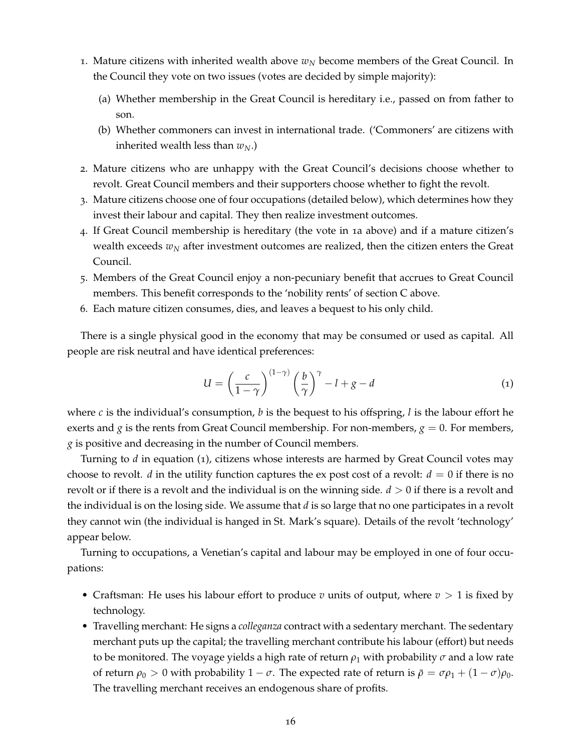1. Mature citizens with inherited wealth above $w_N$ become members of the Great Council. In the Council they vote on two issues (votes are decided by simple majority):
   (a) Whether membership in the Great Council is hereditary i.e., passed on from father to son.
   (b) Whether commoners can invest in international trade. ('Commoners' are citizens with inherited wealth less than $w_N$.)
2. Mature citizens who are unhappy with the Great Council's decisions choose whether to revolt. Great Council members and their supporters choose whether to fight the revolt.
3. Mature citizens choose one of four occupations (detailed below), which determines how they invest their labour and capital. They then realize investment outcomes.
4. If Great Council membership is hereditary (the vote in 1a above) and if a mature citizen's wealth exceeds $w_N$ after investment outcomes are realized, then the citizen enters the Great Council.
5. Members of the Great Council enjoy a non-pecuniary benefit that accrues to Great Council members. This benefit corresponds to the 'nobility rents' of section C above.
6. Each mature citizen consumes, dies, and leaves a bequest to his only child.

There is a single physical good in the economy that may be consumed or used as capital. All people are risk neutral and have identical preferences:

$$U = \left(\frac{c}{1-\gamma}\right)^{(1-\gamma)} \left(\frac{b}{\gamma}\right)^{\gamma} - l + g - d \tag{1}$$

where $c$ is the individual's consumption, $b$ is the bequest to his offspring, $l$ is the labour effort he exerts and $g$ is the rents from Great Council membership. For non-members, $g = 0$. For members, $g$ is positive and decreasing in the number of Council members.

Turning to $d$ in equation (1), citizens whose interests are harmed by Great Council votes may choose to revolt. $d$ in the utility function captures the ex post cost of a revolt: $d = 0$ if there is no revolt or if there is a revolt and the individual is on the winning side. $d > 0$ if there is a revolt and the individual is on the losing side. We assume that $d$ is so large that no one participates in a revolt they cannot win (the individual is hanged in St. Mark's square). Details of the revolt 'technology' appear below.

Turning to occupations, a Venetian's capital and labour may be employed in one of four occupations:

- Craftsman: He uses his labour effort to produce $v$ units of output, where $v > 1$ is fixed by technology.
- Travelling merchant: He signs a *colleganza* contract with a sedentary merchant. The sedentary merchant puts up the capital; the travelling merchant contribute his labour (effort) but needs to be monitored. The voyage yields a high rate of return $\rho_1$ with probability $\sigma$ and a low rate of return $\rho_0 > 0$ with probability $1 - \sigma$. The expected rate of return is $\bar{\rho} = \sigma\rho_1 + (1 - \sigma)\rho_0$. The travelling merchant receives an endogenous share of profits.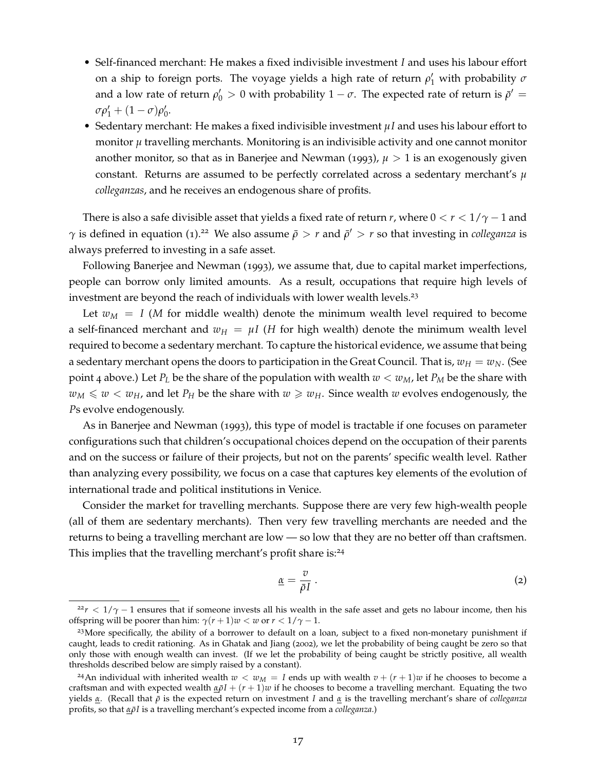- Self-financed merchant: He makes a fixed indivisible investment $I$ and uses his labour effort on a ship to foreign ports. The voyage yields a high rate of return $\rho'_1$ with probability $\sigma$ and a low rate of return $\rho'_0 > 0$ with probability $1-\sigma$. The expected rate of return is $\bar{\rho}' = \sigma\rho'_1 + (1-\sigma)\rho'_0$.
- Sedentary merchant: He makes a fixed indivisible investment $\mu I$ and uses his labour effort to monitor $\mu$ travelling merchants. Monitoring is an indivisible activity and one cannot monitor another monitor, so that as in Banerjee and Newman (1993), $\mu > 1$ is an exogenously given constant. Returns are assumed to be perfectly correlated across a sedentary merchant's $\mu$ *colleganzas*, and he receives an endogenous share of profits.

There is also a safe divisible asset that yields a fixed rate of return $r$, where $0 < r < 1/\gamma - 1$ and $\gamma$ is defined in equation (1).[22] We also assume $\bar{\rho} > r$ and $\bar{\rho}' > r$ so that investing in *colleganza* is always preferred to investing in a safe asset.

Following Banerjee and Newman (1993), we assume that, due to capital market imperfections, people can borrow only limited amounts. As a result, occupations that require high levels of investment are beyond the reach of individuals with lower wealth levels.[23]

Let $w_M = I$ ($M$ for middle wealth) denote the minimum wealth level required to become a self-financed merchant and $w_H = \mu I$ ($H$ for high wealth) denote the minimum wealth level required to become a sedentary merchant. To capture the historical evidence, we assume that being a sedentary merchant opens the doors to participation in the Great Council. That is, $w_H = w_N$. (See point 4 above.) Let $P_L$ be the share of the population with wealth $w < w_M$, let $P_M$ be the share with $w_M \leqslant w < w_H$, and let $P_H$ be the share with $w \geqslant w_H$. Since wealth $w$ evolves endogenously, the $P$s evolve endogenously.

As in Banerjee and Newman (1993), this type of model is tractable if one focuses on parameter configurations such that children's occupational choices depend on the occupation of their parents and on the success or failure of their projects, but not on the parents' specific wealth level. Rather than analyzing every possibility, we focus on a case that captures key elements of the evolution of international trade and political institutions in Venice.

Consider the market for travelling merchants. Suppose there are very few high-wealth people (all of them are sedentary merchants). Then very few travelling merchants are needed and the returns to being a travelling merchant are low — so low that they are no better off than craftsmen. This implies that the travelling merchant's profit share is:[24]

$$\underline{\alpha} = \frac{v}{\bar{\rho} I} \,. \tag{2}$$

---

[22] $r < 1/\gamma - 1$ ensures that if someone invests all his wealth in the safe asset and gets no labour income, then his offspring will be poorer than him: $\gamma(r+1)w < w$ or $r < 1/\gamma - 1$.

[23] More specifically, the ability of a borrower to default on a loan, subject to a fixed non-monetary punishment if caught, leads to credit rationing. As in Ghatak and Jiang (2002), we let the probability of being caught be zero so that only those with enough wealth can invest. (If we let the probability of being caught be strictly positive, all wealth thresholds described below are simply raised by a constant).

[24] An individual with inherited wealth $w < w_M = I$ ends up with wealth $v + (r+1)w$ if he chooses to become a craftsman and with expected wealth $\underline{\alpha}\bar{\rho}I + (r+1)w$ if he chooses to become a travelling merchant. Equating the two yields $\underline{\alpha}$. (Recall that $\bar{\rho}$ is the expected return on investment $I$ and $\underline{\alpha}$ is the travelling merchant's share of *colleganza* profits, so that $\underline{\alpha}\bar{\rho}I$ is a travelling merchant's expected income from a *colleganza*.)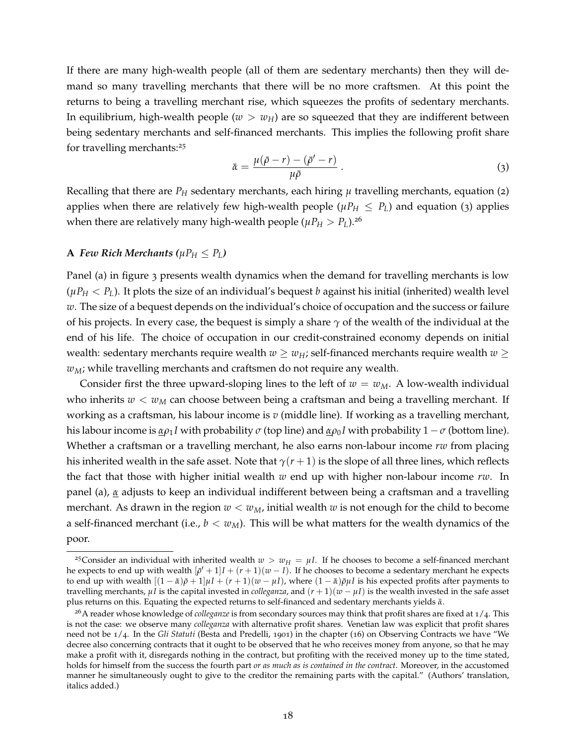If there are many high-wealth people (all of them are sedentary merchants) then they will demand so many travelling merchants that there will be no more craftsmen. At this point the returns to being a travelling merchant rise, which squeezes the profits of sedentary merchants. In equilibrium, high-wealth people ($w > w_H$) are so squeezed that they are indifferent between being sedentary merchants and self-financed merchants. This implies the following profit share for travelling merchants:[25]

$$\bar{\alpha} = \frac{\mu(\bar{\rho} - r) - (\bar{\rho}' - r)}{\mu\bar{\rho}} \,. \tag{3}$$

Recalling that there are $P_H$ sedentary merchants, each hiring $\mu$ travelling merchants, equation (2) applies when there are relatively few high-wealth people ($\mu P_H \leq P_L$) and equation (3) applies when there are relatively many high-wealth people ($\mu P_H > P_L$).[26]

### A *Few Rich Merchants ($\mu P_H \leq P_L$)*

Panel (a) in figure 3 presents wealth dynamics when the demand for travelling merchants is low ($\mu P_H < P_L$). It plots the size of an individual's bequest $b$ against his initial (inherited) wealth level $w$. The size of a bequest depends on the individual's choice of occupation and the success or failure of his projects. In every case, the bequest is simply a share $\gamma$ of the wealth of the individual at the end of his life. The choice of occupation in our credit-constrained economy depends on initial wealth: sedentary merchants require wealth $w \geq w_H$; self-financed merchants require wealth $w \geq w_M$; while travelling merchants and craftsmen do not require any wealth.

Consider first the three upward-sloping lines to the left of $w = w_M$. A low-wealth individual who inherits $w < w_M$ can choose between being a craftsman and being a travelling merchant. If working as a craftsman, his labour income is $v$ (middle line). If working as a travelling merchant, his labour income is $\underline{\alpha}\rho_1 I$ with probability $\sigma$ (top line) and $\underline{\alpha}\rho_0 I$ with probability $1 - \sigma$ (bottom line). Whether a craftsman or a travelling merchant, he also earns non-labour income $rw$ from placing his inherited wealth in the safe asset. Note that $\gamma(r + 1)$ is the slope of all three lines, which reflects the fact that those with higher initial wealth $w$ end up with higher non-labour income $rw$. In panel (a), $\underline{\alpha}$ adjusts to keep an individual indifferent between being a craftsman and a travelling merchant. As drawn in the region $w < w_M$, initial wealth $w$ is not enough for the child to become a self-financed merchant (i.e., $b < w_M$). This will be what matters for the wealth dynamics of the poor.

---

[25] Consider an individual with inherited wealth $w > w_H = \mu I$. If he chooses to become a self-financed merchant he expects to end up with wealth $[\bar{\rho}' + 1]I + (r + 1)(w - I)$. If he chooses to become a sedentary merchant he expects to end up with wealth $[(1 - \bar{\alpha})\bar{\rho} + 1]\mu I + (r + 1)(w - \mu I)$, where $(1 - \bar{\alpha})\bar{\rho}\mu I$ is his expected profits after payments to travelling merchants, $\mu I$ is the capital invested in *colleganza*, and $(r + 1)(w - \mu I)$ is the wealth invested in the safe asset plus returns on this. Equating the expected returns to self-financed and sedentary merchants yields $\bar{\alpha}$.

[26] A reader whose knowledge of *colleganze* is from secondary sources may think that profit shares are fixed at 1/4. This is not the case: we observe many *colleganza* with alternative profit shares. Venetian law was explicit that profit shares need not be 1/4. In the *Gli Statuti* (Besta and Predelli, 1901) in the chapter (16) on Observing Contracts we have "We decree also concerning contracts that it ought to be observed that he who receives money from anyone, so that he may make a profit with it, disregards nothing in the contract, but profiting with the received money up to the time stated, holds for himself from the success the fourth part *or as much as is contained in the contract*. Moreover, in the accustomed manner he simultaneously ought to give to the creditor the remaining parts with the capital." (Authors' translation, italics added.)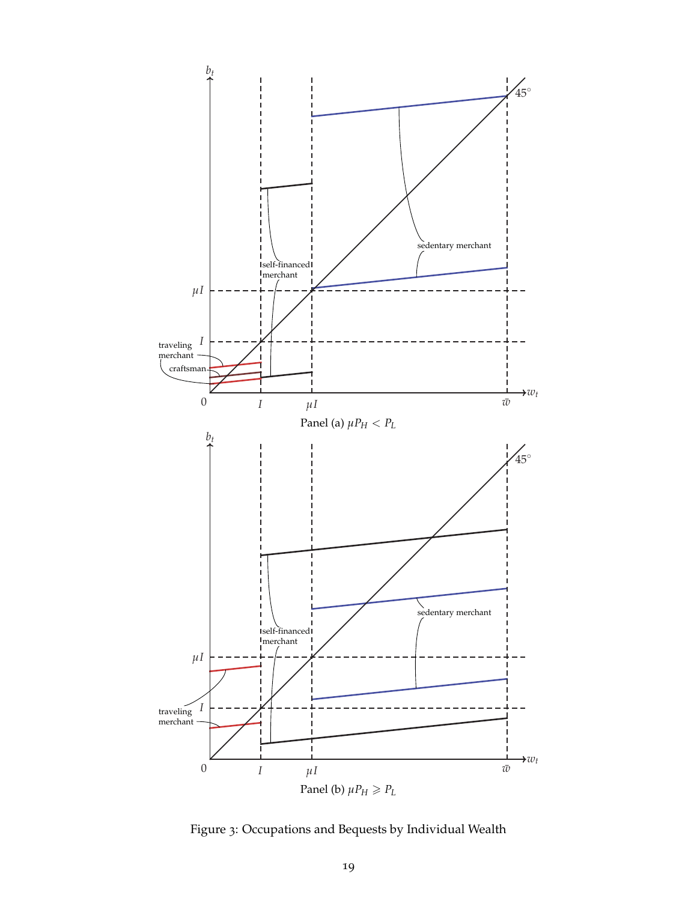Panel (a) $\mu P_H < P_L$

Panel (b) $\mu P_H \geqslant P_L$

Figure 3: Occupations and Bequests by Individual Wealth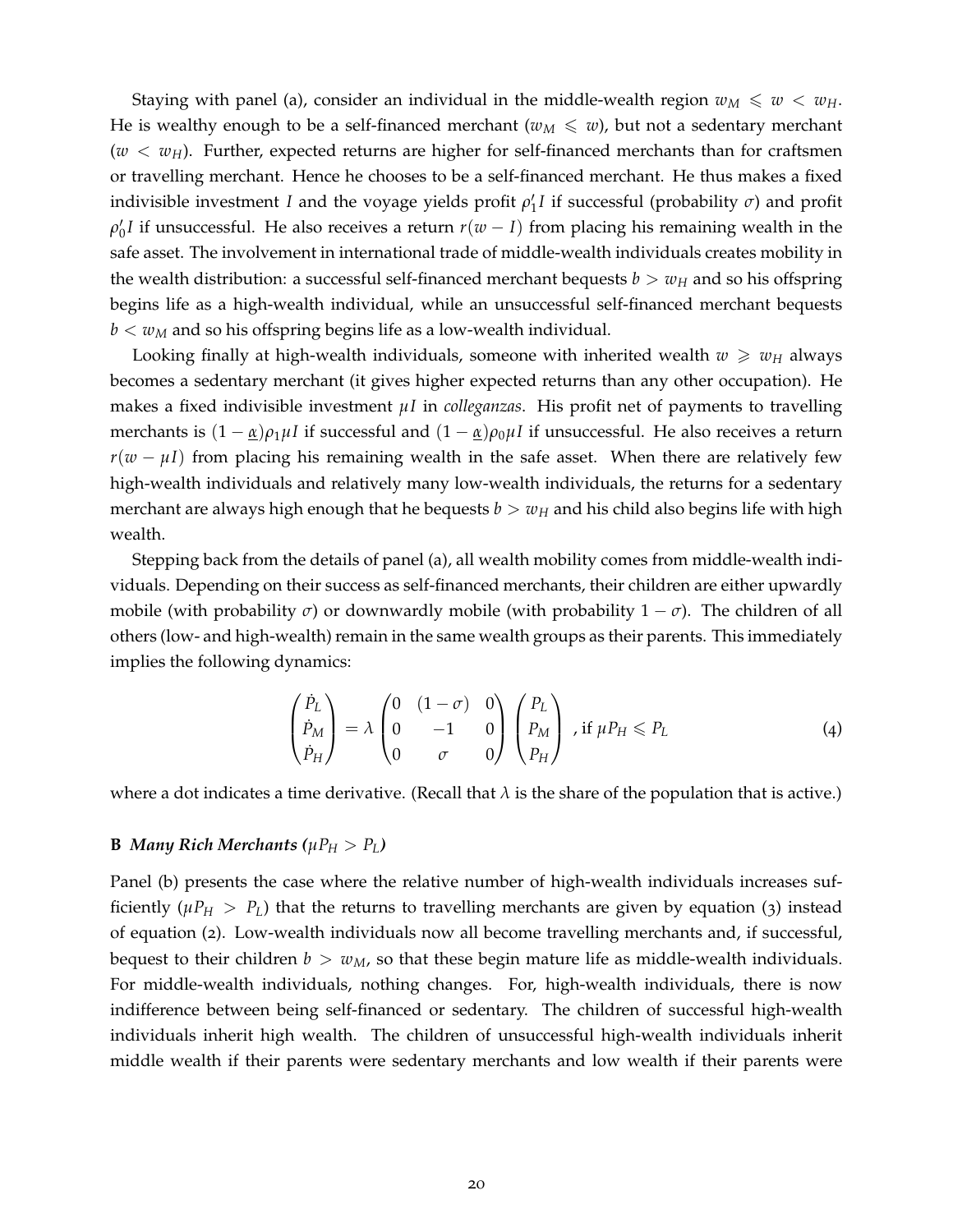Staying with panel (a), consider an individual in the middle-wealth region $w_M \leqslant w < w_H$. He is wealthy enough to be a self-financed merchant ($w_M \leqslant w$), but not a sedentary merchant ($w < w_H$). Further, expected returns are higher for self-financed merchants than for craftsmen or travelling merchant. Hence he chooses to be a self-financed merchant. He thus makes a fixed indivisible investment $I$ and the voyage yields profit $\rho_1' I$ if successful (probability $\sigma$) and profit $\rho_0' I$ if unsuccessful. He also receives a return $r(w - I)$ from placing his remaining wealth in the safe asset. The involvement in international trade of middle-wealth individuals creates mobility in the wealth distribution: a successful self-financed merchant bequests $b > w_H$ and so his offspring begins life as a high-wealth individual, while an unsuccessful self-financed merchant bequests $b < w_M$ and so his offspring begins life as a low-wealth individual.

Looking finally at high-wealth individuals, someone with inherited wealth $w \geqslant w_H$ always becomes a sedentary merchant (it gives higher expected returns than any other occupation). He makes a fixed indivisible investment $\mu I$ in *colleganzas*. His profit net of payments to travelling merchants is $(1 - \underline{\alpha})\rho_1 \mu I$ if successful and $(1 - \underline{\alpha})\rho_0 \mu I$ if unsuccessful. He also receives a return $r(w - \mu I)$ from placing his remaining wealth in the safe asset. When there are relatively few high-wealth individuals and relatively many low-wealth individuals, the returns for a sedentary merchant are always high enough that he bequests $b > w_H$ and his child also begins life with high wealth.

Stepping back from the details of panel (a), all wealth mobility comes from middle-wealth individuals. Depending on their success as self-financed merchants, their children are either upwardly mobile (with probability $\sigma$) or downwardly mobile (with probability $1 - \sigma$). The children of all others (low- and high-wealth) remain in the same wealth groups as their parents. This immediately implies the following dynamics:

$$\begin{pmatrix} \dot{P}_L \\ \dot{P}_M \\ \dot{P}_H \end{pmatrix} = \lambda \begin{pmatrix} 0 & (1-\sigma) & 0 \\ 0 & -1 & 0 \\ 0 & \sigma & 0 \end{pmatrix} \begin{pmatrix} P_L \\ P_M \\ P_H \end{pmatrix} \text{, if } \mu P_H \leqslant P_L \tag{4}$$

where a dot indicates a time derivative. (Recall that $\lambda$ is the share of the population that is active.)

### B *Many Rich Merchants ($\mu P_H > P_L$)*

Panel (b) presents the case where the relative number of high-wealth individuals increases sufficiently ($\mu P_H > P_L$) that the returns to travelling merchants are given by equation (3) instead of equation (2). Low-wealth individuals now all become travelling merchants and, if successful, bequest to their children $b > w_M$, so that these begin mature life as middle-wealth individuals. For middle-wealth individuals, nothing changes. For, high-wealth individuals, there is now indifference between being self-financed or sedentary. The children of successful high-wealth individuals inherit high wealth. The children of unsuccessful high-wealth individuals inherit middle wealth if their parents were sedentary merchants and low wealth if their parents were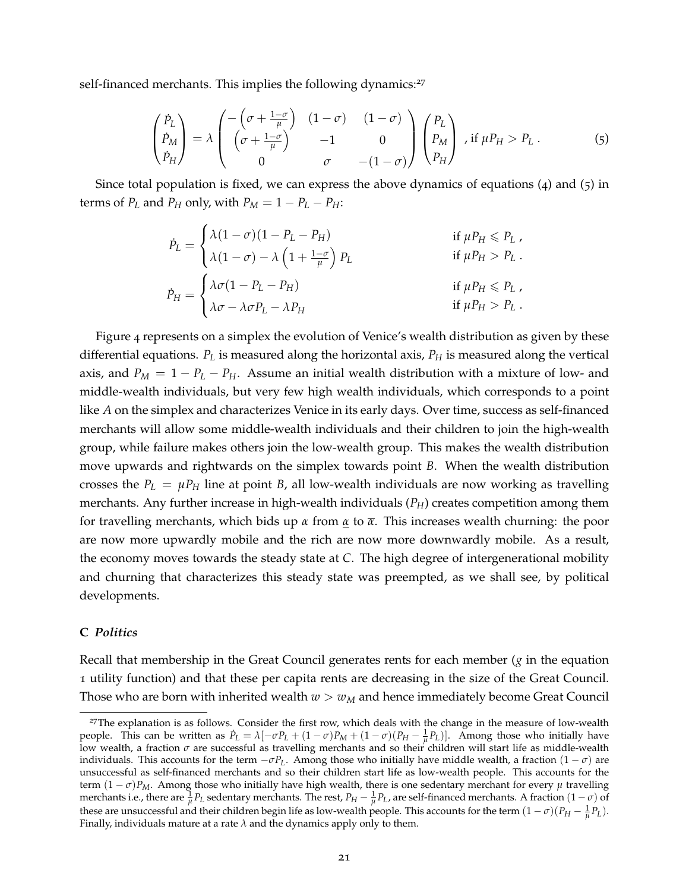self-financed merchants. This implies the following dynamics:[27]

$$\begin{pmatrix} \dot{P}_L \\ \dot{P}_M \\ \dot{P}_H \end{pmatrix} = \lambda \begin{pmatrix} -\left(\sigma + \frac{1-\sigma}{\mu}\right) & (1-\sigma) & (1-\sigma) \\ \left(\sigma + \frac{1-\sigma}{\mu}\right) & -1 & 0 \\ 0 & \sigma & -(1-\sigma) \end{pmatrix} \begin{pmatrix} P_L \\ P_M \\ P_H \end{pmatrix} \text{ , if } \mu P_H > P_L \text{ .} \tag{5}$$

Since total population is fixed, we can express the above dynamics of equations (4) and (5) in terms of $P_L$ and $P_H$ only, with $P_M = 1 - P_L - P_H$:

$$\dot{P}_L = \begin{cases} \lambda(1-\sigma)(1 - P_L - P_H) & \text{if } \mu P_H \leqslant P_L \text{ ,} \\ \lambda(1-\sigma) - \lambda\left(1 + \frac{1-\sigma}{\mu}\right) P_L & \text{if } \mu P_H > P_L \text{ .} \end{cases}$$

$$\dot{P}_H = \begin{cases} \lambda\sigma(1 - P_L - P_H) & \text{if } \mu P_H \leqslant P_L \text{ ,} \\ \lambda\sigma - \lambda\sigma P_L - \lambda P_H & \text{if } \mu P_H > P_L \text{ .} \end{cases}$$

Figure 4 represents on a simplex the evolution of Venice's wealth distribution as given by these differential equations. $P_L$ is measured along the horizontal axis, $P_H$ is measured along the vertical axis, and $P_M = 1 - P_L - P_H$. Assume an initial wealth distribution with a mixture of low- and middle-wealth individuals, but very few high wealth individuals, which corresponds to a point like $A$ on the simplex and characterizes Venice in its early days. Over time, success as self-financed merchants will allow some middle-wealth individuals and their children to join the high-wealth group, while failure makes others join the low-wealth group. This makes the wealth distribution move upwards and rightwards on the simplex towards point $B$. When the wealth distribution crosses the $P_L = \mu P_H$ line at point $B$, all low-wealth individuals are now working as travelling merchants. Any further increase in high-wealth individuals ($P_H$) creates competition among them for travelling merchants, which bids up $\alpha$ from $\underline{\alpha}$ to $\overline{\alpha}$. This increases wealth churning: the poor are now more upwardly mobile and the rich are now more downwardly mobile. As a result, the economy moves towards the steady state at $C$. The high degree of intergenerational mobility and churning that characterizes this steady state was preempted, as we shall see, by political developments.

## C *Politics*

Recall that membership in the Great Council generates rents for each member ($g$ in the equation 1 utility function) and that these per capita rents are decreasing in the size of the Great Council. Those who are born with inherited wealth $w > w_M$ and hence immediately become Great Council

[27] The explanation is as follows. Consider the first row, which deals with the change in the measure of low-wealth people. This can be written as $\dot{P}_L = \lambda[-\sigma P_L + (1-\sigma)P_M + (1-\sigma)(P_H - \frac{1}{\mu}P_L)]$. Among those who initially have low wealth, a fraction $\sigma$ are successful as travelling merchants and so their children will start life as middle-wealth individuals. This accounts for the term $-\sigma P_L$. Among those who initially have middle wealth, a fraction $(1-\sigma)$ are unsuccessful as self-financed merchants and so their children start life as low-wealth people. This accounts for the term $(1-\sigma)P_M$. Among those who initially have high wealth, there is one sedentary merchant for every $\mu$ travelling merchants i.e., there are $\frac{1}{\mu}P_L$ sedentary merchants. The rest, $P_H - \frac{1}{\mu}P_L$, are self-financed merchants. A fraction $(1-\sigma)$ of these are unsuccessful and their children begin life as low-wealth people. This accounts for the term $(1-\sigma)(P_H - \frac{1}{\mu}P_L)$. Finally, individuals mature at a rate $\lambda$ and the dynamics apply only to them.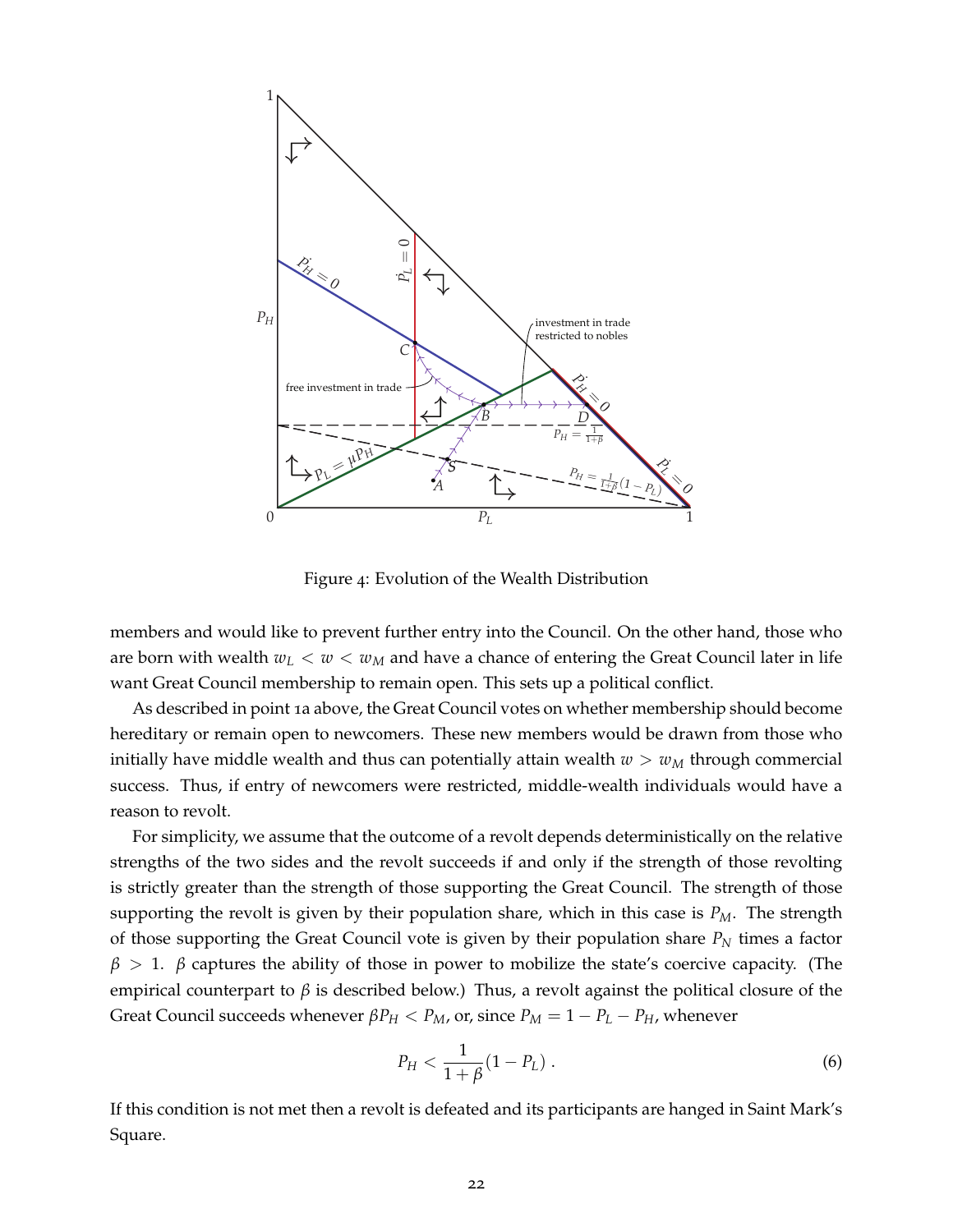Figure 4: Evolution of the Wealth Distribution

members and would like to prevent further entry into the Council. On the other hand, those who are born with wealth $w_L < w < w_M$ and have a chance of entering the Great Council later in life want Great Council membership to remain open. This sets up a political conflict.

As described in point 1a above, the Great Council votes on whether membership should become hereditary or remain open to newcomers. These new members would be drawn from those who initially have middle wealth and thus can potentially attain wealth $w > w_M$ through commercial success. Thus, if entry of newcomers were restricted, middle-wealth individuals would have a reason to revolt.

For simplicity, we assume that the outcome of a revolt depends deterministically on the relative strengths of the two sides and the revolt succeeds if and only if the strength of those revolting is strictly greater than the strength of those supporting the Great Council. The strength of those supporting the revolt is given by their population share, which in this case is $P_M$. The strength of those supporting the Great Council vote is given by their population share $P_N$ times a factor $\beta > 1$. $\beta$ captures the ability of those in power to mobilize the state's coercive capacity. (The empirical counterpart to $\beta$ is described below.) Thus, a revolt against the political closure of the Great Council succeeds whenever $\beta P_H < P_M$, or, since $P_M = 1 - P_L - P_H$, whenever

$$P_H < \frac{1}{1+\beta}(1 - P_L) \,. \tag{6}$$

If this condition is not met then a revolt is defeated and its participants are hanged in Saint Mark's Square.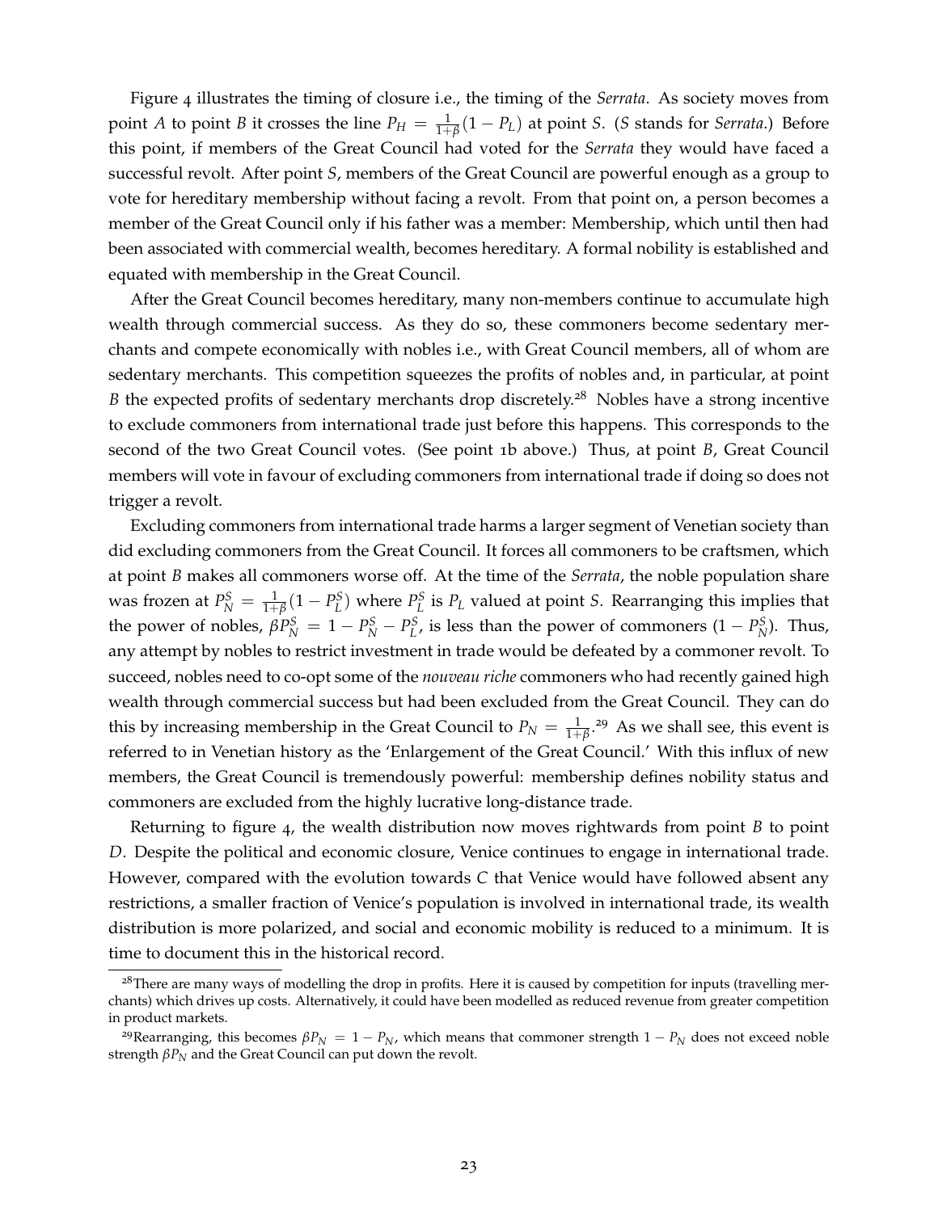Figure 4 illustrates the timing of closure i.e., the timing of the *Serrata*. As society moves from point $A$ to point $B$ it crosses the line $P_H = \frac{1}{1+\beta}(1 - P_L)$ at point $S$. ($S$ stands for *Serrata*.) Before this point, if members of the Great Council had voted for the *Serrata* they would have faced a successful revolt. After point $S$, members of the Great Council are powerful enough as a group to vote for hereditary membership without facing a revolt. From that point on, a person becomes a member of the Great Council only if his father was a member: Membership, which until then had been associated with commercial wealth, becomes hereditary. A formal nobility is established and equated with membership in the Great Council.

After the Great Council becomes hereditary, many non-members continue to accumulate high wealth through commercial success. As they do so, these commoners become sedentary merchants and compete economically with nobles i.e., with Great Council members, all of whom are sedentary merchants. This competition squeezes the profits of nobles and, in particular, at point $B$ the expected profits of sedentary merchants drop discretely.[28] Nobles have a strong incentive to exclude commoners from international trade just before this happens. This corresponds to the second of the two Great Council votes. (See point 1b above.) Thus, at point $B$, Great Council members will vote in favour of excluding commoners from international trade if doing so does not trigger a revolt.

Excluding commoners from international trade harms a larger segment of Venetian society than did excluding commoners from the Great Council. It forces all commoners to be craftsmen, which at point $B$ makes all commoners worse off. At the time of the *Serrata*, the noble population share was frozen at $P_N^S = \frac{1}{1+\beta}(1 - P_L^S)$ where $P_L^S$ is $P_L$ valued at point $S$. Rearranging this implies that the power of nobles, $\beta P_N^S = 1 - P_N^S - P_L^S$, is less than the power of commoners $(1 - P_N^S)$. Thus, any attempt by nobles to restrict investment in trade would be defeated by a commoner revolt. To succeed, nobles need to co-opt some of the *nouveau riche* commoners who had recently gained high wealth through commercial success but had been excluded from the Great Council. They can do this by increasing membership in the Great Council to $P_N = \frac{1}{1+\beta}$.[29] As we shall see, this event is referred to in Venetian history as the 'Enlargement of the Great Council.' With this influx of new members, the Great Council is tremendously powerful: membership defines nobility status and commoners are excluded from the highly lucrative long-distance trade.

Returning to figure 4, the wealth distribution now moves rightwards from point $B$ to point $D$. Despite the political and economic closure, Venice continues to engage in international trade. However, compared with the evolution towards $C$ that Venice would have followed absent any restrictions, a smaller fraction of Venice's population is involved in international trade, its wealth distribution is more polarized, and social and economic mobility is reduced to a minimum. It is time to document this in the historical record.

---

[28] There are many ways of modelling the drop in profits. Here it is caused by competition for inputs (travelling merchants) which drives up costs. Alternatively, it could have been modelled as reduced revenue from greater competition in product markets.

[29] Rearranging, this becomes $\beta P_N = 1 - P_N$, which means that commoner strength $1 - P_N$ does not exceed noble strength $\beta P_N$ and the Great Council can put down the revolt.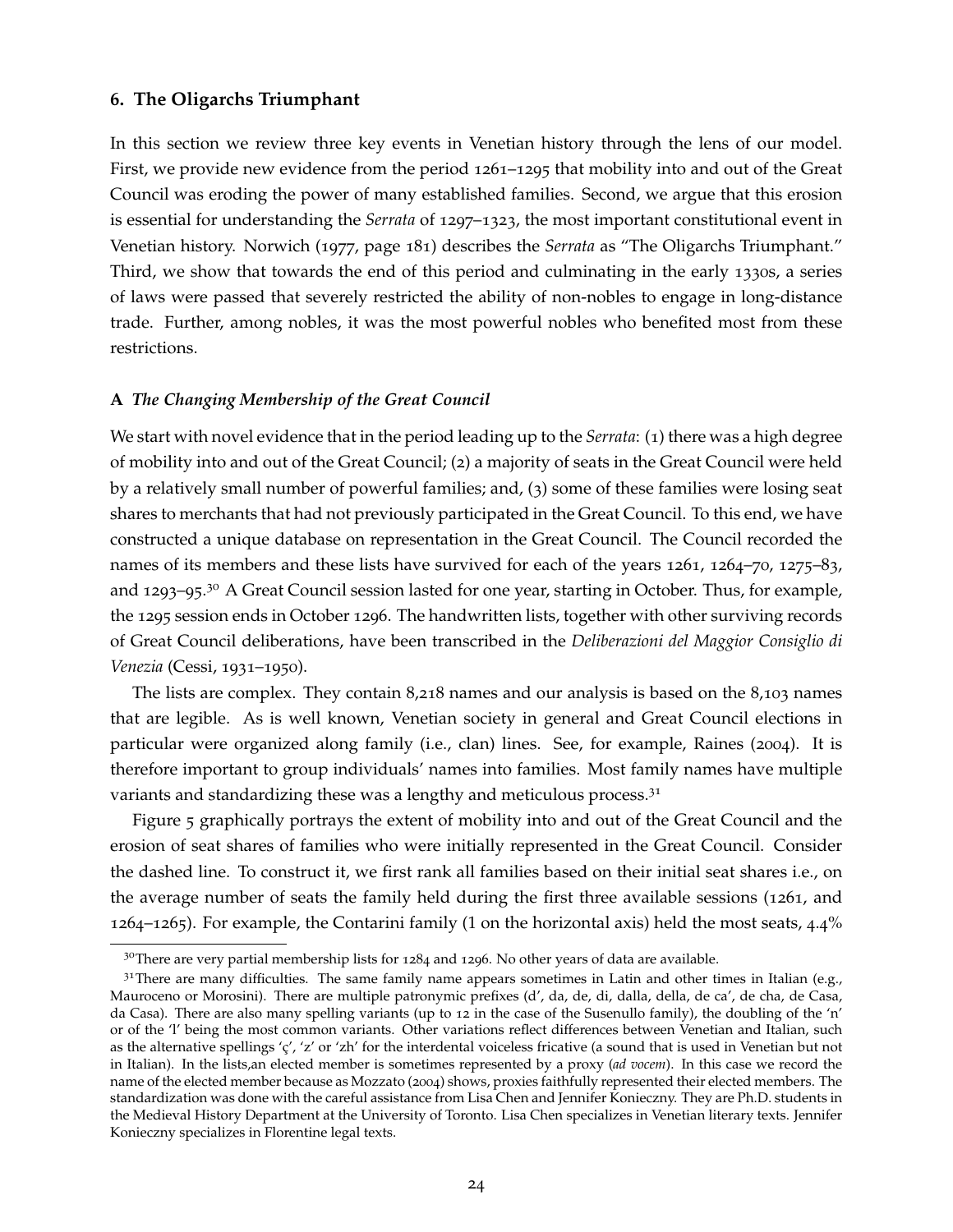## 6. The Oligarchs Triumphant

In this section we review three key events in Venetian history through the lens of our model. First, we provide new evidence from the period 1261–1295 that mobility into and out of the Great Council was eroding the power of many established families. Second, we argue that this erosion is essential for understanding the *Serrata* of 1297–1323, the most important constitutional event in Venetian history. Norwich (1977, page 181) describes the *Serrata* as "The Oligarchs Triumphant." Third, we show that towards the end of this period and culminating in the early 1330s, a series of laws were passed that severely restricted the ability of non-nobles to engage in long-distance trade. Further, among nobles, it was the most powerful nobles who benefited most from these restrictions.

### A *The Changing Membership of the Great Council*

We start with novel evidence that in the period leading up to the *Serrata*: (1) there was a high degree of mobility into and out of the Great Council; (2) a majority of seats in the Great Council were held by a relatively small number of powerful families; and, (3) some of these families were losing seat shares to merchants that had not previously participated in the Great Council. To this end, we have constructed a unique database on representation in the Great Council. The Council recorded the names of its members and these lists have survived for each of the years 1261, 1264–70, 1275–83, and 1293–95.[30] A Great Council session lasted for one year, starting in October. Thus, for example, the 1295 session ends in October 1296. The handwritten lists, together with other surviving records of Great Council deliberations, have been transcribed in the *Deliberazioni del Maggior Consiglio di Venezia* (Cessi, 1931–1950).

The lists are complex. They contain 8,218 names and our analysis is based on the 8,103 names that are legible. As is well known, Venetian society in general and Great Council elections in particular were organized along family (i.e., clan) lines. See, for example, Raines (2004). It is therefore important to group individuals' names into families. Most family names have multiple variants and standardizing these was a lengthy and meticulous process.[31]

Figure 5 graphically portrays the extent of mobility into and out of the Great Council and the erosion of seat shares of families who were initially represented in the Great Council. Consider the dashed line. To construct it, we first rank all families based on their initial seat shares i.e., on the average number of seats the family held during the first three available sessions (1261, and 1264–1265). For example, the Contarini family (1 on the horizontal axis) held the most seats, 4.4%

---

[30] There are very partial membership lists for 1284 and 1296. No other years of data are available.

[31] There are many difficulties. The same family name appears sometimes in Latin and other times in Italian (e.g., Mauroceno or Morosini). There are multiple patronymic prefixes (d', da, de, di, dalla, della, de ca', de cha, de Casa, da Casa). There are also many spelling variants (up to 12 in the case of the Susenullo family), the doubling of the 'n' or of the 'l' being the most common variants. Other variations reflect differences between Venetian and Italian, such as the alternative spellings 'ç', 'z' or 'zh' for the interdental voiceless fricative (a sound that is used in Venetian but not in Italian). In the lists,an elected member is sometimes represented by a proxy (*ad vocem*). In this case we record the name of the elected member because as Mozzato (2004) shows, proxies faithfully represented their elected members. The standardization was done with the careful assistance from Lisa Chen and Jennifer Konieczny. They are Ph.D. students in the Medieval History Department at the University of Toronto. Lisa Chen specializes in Venetian literary texts. Jennifer Konieczny specializes in Florentine legal texts.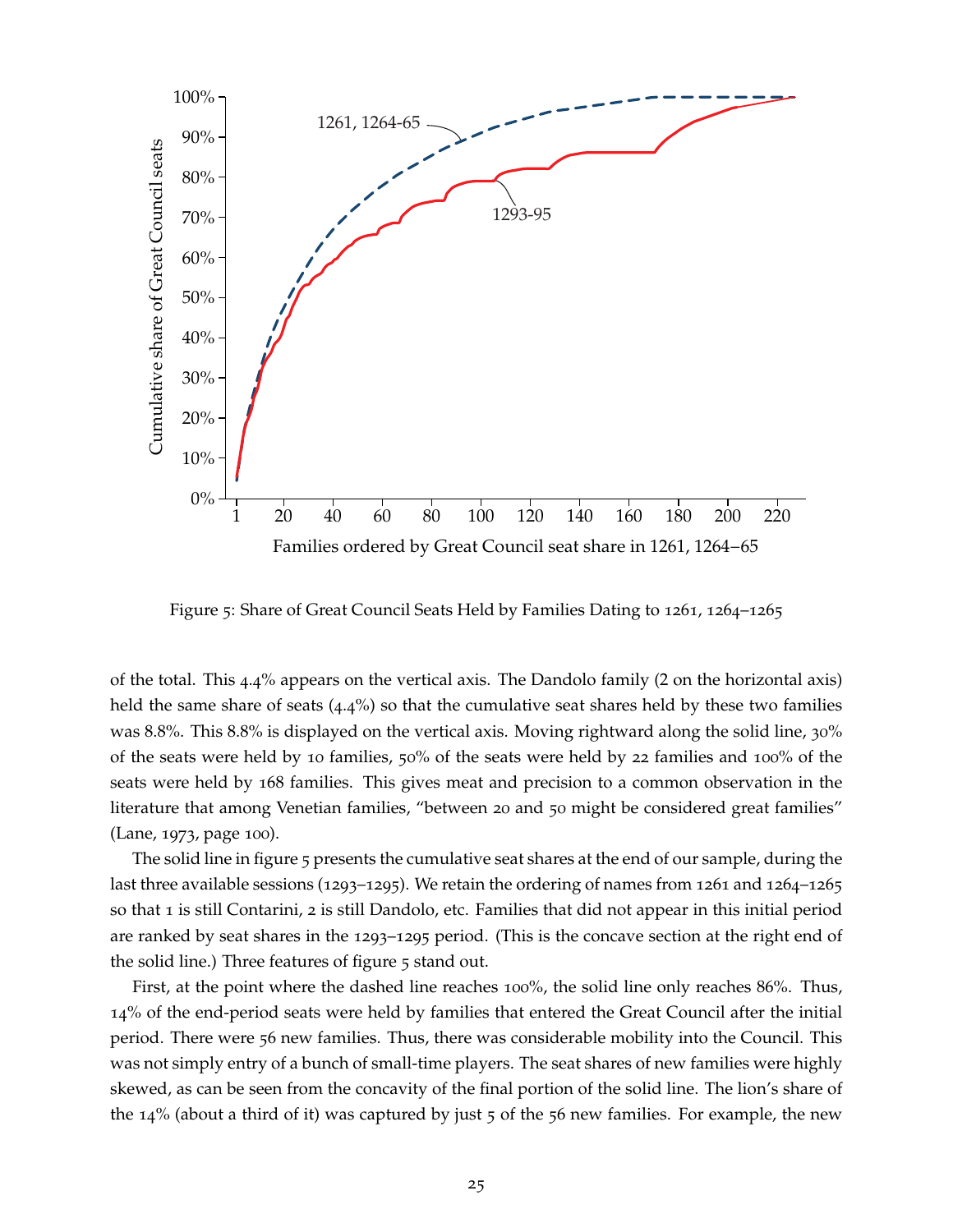Figure 5: Share of Great Council Seats Held by Families Dating to 1261, 1264–1265

of the total. This 4.4% appears on the vertical axis. The Dandolo family (2 on the horizontal axis) held the same share of seats (4.4%) so that the cumulative seat shares held by these two families was 8.8%. This 8.8% is displayed on the vertical axis. Moving rightward along the solid line, 30% of the seats were held by 10 families, 50% of the seats were held by 22 families and 100% of the seats were held by 168 families. This gives meat and precision to a common observation in the literature that among Venetian families, "between 20 and 50 might be considered great families" (Lane, 1973, page 100).

The solid line in figure 5 presents the cumulative seat shares at the end of our sample, during the last three available sessions (1293–1295). We retain the ordering of names from 1261 and 1264–1265 so that 1 is still Contarini, 2 is still Dandolo, etc. Families that did not appear in this initial period are ranked by seat shares in the 1293–1295 period. (This is the concave section at the right end of the solid line.) Three features of figure 5 stand out.

First, at the point where the dashed line reaches 100%, the solid line only reaches 86%. Thus, 14% of the end-period seats were held by families that entered the Great Council after the initial period. There were 56 new families. Thus, there was considerable mobility into the Council. This was not simply entry of a bunch of small-time players. The seat shares of new families were highly skewed, as can be seen from the concavity of the final portion of the solid line. The lion's share of the 14% (about a third of it) was captured by just 5 of the 56 new families. For example, the new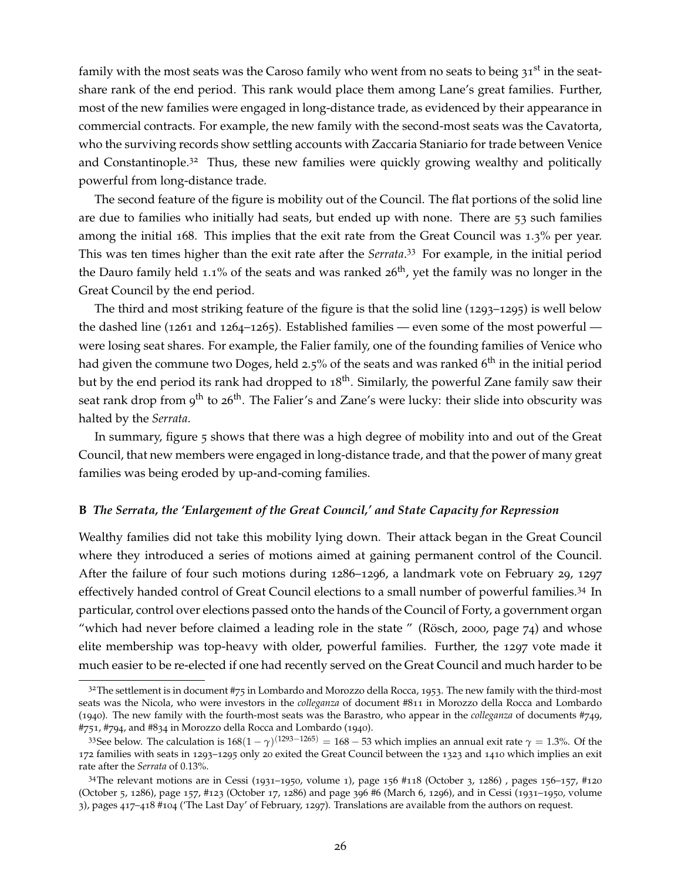family with the most seats was the Caroso family who went from no seats to being 31st in the seat-share rank of the end period. This rank would place them among Lane's great families. Further, most of the new families were engaged in long-distance trade, as evidenced by their appearance in commercial contracts. For example, the new family with the second-most seats was the Cavatorta, who the surviving records show settling accounts with Zaccaria Staniario for trade between Venice and Constantinople.[32] Thus, these new families were quickly growing wealthy and politically powerful from long-distance trade.

The second feature of the figure is mobility out of the Council. The flat portions of the solid line are due to families who initially had seats, but ended up with none. There are 53 such families among the initial 168. This implies that the exit rate from the Great Council was 1.3% per year. This was ten times higher than the exit rate after the *Serrata*.[33] For example, in the initial period the Dauro family held 1.1% of the seats and was ranked 26th, yet the family was no longer in the Great Council by the end period.

The third and most striking feature of the figure is that the solid line (1293–1295) is well below the dashed line (1261 and 1264–1265). Established families — even some of the most powerful — were losing seat shares. For example, the Falier family, one of the founding families of Venice who had given the commune two Doges, held 2.5% of the seats and was ranked 6th in the initial period but by the end period its rank had dropped to 18th. Similarly, the powerful Zane family saw their seat rank drop from 9th to 26th. The Falier's and Zane's were lucky: their slide into obscurity was halted by the *Serrata*.

In summary, figure 5 shows that there was a high degree of mobility into and out of the Great Council, that new members were engaged in long-distance trade, and that the power of many great families was being eroded by up-and-coming families.

### B *The Serrata, the 'Enlargement of the Great Council,' and State Capacity for Repression*

Wealthy families did not take this mobility lying down. Their attack began in the Great Council where they introduced a series of motions aimed at gaining permanent control of the Council. After the failure of four such motions during 1286–1296, a landmark vote on February 29, 1297 effectively handed control of Great Council elections to a small number of powerful families.[34] In particular, control over elections passed onto the hands of the Council of Forty, a government organ "which had never before claimed a leading role in the state " (Rösch, 2000, page 74) and whose elite membership was top-heavy with older, powerful families. Further, the 1297 vote made it much easier to be re-elected if one had recently served on the Great Council and much harder to be

---

[32] The settlement is in document #75 in Lombardo and Morozzo della Rocca, 1953. The new family with the third-most seats was the Nicola, who were investors in the *colleganza* of document #811 in Morozzo della Rocca and Lombardo (1940). The new family with the fourth-most seats was the Barastro, who appear in the *colleganza* of documents #749, #751, #794, and #834 in Morozzo della Rocca and Lombardo (1940).

[33] See below. The calculation is $168(1-\gamma)^{(1293-1265)} = 168 - 53$ which implies an annual exit rate $\gamma = 1.3\%$. Of the 172 families with seats in 1293–1295 only 20 exited the Great Council between the 1323 and 1410 which implies an exit rate after the *Serrata* of 0.13%.

[34] The relevant motions are in Cessi (1931–1950, volume 1), page 156 #118 (October 3, 1286) , pages 156–157, #120 (October 5, 1286), page 157, #123 (October 17, 1286) and page 396 #6 (March 6, 1296), and in Cessi (1931–1950, volume 3), pages 417–418 #104 ('The Last Day' of February, 1297). Translations are available from the authors on request.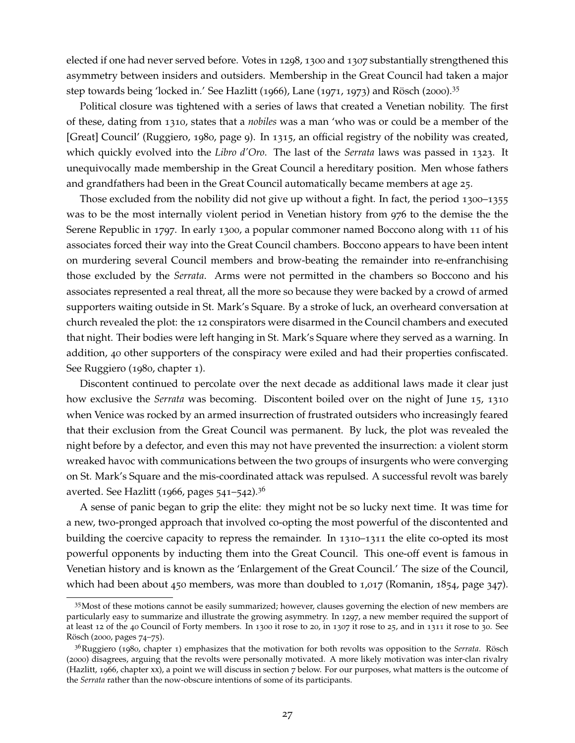elected if one had never served before. Votes in 1298, 1300 and 1307 substantially strengthened this asymmetry between insiders and outsiders. Membership in the Great Council had taken a major step towards being 'locked in.' See Hazlitt (1966), Lane (1971, 1973) and Rösch (2000).[35]

Political closure was tightened with a series of laws that created a Venetian nobility. The first of these, dating from 1310, states that a *nobiles* was a man 'who was or could be a member of the [Great] Council' (Ruggiero, 1980, page 9). In 1315, an official registry of the nobility was created, which quickly evolved into the *Libro d'Oro*. The last of the *Serrata* laws was passed in 1323. It unequivocally made membership in the Great Council a hereditary position. Men whose fathers and grandfathers had been in the Great Council automatically became members at age 25.

Those excluded from the nobility did not give up without a fight. In fact, the period 1300–1355 was to be the most internally violent period in Venetian history from 976 to the demise the the Serene Republic in 1797. In early 1300, a popular commoner named Boccono along with 11 of his associates forced their way into the Great Council chambers. Boccono appears to have been intent on murdering several Council members and brow-beating the remainder into re-enfranchising those excluded by the *Serrata*. Arms were not permitted in the chambers so Boccono and his associates represented a real threat, all the more so because they were backed by a crowd of armed supporters waiting outside in St. Mark's Square. By a stroke of luck, an overheard conversation at church revealed the plot: the 12 conspirators were disarmed in the Council chambers and executed that night. Their bodies were left hanging in St. Mark's Square where they served as a warning. In addition, 40 other supporters of the conspiracy were exiled and had their properties confiscated. See Ruggiero (1980, chapter 1).

Discontent continued to percolate over the next decade as additional laws made it clear just how exclusive the *Serrata* was becoming. Discontent boiled over on the night of June 15, 1310 when Venice was rocked by an armed insurrection of frustrated outsiders who increasingly feared that their exclusion from the Great Council was permanent. By luck, the plot was revealed the night before by a defector, and even this may not have prevented the insurrection: a violent storm wreaked havoc with communications between the two groups of insurgents who were converging on St. Mark's Square and the mis-coordinated attack was repulsed. A successful revolt was barely averted. See Hazlitt (1966, pages 541–542).[36]

A sense of panic began to grip the elite: they might not be so lucky next time. It was time for a new, two-pronged approach that involved co-opting the most powerful of the discontented and building the coercive capacity to repress the remainder. In 1310–1311 the elite co-opted its most powerful opponents by inducting them into the Great Council. This one-off event is famous in Venetian history and is known as the 'Enlargement of the Great Council.' The size of the Council, which had been about 450 members, was more than doubled to 1,017 (Romanin, 1854, page 347).

[35] Most of these motions cannot be easily summarized; however, clauses governing the election of new members are particularly easy to summarize and illustrate the growing asymmetry. In 1297, a new member required the support of at least 12 of the 40 Council of Forty members. In 1300 it rose to 20, in 1307 it rose to 25, and in 1311 it rose to 30. See Rösch (2000, pages 74–75).

[36] Ruggiero (1980, chapter 1) emphasizes that the motivation for both revolts was opposition to the *Serrata*. Rösch (2000) disagrees, arguing that the revolts were personally motivated. A more likely motivation was inter-clan rivalry (Hazlitt, 1966, chapter xx), a point we will discuss in section 7 below. For our purposes, what matters is the outcome of the *Serrata* rather than the now-obscure intentions of some of its participants.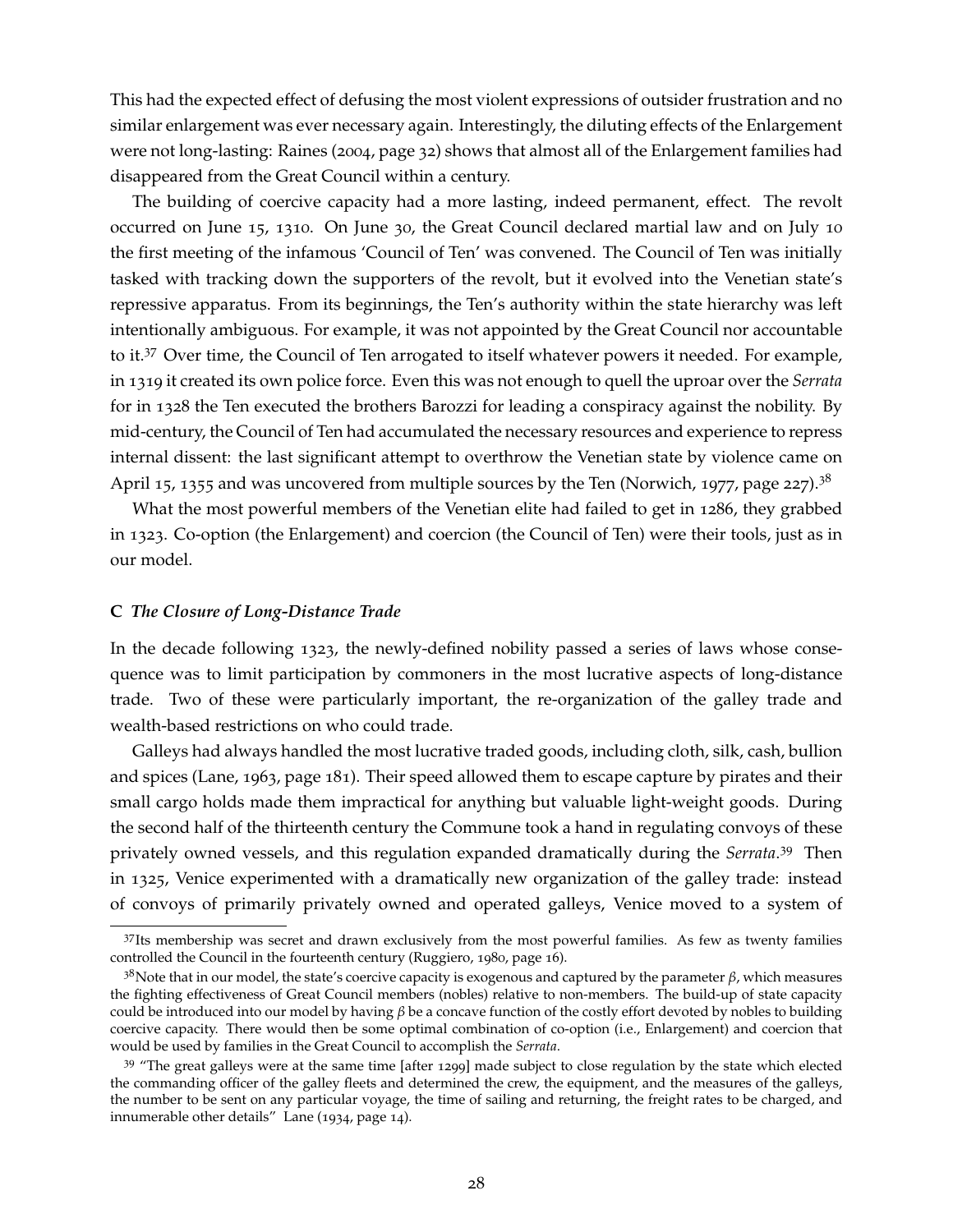This had the expected effect of defusing the most violent expressions of outsider frustration and no similar enlargement was ever necessary again. Interestingly, the diluting effects of the Enlargement were not long-lasting: Raines (2004, page 32) shows that almost all of the Enlargement families had disappeared from the Great Council within a century.

The building of coercive capacity had a more lasting, indeed permanent, effect. The revolt occurred on June 15, 1310. On June 30, the Great Council declared martial law and on July 10 the first meeting of the infamous 'Council of Ten' was convened. The Council of Ten was initially tasked with tracking down the supporters of the revolt, but it evolved into the Venetian state's repressive apparatus. From its beginnings, the Ten's authority within the state hierarchy was left intentionally ambiguous. For example, it was not appointed by the Great Council nor accountable to it.[37] Over time, the Council of Ten arrogated to itself whatever powers it needed. For example, in 1319 it created its own police force. Even this was not enough to quell the uproar over the *Serrata* for in 1328 the Ten executed the brothers Barozzi for leading a conspiracy against the nobility. By mid-century, the Council of Ten had accumulated the necessary resources and experience to repress internal dissent: the last significant attempt to overthrow the Venetian state by violence came on April 15, 1355 and was uncovered from multiple sources by the Ten (Norwich, 1977, page 227).[38]

What the most powerful members of the Venetian elite had failed to get in 1286, they grabbed in 1323. Co-option (the Enlargement) and coercion (the Council of Ten) were their tools, just as in our model.

### C *The Closure of Long-Distance Trade*

In the decade following 1323, the newly-defined nobility passed a series of laws whose consequence was to limit participation by commoners in the most lucrative aspects of long-distance trade. Two of these were particularly important, the re-organization of the galley trade and wealth-based restrictions on who could trade.

Galleys had always handled the most lucrative traded goods, including cloth, silk, cash, bullion and spices (Lane, 1963, page 181). Their speed allowed them to escape capture by pirates and their small cargo holds made them impractical for anything but valuable light-weight goods. During the second half of the thirteenth century the Commune took a hand in regulating convoys of these privately owned vessels, and this regulation expanded dramatically during the *Serrata*.[39] Then in 1325, Venice experimented with a dramatically new organization of the galley trade: instead of convoys of primarily privately owned and operated galleys, Venice moved to a system of

---

[37] Its membership was secret and drawn exclusively from the most powerful families. As few as twenty families controlled the Council in the fourteenth century (Ruggiero, 1980, page 16).

[38] Note that in our model, the state's coercive capacity is exogenous and captured by the parameter $\beta$, which measures the fighting effectiveness of Great Council members (nobles) relative to non-members. The build-up of state capacity could be introduced into our model by having $\beta$ be a concave function of the costly effort devoted by nobles to building coercive capacity. There would then be some optimal combination of co-option (i.e., Enlargement) and coercion that would be used by families in the Great Council to accomplish the *Serrata*.

[39] "The great galleys were at the same time [after 1299] made subject to close regulation by the state which elected the commanding officer of the galley fleets and determined the crew, the equipment, and the measures of the galleys, the number to be sent on any particular voyage, the time of sailing and returning, the freight rates to be charged, and innumerable other details" Lane (1934, page 14).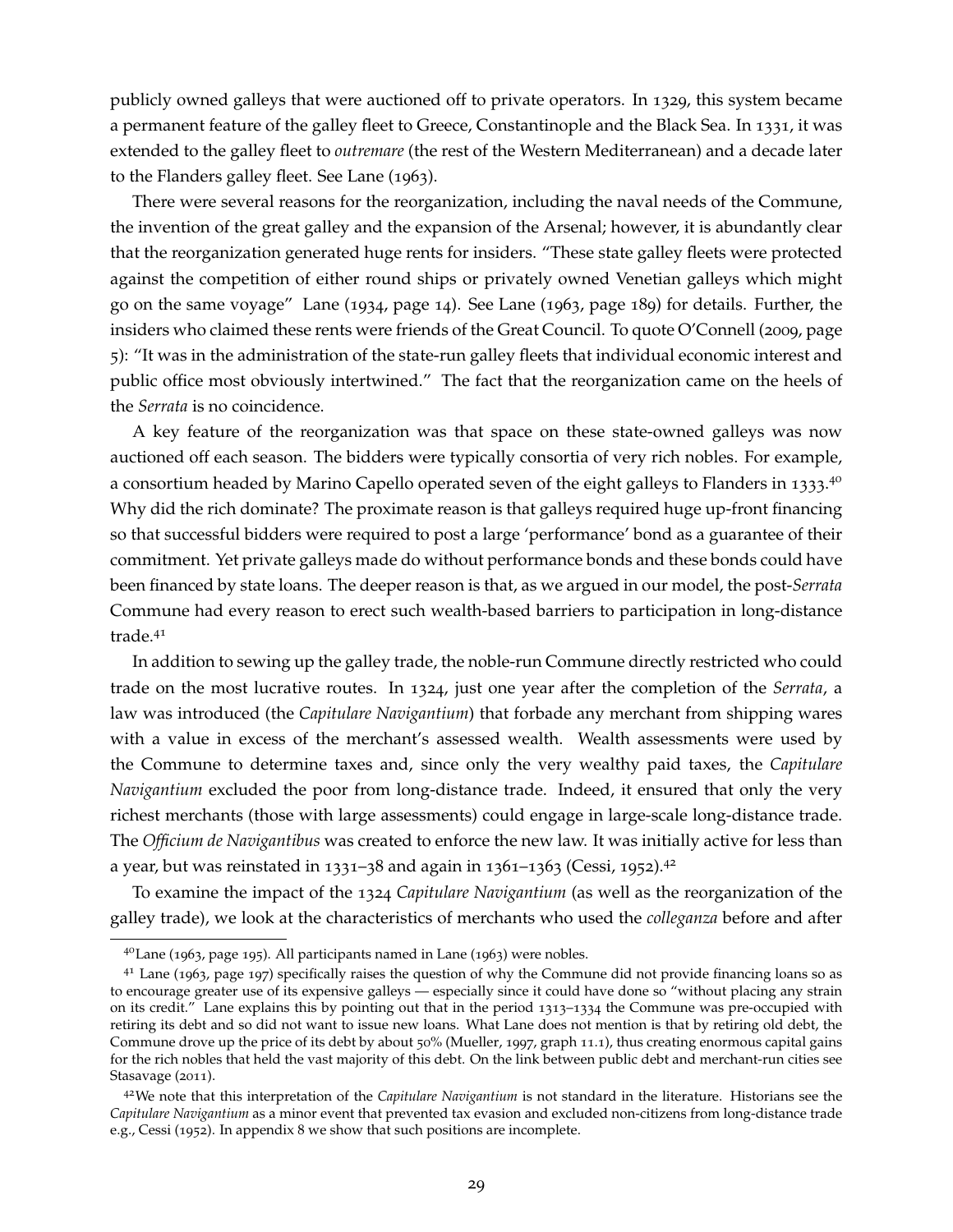publicly owned galleys that were auctioned off to private operators. In 1329, this system became a permanent feature of the galley fleet to Greece, Constantinople and the Black Sea. In 1331, it was extended to the galley fleet to *outremare* (the rest of the Western Mediterranean) and a decade later to the Flanders galley fleet. See Lane (1963).

There were several reasons for the reorganization, including the naval needs of the Commune, the invention of the great galley and the expansion of the Arsenal; however, it is abundantly clear that the reorganization generated huge rents for insiders. "These state galley fleets were protected against the competition of either round ships or privately owned Venetian galleys which might go on the same voyage" Lane (1934, page 14). See Lane (1963, page 189) for details. Further, the insiders who claimed these rents were friends of the Great Council. To quote O'Connell (2009, page 5): "It was in the administration of the state-run galley fleets that individual economic interest and public office most obviously intertwined." The fact that the reorganization came on the heels of the *Serrata* is no coincidence.

A key feature of the reorganization was that space on these state-owned galleys was now auctioned off each season. The bidders were typically consortia of very rich nobles. For example, a consortium headed by Marino Capello operated seven of the eight galleys to Flanders in 1333.[40] Why did the rich dominate? The proximate reason is that galleys required huge up-front financing so that successful bidders were required to post a large 'performance' bond as a guarantee of their commitment. Yet private galleys made do without performance bonds and these bonds could have been financed by state loans. The deeper reason is that, as we argued in our model, the post-*Serrata* Commune had every reason to erect such wealth-based barriers to participation in long-distance trade.[41]

In addition to sewing up the galley trade, the noble-run Commune directly restricted who could trade on the most lucrative routes. In 1324, just one year after the completion of the *Serrata*, a law was introduced (the *Capitulare Navigantium*) that forbade any merchant from shipping wares with a value in excess of the merchant's assessed wealth. Wealth assessments were used by the Commune to determine taxes and, since only the very wealthy paid taxes, the *Capitulare Navigantium* excluded the poor from long-distance trade. Indeed, it ensured that only the very richest merchants (those with large assessments) could engage in large-scale long-distance trade. The *Officium de Navigantibus* was created to enforce the new law. It was initially active for less than a year, but was reinstated in 1331–38 and again in 1361–1363 (Cessi, 1952).[42]

To examine the impact of the 1324 *Capitulare Navigantium* (as well as the reorganization of the galley trade), we look at the characteristics of merchants who used the *colleganza* before and after

---

[40] Lane (1963, page 195). All participants named in Lane (1963) were nobles.

[41] Lane (1963, page 197) specifically raises the question of why the Commune did not provide financing loans so as to encourage greater use of its expensive galleys — especially since it could have done so "without placing any strain on its credit." Lane explains this by pointing out that in the period 1313–1334 the Commune was pre-occupied with retiring its debt and so did not want to issue new loans. What Lane does not mention is that by retiring old debt, the Commune drove up the price of its debt by about 50% (Mueller, 1997, graph 11.1), thus creating enormous capital gains for the rich nobles that held the vast majority of this debt. On the link between public debt and merchant-run cities see Stasavage (2011).

[42] We note that this interpretation of the *Capitulare Navigantium* is not standard in the literature. Historians see the *Capitulare Navigantium* as a minor event that prevented tax evasion and excluded non-citizens from long-distance trade e.g., Cessi (1952). In appendix 8 we show that such positions are incomplete.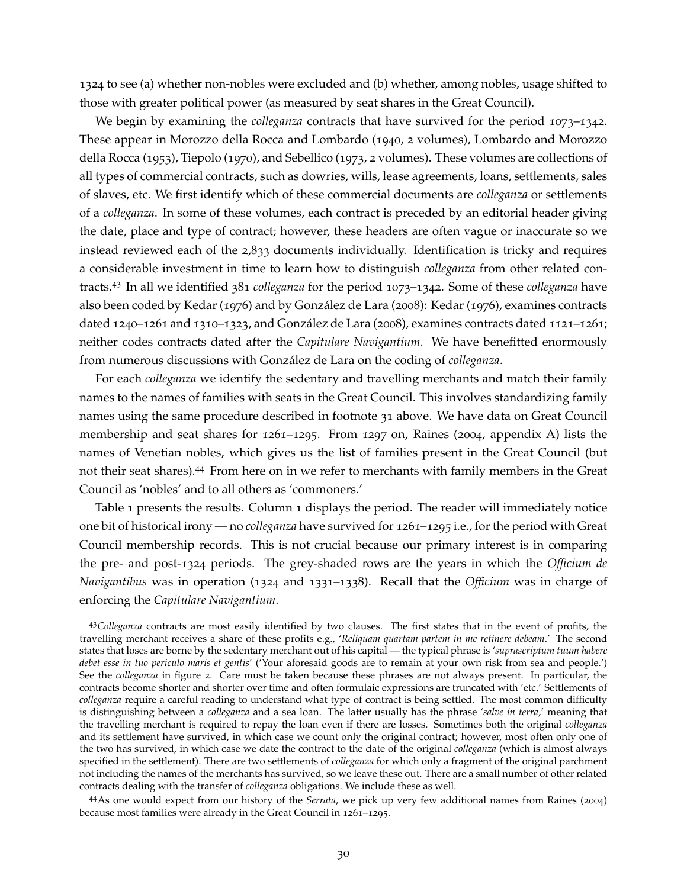1324 to see (a) whether non-nobles were excluded and (b) whether, among nobles, usage shifted to those with greater political power (as measured by seat shares in the Great Council).

We begin by examining the *colleganza* contracts that have survived for the period 1073–1342. These appear in Morozzo della Rocca and Lombardo (1940, 2 volumes), Lombardo and Morozzo della Rocca (1953), Tiepolo (1970), and Sebellico (1973, 2 volumes). These volumes are collections of all types of commercial contracts, such as dowries, wills, lease agreements, loans, settlements, sales of slaves, etc. We first identify which of these commercial documents are *colleganza* or settlements of a *colleganza*. In some of these volumes, each contract is preceded by an editorial header giving the date, place and type of contract; however, these headers are often vague or inaccurate so we instead reviewed each of the 2,833 documents individually. Identification is tricky and requires a considerable investment in time to learn how to distinguish *colleganza* from other related contracts.[43] In all we identified 381 *colleganza* for the period 1073–1342. Some of these *colleganza* have also been coded by Kedar (1976) and by González de Lara (2008): Kedar (1976), examines contracts dated 1240–1261 and 1310–1323, and González de Lara (2008), examines contracts dated 1121–1261; neither codes contracts dated after the *Capitulare Navigantium*. We have benefitted enormously from numerous discussions with González de Lara on the coding of *colleganza*.

For each *colleganza* we identify the sedentary and travelling merchants and match their family names to the names of families with seats in the Great Council. This involves standardizing family names using the same procedure described in footnote 31 above. We have data on Great Council membership and seat shares for 1261–1295. From 1297 on, Raines (2004, appendix A) lists the names of Venetian nobles, which gives us the list of families present in the Great Council (but not their seat shares).[44] From here on in we refer to merchants with family members in the Great Council as 'nobles' and to all others as 'commoners.'

Table 1 presents the results. Column 1 displays the period. The reader will immediately notice one bit of historical irony — no *colleganza* have survived for 1261–1295 i.e., for the period with Great Council membership records. This is not crucial because our primary interest is in comparing the pre- and post-1324 periods. The grey-shaded rows are the years in which the *Officium de Navigantibus* was in operation (1324 and 1331–1338). Recall that the *Officium* was in charge of enforcing the *Capitulare Navigantium*.

---

[43] *Colleganza* contracts are most easily identified by two clauses. The first states that in the event of profits, the travelling merchant receives a share of these profits e.g., '*Reliquam quartam partem in me retinere debeam*.' The second states that loses are borne by the sedentary merchant out of his capital — the typical phrase is '*suprascriptum tuum habere debet esse in tuo periculo maris et gentis*' ('Your aforesaid goods are to remain at your own risk from sea and people.') See the *colleganza* in figure 2. Care must be taken because these phrases are not always present. In particular, the contracts become shorter and shorter over time and often formulaic expressions are truncated with 'etc.' Settlements of *colleganza* require a careful reading to understand what type of contract is being settled. The most common difficulty is distinguishing between a *colleganza* and a sea loan. The latter usually has the phrase '*salve in terra*,' meaning that the travelling merchant is required to repay the loan even if there are losses. Sometimes both the original *colleganza* and its settlement have survived, in which case we count only the original contract; however, most often only one of the two has survived, in which case we date the contract to the date of the original *colleganza* (which is almost always specified in the settlement). There are two settlements of *colleganza* for which only a fragment of the original parchment not including the names of the merchants has survived, so we leave these out. There are a small number of other related contracts dealing with the transfer of *colleganza* obligations. We include these as well.

[44] As one would expect from our history of the *Serrata*, we pick up very few additional names from Raines (2004) because most families were already in the Great Council in 1261–1295.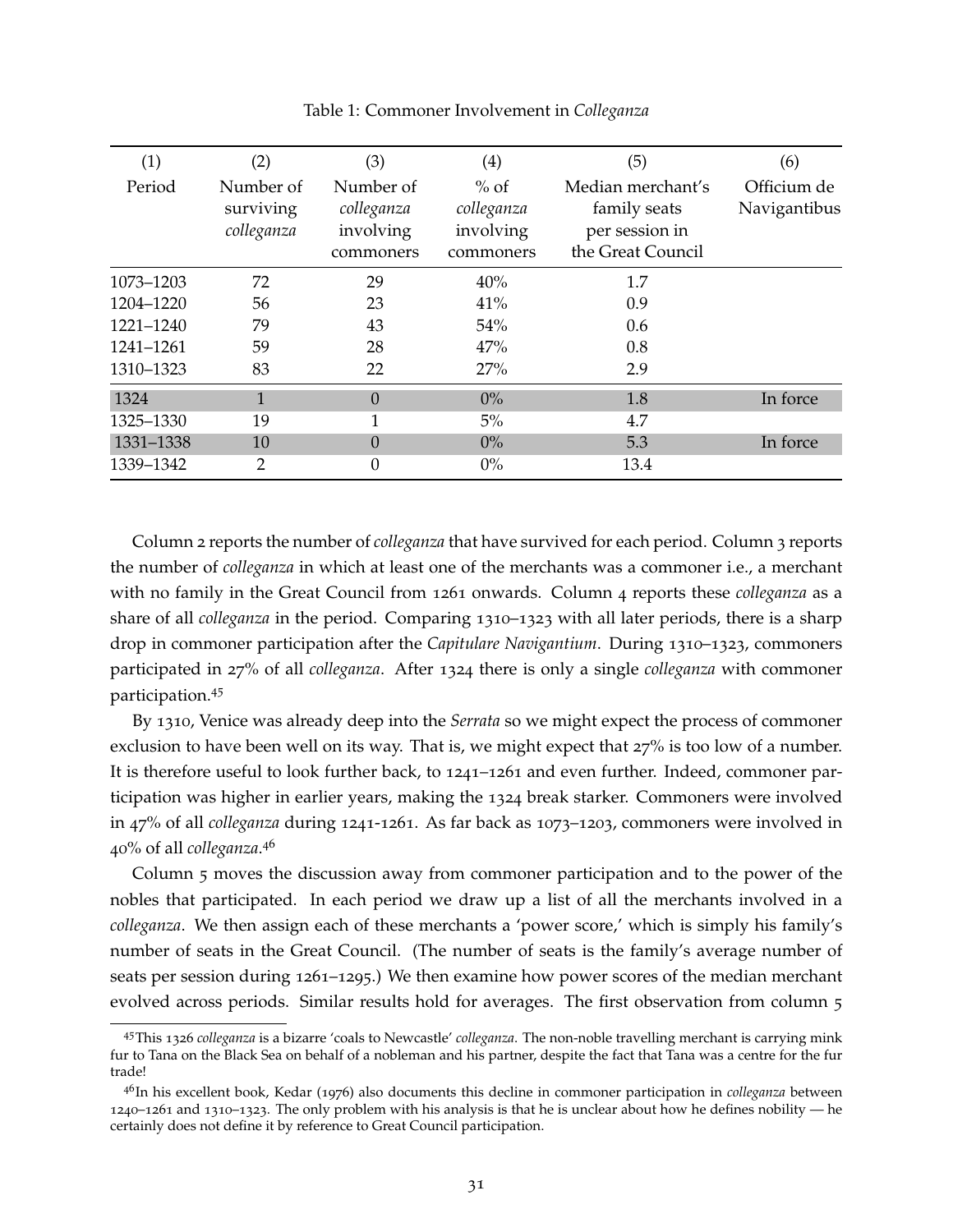Table 1: Commoner Involvement in *Colleganza*

| (1) | (2) | (3) | (4) | (5) | (6) |
|---|---|---|---|---|---|
| Period | Number of surviving *colleganza* | Number of *colleganza* involving commoners | % of *colleganza* involving commoners | Median merchant's family seats per session in the Great Council | Officium de Navigantibus |
| 1073–1203 | 72 | 29 | 40% | 1.7 | |
| 1204–1220 | 56 | 23 | 41% | 0.9 | |
| 1221–1240 | 79 | 43 | 54% | 0.6 | |
| 1241–1261 | 59 | 28 | 47% | 0.8 | |
| 1310–1323 | 83 | 22 | 27% | 2.9 | |
| 1324 | 1 | 0 | 0% | 1.8 | In force |
| 1325–1330 | 19 | 1 | 5% | 4.7 | |
| 1331–1338 | 10 | 0 | 0% | 5.3 | In force |
| 1339–1342 | 2 | 0 | 0% | 13.4 | |

Column 2 reports the number of *colleganza* that have survived for each period. Column 3 reports the number of *colleganza* in which at least one of the merchants was a commoner i.e., a merchant with no family in the Great Council from 1261 onwards. Column 4 reports these *colleganza* as a share of all *colleganza* in the period. Comparing 1310–1323 with all later periods, there is a sharp drop in commoner participation after the *Capitulare Navigantium*. During 1310–1323, commoners participated in 27% of all *colleganza*. After 1324 there is only a single *colleganza* with commoner participation.[45]

By 1310, Venice was already deep into the *Serrata* so we might expect the process of commoner exclusion to have been well on its way. That is, we might expect that 27% is too low of a number. It is therefore useful to look further back, to 1241–1261 and even further. Indeed, commoner participation was higher in earlier years, making the 1324 break starker. Commoners were involved in 47% of all *colleganza* during 1241-1261. As far back as 1073–1203, commoners were involved in 40% of all *colleganza*.[46]

Column 5 moves the discussion away from commoner participation and to the power of the nobles that participated. In each period we draw up a list of all the merchants involved in a *colleganza*. We then assign each of these merchants a 'power score,' which is simply his family's number of seats in the Great Council. (The number of seats is the family's average number of seats per session during 1261–1295.) We then examine how power scores of the median merchant evolved across periods. Similar results hold for averages. The first observation from column 5

[45] This 1326 *colleganza* is a bizarre 'coals to Newcastle' *colleganza*. The non-noble travelling merchant is carrying mink fur to Tana on the Black Sea on behalf of a nobleman and his partner, despite the fact that Tana was a centre for the fur trade!

[46] In his excellent book, Kedar (1976) also documents this decline in commoner participation in *colleganza* between 1240–1261 and 1310–1323. The only problem with his analysis is that he is unclear about how he defines nobility — he certainly does not define it by reference to Great Council participation.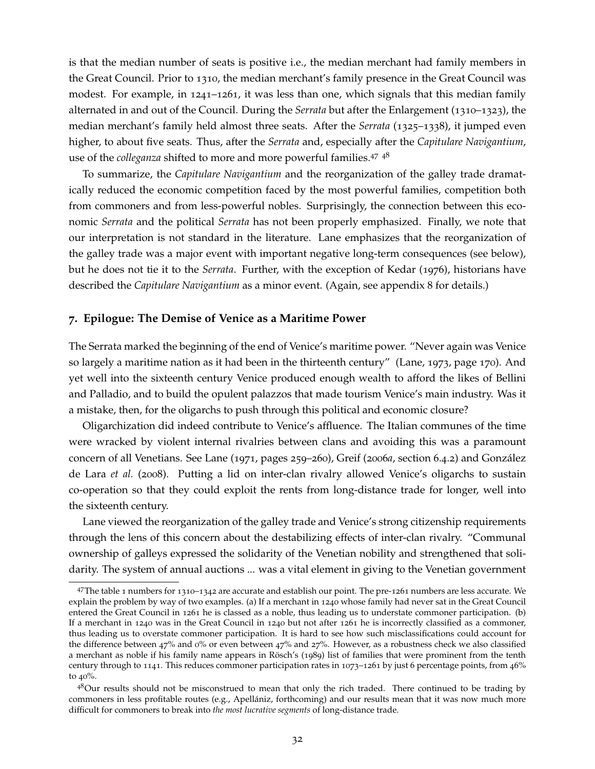is that the median number of seats is positive i.e., the median merchant had family members in the Great Council. Prior to 1310, the median merchant's family presence in the Great Council was modest. For example, in 1241–1261, it was less than one, which signals that this median family alternated in and out of the Council. During the *Serrata* but after the Enlargement (1310–1323), the median merchant's family held almost three seats. After the *Serrata* (1325–1338), it jumped even higher, to about five seats. Thus, after the *Serrata* and, especially after the *Capitulare Navigantium*, use of the *colleganza* shifted to more and more powerful families.[47] [48]

To summarize, the *Capitulare Navigantium* and the reorganization of the galley trade dramatically reduced the economic competition faced by the most powerful families, competition both from commoners and from less-powerful nobles. Surprisingly, the connection between this economic *Serrata* and the political *Serrata* has not been properly emphasized. Finally, we note that our interpretation is not standard in the literature. Lane emphasizes that the reorganization of the galley trade was a major event with important negative long-term consequences (see below), but he does not tie it to the *Serrata*. Further, with the exception of Kedar (1976), historians have described the *Capitulare Navigantium* as a minor event. (Again, see appendix 8 for details.)

## 7. Epilogue: The Demise of Venice as a Maritime Power

The Serrata marked the beginning of the end of Venice's maritime power. "Never again was Venice so largely a maritime nation as it had been in the thirteenth century" (Lane, 1973, page 170). And yet well into the sixteenth century Venice produced enough wealth to afford the likes of Bellini and Palladio, and to build the opulent palazzos that made tourism Venice's main industry. Was it a mistake, then, for the oligarchs to push through this political and economic closure?

Oligarchization did indeed contribute to Venice's affluence. The Italian communes of the time were wracked by violent internal rivalries between clans and avoiding this was a paramount concern of all Venetians. See Lane (1971, pages 259–260), Greif (2006*a*, section 6.4.2) and González de Lara *et al.* (2008). Putting a lid on inter-clan rivalry allowed Venice's oligarchs to sustain co-operation so that they could exploit the rents from long-distance trade for longer, well into the sixteenth century.

Lane viewed the reorganization of the galley trade and Venice's strong citizenship requirements through the lens of this concern about the destabilizing effects of inter-clan rivalry. "Communal ownership of galleys expressed the solidarity of the Venetian nobility and strengthened that solidarity. The system of annual auctions ... was a vital element in giving to the Venetian government

[47] The table 1 numbers for 1310–1342 are accurate and establish our point. The pre-1261 numbers are less accurate. We explain the problem by way of two examples. (a) If a merchant in 1240 whose family had never sat in the Great Council entered the Great Council in 1261 he is classed as a noble, thus leading us to understate commoner participation. (b) If a merchant in 1240 was in the Great Council in 1240 but not after 1261 he is incorrectly classified as a commoner, thus leading us to overstate commoner participation. It is hard to see how such misclassifications could account for the difference between 47% and 0% or even between 47% and 27%. However, as a robustness check we also classified a merchant as noble if his family name appears in Rösch's (1989) list of families that were prominent from the tenth century through to 1141. This reduces commoner participation rates in 1073–1261 by just 6 percentage points, from 46% to 40%.

[48] Our results should not be misconstrued to mean that only the rich traded. There continued to be trading by commoners in less profitable routes (e.g., Apellániz, forthcoming) and our results mean that it was now much more difficult for commoners to break into *the most lucrative segments* of long-distance trade.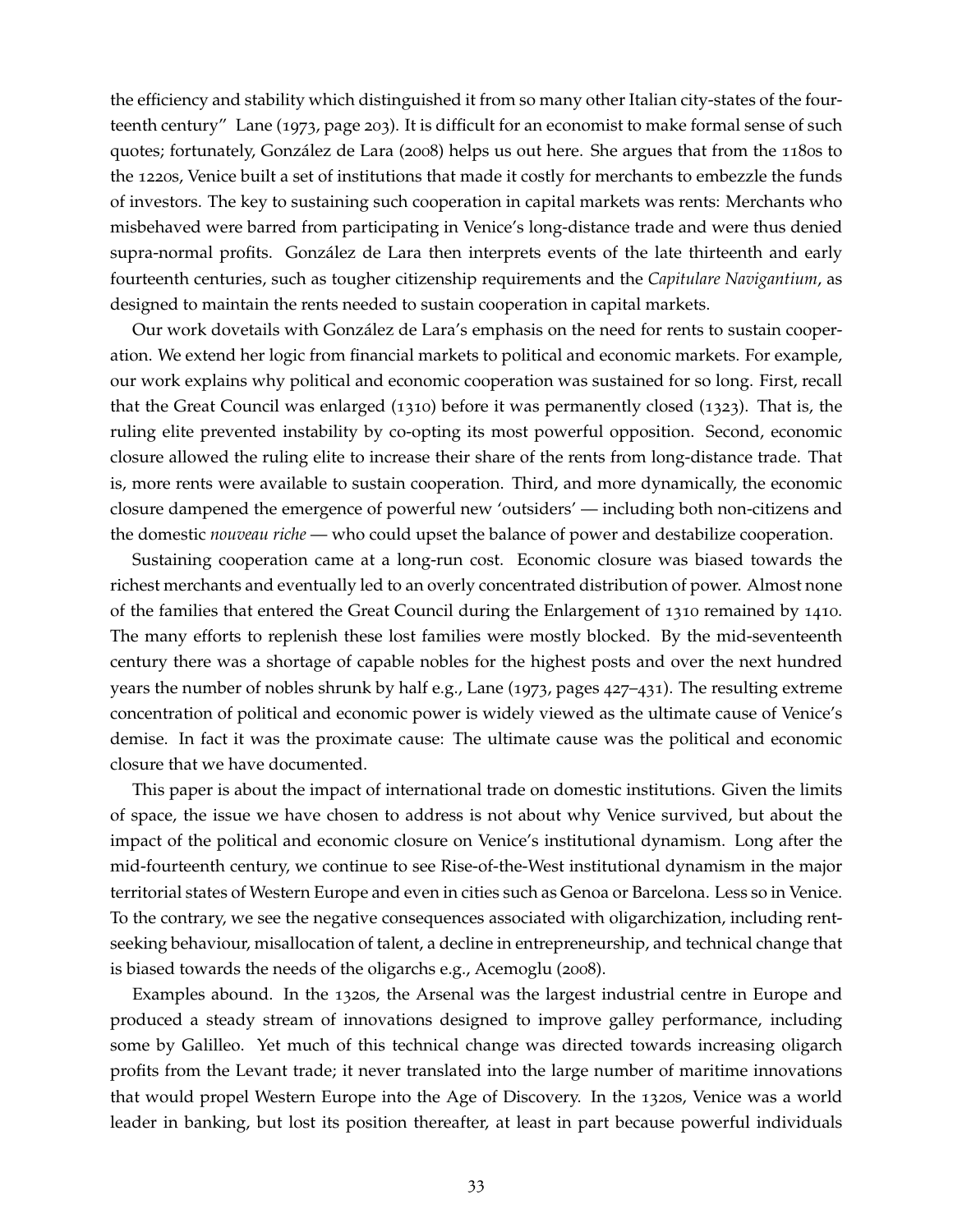the efficiency and stability which distinguished it from so many other Italian city-states of the fourteenth century" Lane (1973, page 203). It is difficult for an economist to make formal sense of such quotes; fortunately, González de Lara (2008) helps us out here. She argues that from the 1180s to the 1220s, Venice built a set of institutions that made it costly for merchants to embezzle the funds of investors. The key to sustaining such cooperation in capital markets was rents: Merchants who misbehaved were barred from participating in Venice's long-distance trade and were thus denied supra-normal profits. González de Lara then interprets events of the late thirteenth and early fourteenth centuries, such as tougher citizenship requirements and the *Capitulare Navigantium*, as designed to maintain the rents needed to sustain cooperation in capital markets.

Our work dovetails with González de Lara's emphasis on the need for rents to sustain cooperation. We extend her logic from financial markets to political and economic markets. For example, our work explains why political and economic cooperation was sustained for so long. First, recall that the Great Council was enlarged (1310) before it was permanently closed (1323). That is, the ruling elite prevented instability by co-opting its most powerful opposition. Second, economic closure allowed the ruling elite to increase their share of the rents from long-distance trade. That is, more rents were available to sustain cooperation. Third, and more dynamically, the economic closure dampened the emergence of powerful new 'outsiders' — including both non-citizens and the domestic *nouveau riche* — who could upset the balance of power and destabilize cooperation.

Sustaining cooperation came at a long-run cost. Economic closure was biased towards the richest merchants and eventually led to an overly concentrated distribution of power. Almost none of the families that entered the Great Council during the Enlargement of 1310 remained by 1410. The many efforts to replenish these lost families were mostly blocked. By the mid-seventeenth century there was a shortage of capable nobles for the highest posts and over the next hundred years the number of nobles shrunk by half e.g., Lane (1973, pages 427–431). The resulting extreme concentration of political and economic power is widely viewed as the ultimate cause of Venice's demise. In fact it was the proximate cause: The ultimate cause was the political and economic closure that we have documented.

This paper is about the impact of international trade on domestic institutions. Given the limits of space, the issue we have chosen to address is not about why Venice survived, but about the impact of the political and economic closure on Venice's institutional dynamism. Long after the mid-fourteenth century, we continue to see Rise-of-the-West institutional dynamism in the major territorial states of Western Europe and even in cities such as Genoa or Barcelona. Less so in Venice. To the contrary, we see the negative consequences associated with oligarchization, including rent-seeking behaviour, misallocation of talent, a decline in entrepreneurship, and technical change that is biased towards the needs of the oligarchs e.g., Acemoglu (2008).

Examples abound. In the 1320s, the Arsenal was the largest industrial centre in Europe and produced a steady stream of innovations designed to improve galley performance, including some by Galilleo. Yet much of this technical change was directed towards increasing oligarch profits from the Levant trade; it never translated into the large number of maritime innovations that would propel Western Europe into the Age of Discovery. In the 1320s, Venice was a world leader in banking, but lost its position thereafter, at least in part because powerful individuals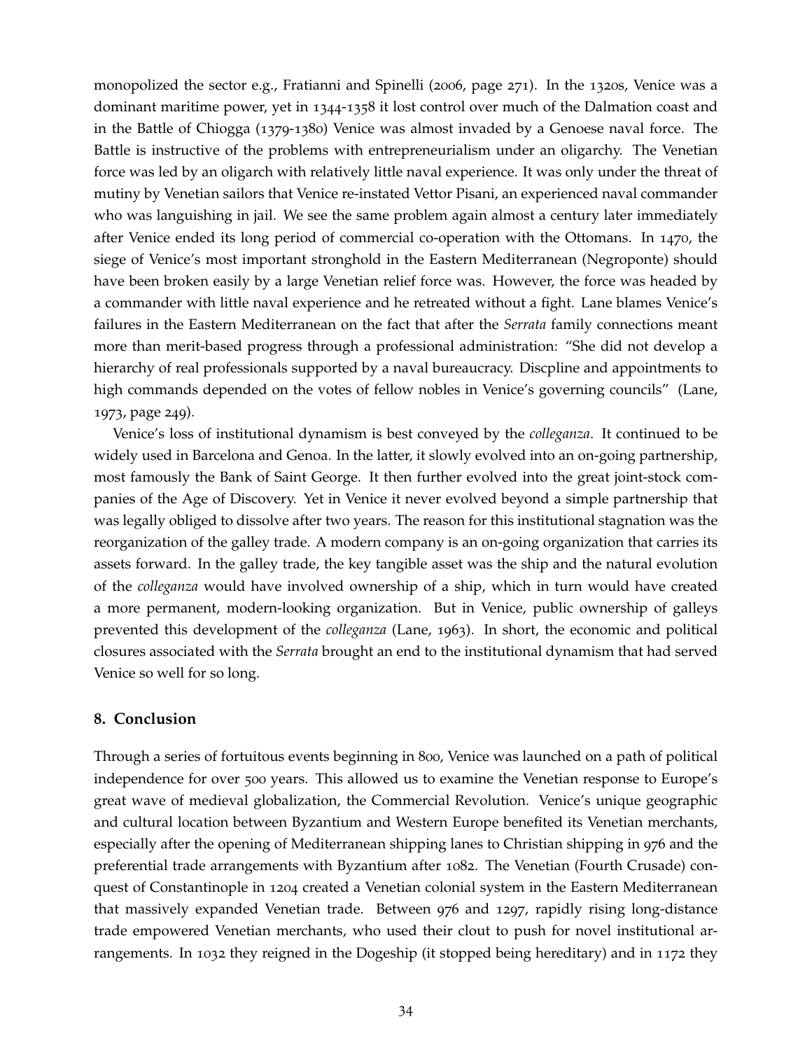monopolized the sector e.g., Fratianni and Spinelli (2006, page 271). In the 1320s, Venice was a dominant maritime power, yet in 1344-1358 it lost control over much of the Dalmation coast and in the Battle of Chiogga (1379-1380) Venice was almost invaded by a Genoese naval force. The Battle is instructive of the problems with entrepreneurialism under an oligarchy. The Venetian force was led by an oligarch with relatively little naval experience. It was only under the threat of mutiny by Venetian sailors that Venice re-instated Vettor Pisani, an experienced naval commander who was languishing in jail. We see the same problem again almost a century later immediately after Venice ended its long period of commercial co-operation with the Ottomans. In 1470, the siege of Venice's most important stronghold in the Eastern Mediterranean (Negroponte) should have been broken easily by a large Venetian relief force was. However, the force was headed by a commander with little naval experience and he retreated without a fight. Lane blames Venice's failures in the Eastern Mediterranean on the fact that after the *Serrata* family connections meant more than merit-based progress through a professional administration: "She did not develop a hierarchy of real professionals supported by a naval bureaucracy. Discpline and appointments to high commands depended on the votes of fellow nobles in Venice's governing councils" (Lane, 1973, page 249).

Venice's loss of institutional dynamism is best conveyed by the *colleganza*. It continued to be widely used in Barcelona and Genoa. In the latter, it slowly evolved into an on-going partnership, most famously the Bank of Saint George. It then further evolved into the great joint-stock companies of the Age of Discovery. Yet in Venice it never evolved beyond a simple partnership that was legally obliged to dissolve after two years. The reason for this institutional stagnation was the reorganization of the galley trade. A modern company is an on-going organization that carries its assets forward. In the galley trade, the key tangible asset was the ship and the natural evolution of the *colleganza* would have involved ownership of a ship, which in turn would have created a more permanent, modern-looking organization. But in Venice, public ownership of galleys prevented this development of the *colleganza* (Lane, 1963). In short, the economic and political closures associated with the *Serrata* brought an end to the institutional dynamism that had served Venice so well for so long.

## 8. Conclusion

Through a series of fortuitous events beginning in 800, Venice was launched on a path of political independence for over 500 years. This allowed us to examine the Venetian response to Europe's great wave of medieval globalization, the Commercial Revolution. Venice's unique geographic and cultural location between Byzantium and Western Europe benefited its Venetian merchants, especially after the opening of Mediterranean shipping lanes to Christian shipping in 976 and the preferential trade arrangements with Byzantium after 1082. The Venetian (Fourth Crusade) conquest of Constantinople in 1204 created a Venetian colonial system in the Eastern Mediterranean that massively expanded Venetian trade. Between 976 and 1297, rapidly rising long-distance trade empowered Venetian merchants, who used their clout to push for novel institutional arrangements. In 1032 they reigned in the Dogeship (it stopped being hereditary) and in 1172 they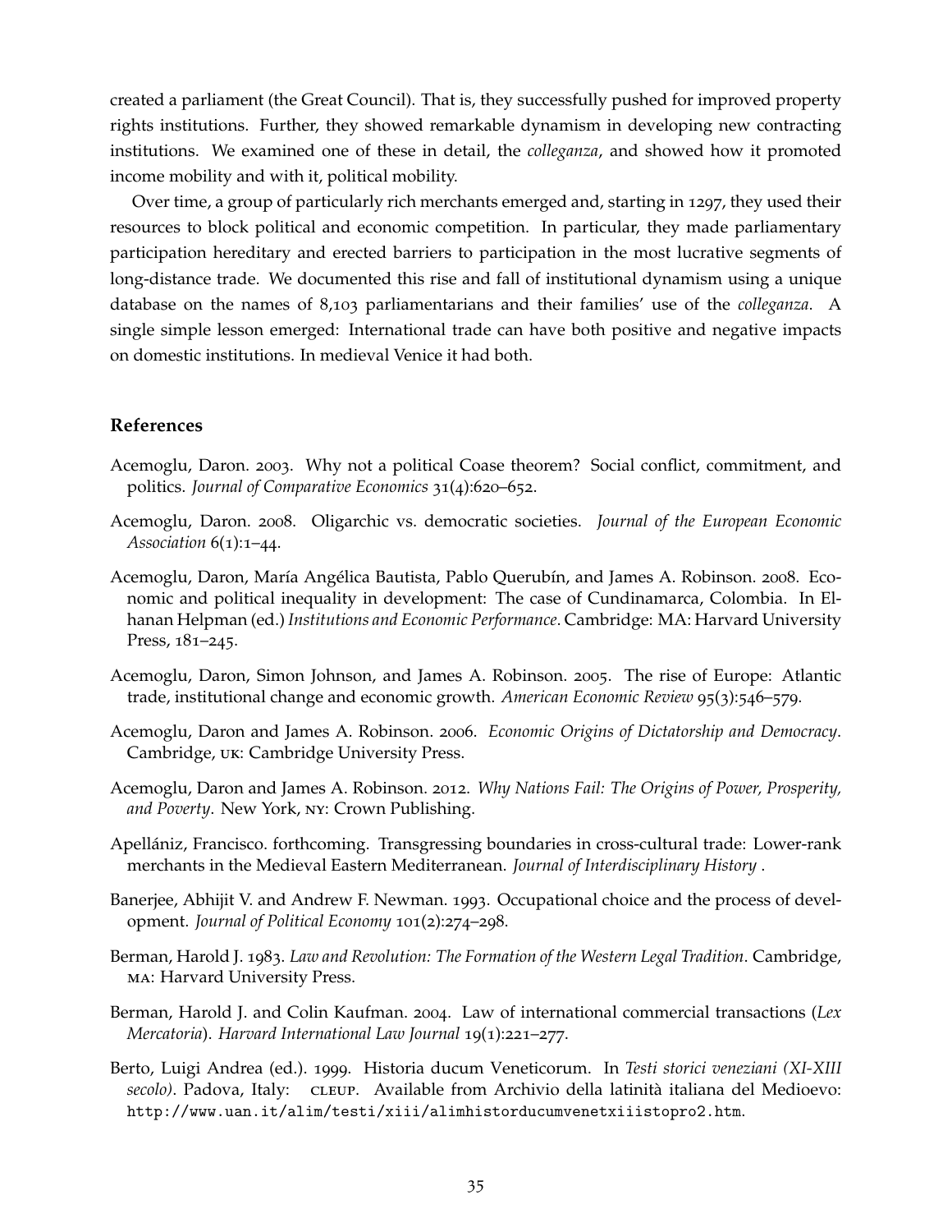created a parliament (the Great Council). That is, they successfully pushed for improved property rights institutions. Further, they showed remarkable dynamism in developing new contracting institutions. We examined one of these in detail, the *colleganza*, and showed how it promoted income mobility and with it, political mobility.

Over time, a group of particularly rich merchants emerged and, starting in 1297, they used their resources to block political and economic competition. In particular, they made parliamentary participation hereditary and erected barriers to participation in the most lucrative segments of long-distance trade. We documented this rise and fall of institutional dynamism using a unique database on the names of 8,103 parliamentarians and their families' use of the *colleganza*. A single simple lesson emerged: International trade can have both positive and negative impacts on domestic institutions. In medieval Venice it had both.

## References

Acemoglu, Daron. 2003. Why not a political Coase theorem? Social conflict, commitment, and politics. *Journal of Comparative Economics* 31(4):620–652.

Acemoglu, Daron. 2008. Oligarchic vs. democratic societies. *Journal of the European Economic Association* 6(1):1–44.

Acemoglu, Daron, María Angélica Bautista, Pablo Querubín, and James A. Robinson. 2008. Economic and political inequality in development: The case of Cundinamarca, Colombia. In Elhanan Helpman (ed.) *Institutions and Economic Performance*. Cambridge: MA: Harvard University Press, 181–245.

Acemoglu, Daron, Simon Johnson, and James A. Robinson. 2005. The rise of Europe: Atlantic trade, institutional change and economic growth. *American Economic Review* 95(3):546–579.

Acemoglu, Daron and James A. Robinson. 2006. *Economic Origins of Dictatorship and Democracy*. Cambridge, UK: Cambridge University Press.

Acemoglu, Daron and James A. Robinson. 2012. *Why Nations Fail: The Origins of Power, Prosperity, and Poverty*. New York, NY: Crown Publishing.

Apellániz, Francisco. forthcoming. Transgressing boundaries in cross-cultural trade: Lower-rank merchants in the Medieval Eastern Mediterranean. *Journal of Interdisciplinary History* .

Banerjee, Abhijit V. and Andrew F. Newman. 1993. Occupational choice and the process of development. *Journal of Political Economy* 101(2):274–298.

Berman, Harold J. 1983. *Law and Revolution: The Formation of the Western Legal Tradition*. Cambridge, MA: Harvard University Press.

Berman, Harold J. and Colin Kaufman. 2004. Law of international commercial transactions (*Lex Mercatoria*). *Harvard International Law Journal* 19(1):221–277.

Berto, Luigi Andrea (ed.). 1999. Historia ducum Veneticorum. In *Testi storici veneziani (XI-XIII secolo)*. Padova, Italy: CLEUP. Available from Archivio della latinità italiana del Medioevo: http://www.uan.it/alim/testi/xiii/alimhistorducumvenetxiiistopro2.htm.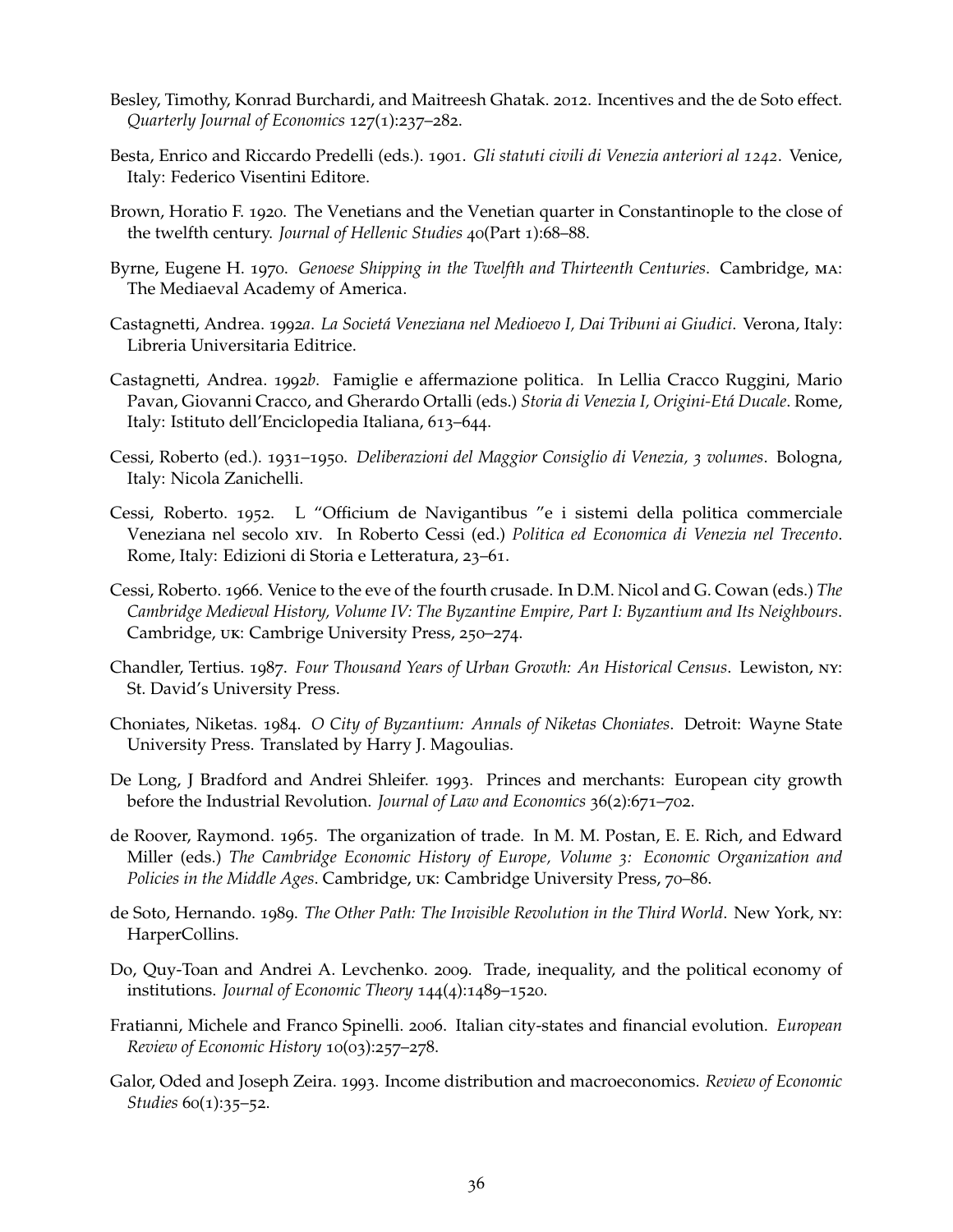Besley, Timothy, Konrad Burchardi, and Maitreesh Ghatak. 2012. Incentives and the de Soto effect. *Quarterly Journal of Economics* 127(1):237–282.

Besta, Enrico and Riccardo Predelli (eds.). 1901. *Gli statuti civili di Venezia anteriori al 1242*. Venice, Italy: Federico Visentini Editore.

Brown, Horatio F. 1920. The Venetians and the Venetian quarter in Constantinople to the close of the twelfth century. *Journal of Hellenic Studies* 40(Part 1):68–88.

Byrne, Eugene H. 1970. *Genoese Shipping in the Twelfth and Thirteenth Centuries*. Cambridge, MA: The Mediaeval Academy of America.

Castagnetti, Andrea. 1992*a*. *La Societá Veneziana nel Medioevo I, Dai Tribuni ai Giudici*. Verona, Italy: Libreria Universitaria Editrice.

Castagnetti, Andrea. 1992*b*. Famiglie e affermazione politica. In Lellia Cracco Ruggini, Mario Pavan, Giovanni Cracco, and Gherardo Ortalli (eds.) *Storia di Venezia I, Origini-Etá Ducale*. Rome, Italy: Istituto dell'Enciclopedia Italiana, 613–644.

Cessi, Roberto (ed.). 1931–1950. *Deliberazioni del Maggior Consiglio di Venezia, 3 volumes*. Bologna, Italy: Nicola Zanichelli.

Cessi, Roberto. 1952. L "Officium de Navigantibus "e i sistemi della politica commerciale Veneziana nel secolo XIV. In Roberto Cessi (ed.) *Politica ed Economica di Venezia nel Trecento*. Rome, Italy: Edizioni di Storia e Letteratura, 23–61.

Cessi, Roberto. 1966. Venice to the eve of the fourth crusade. In D.M. Nicol and G. Cowan (eds.) *The Cambridge Medieval History, Volume IV: The Byzantine Empire, Part I: Byzantium and Its Neighbours*. Cambridge, UK: Cambrige University Press, 250–274.

Chandler, Tertius. 1987. *Four Thousand Years of Urban Growth: An Historical Census*. Lewiston, NY: St. David's University Press.

Choniates, Niketas. 1984. *O City of Byzantium: Annals of Niketas Choniates*. Detroit: Wayne State University Press. Translated by Harry J. Magoulias.

De Long, J Bradford and Andrei Shleifer. 1993. Princes and merchants: European city growth before the Industrial Revolution. *Journal of Law and Economics* 36(2):671–702.

de Roover, Raymond. 1965. The organization of trade. In M. M. Postan, E. E. Rich, and Edward Miller (eds.) *The Cambridge Economic History of Europe, Volume 3: Economic Organization and Policies in the Middle Ages*. Cambridge, UK: Cambridge University Press, 70–86.

de Soto, Hernando. 1989. *The Other Path: The Invisible Revolution in the Third World*. New York, NY: HarperCollins.

Do, Quy-Toan and Andrei A. Levchenko. 2009. Trade, inequality, and the political economy of institutions. *Journal of Economic Theory* 144(4):1489–1520.

Fratianni, Michele and Franco Spinelli. 2006. Italian city-states and financial evolution. *European Review of Economic History* 10(03):257–278.

Galor, Oded and Joseph Zeira. 1993. Income distribution and macroeconomics. *Review of Economic Studies* 60(1):35–52.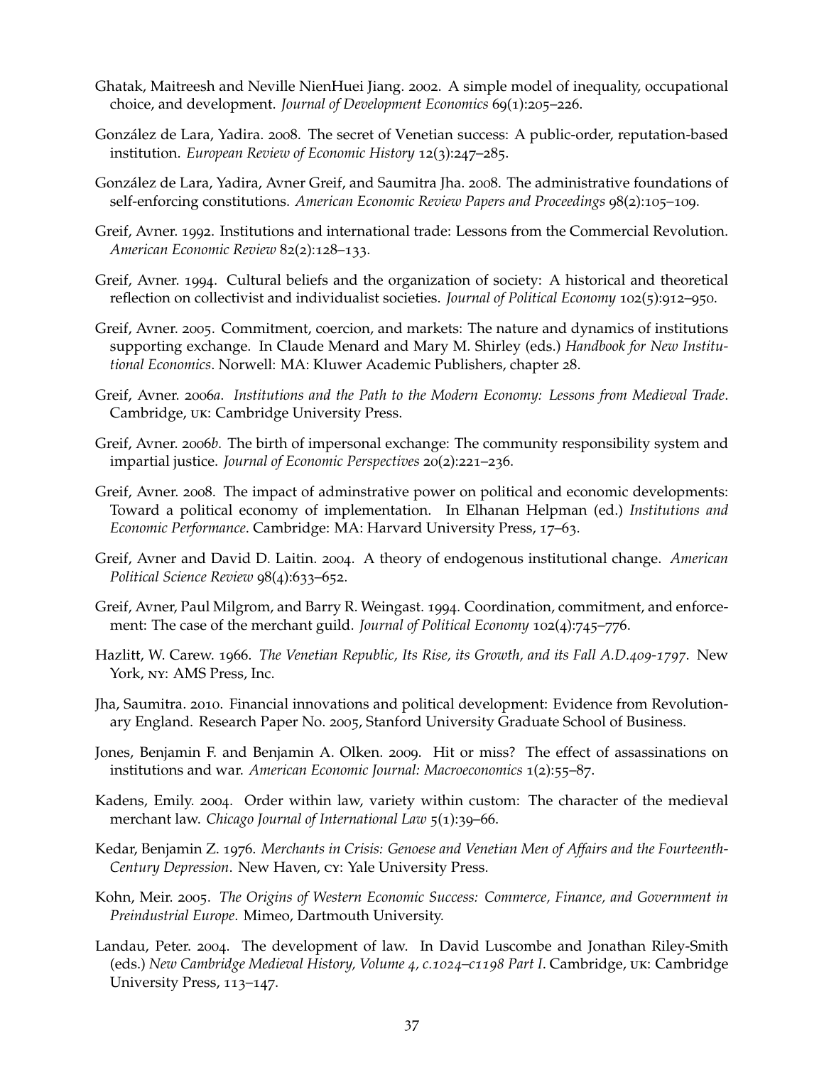Ghatak, Maitreesh and Neville NienHuei Jiang. 2002. A simple model of inequality, occupational choice, and development. *Journal of Development Economics* 69(1):205–226.

González de Lara, Yadira. 2008. The secret of Venetian success: A public-order, reputation-based institution. *European Review of Economic History* 12(3):247–285.

González de Lara, Yadira, Avner Greif, and Saumitra Jha. 2008. The administrative foundations of self-enforcing constitutions. *American Economic Review Papers and Proceedings* 98(2):105–109.

Greif, Avner. 1992. Institutions and international trade: Lessons from the Commercial Revolution. *American Economic Review* 82(2):128–133.

Greif, Avner. 1994. Cultural beliefs and the organization of society: A historical and theoretical reflection on collectivist and individualist societies. *Journal of Political Economy* 102(5):912–950.

Greif, Avner. 2005. Commitment, coercion, and markets: The nature and dynamics of institutions supporting exchange. In Claude Menard and Mary M. Shirley (eds.) *Handbook for New Institutional Economics*. Norwell: MA: Kluwer Academic Publishers, chapter 28.

Greif, Avner. 2006*a*. *Institutions and the Path to the Modern Economy: Lessons from Medieval Trade*. Cambridge, UK: Cambridge University Press.

Greif, Avner. 2006*b*. The birth of impersonal exchange: The community responsibility system and impartial justice. *Journal of Economic Perspectives* 20(2):221–236.

Greif, Avner. 2008. The impact of adminstrative power on political and economic developments: Toward a political economy of implementation. In Elhanan Helpman (ed.) *Institutions and Economic Performance*. Cambridge: MA: Harvard University Press, 17–63.

Greif, Avner and David D. Laitin. 2004. A theory of endogenous institutional change. *American Political Science Review* 98(4):633–652.

Greif, Avner, Paul Milgrom, and Barry R. Weingast. 1994. Coordination, commitment, and enforcement: The case of the merchant guild. *Journal of Political Economy* 102(4):745–776.

Hazlitt, W. Carew. 1966. *The Venetian Republic, Its Rise, its Growth, and its Fall A.D.409-1797*. New York, NY: AMS Press, Inc.

Jha, Saumitra. 2010. Financial innovations and political development: Evidence from Revolutionary England. Research Paper No. 2005, Stanford University Graduate School of Business.

Jones, Benjamin F. and Benjamin A. Olken. 2009. Hit or miss? The effect of assassinations on institutions and war. *American Economic Journal: Macroeconomics* 1(2):55–87.

Kadens, Emily. 2004. Order within law, variety within custom: The character of the medieval merchant law. *Chicago Journal of International Law* 5(1):39–66.

Kedar, Benjamin Z. 1976. *Merchants in Crisis: Genoese and Venetian Men of Affairs and the Fourteenth-Century Depression*. New Haven, CY: Yale University Press.

Kohn, Meir. 2005. *The Origins of Western Economic Success: Commerce, Finance, and Government in Preindustrial Europe.* Mimeo, Dartmouth University.

Landau, Peter. 2004. The development of law. In David Luscombe and Jonathan Riley-Smith (eds.) *New Cambridge Medieval History, Volume 4, c.1024–c1198 Part I*. Cambridge, UK: Cambridge University Press, 113–147.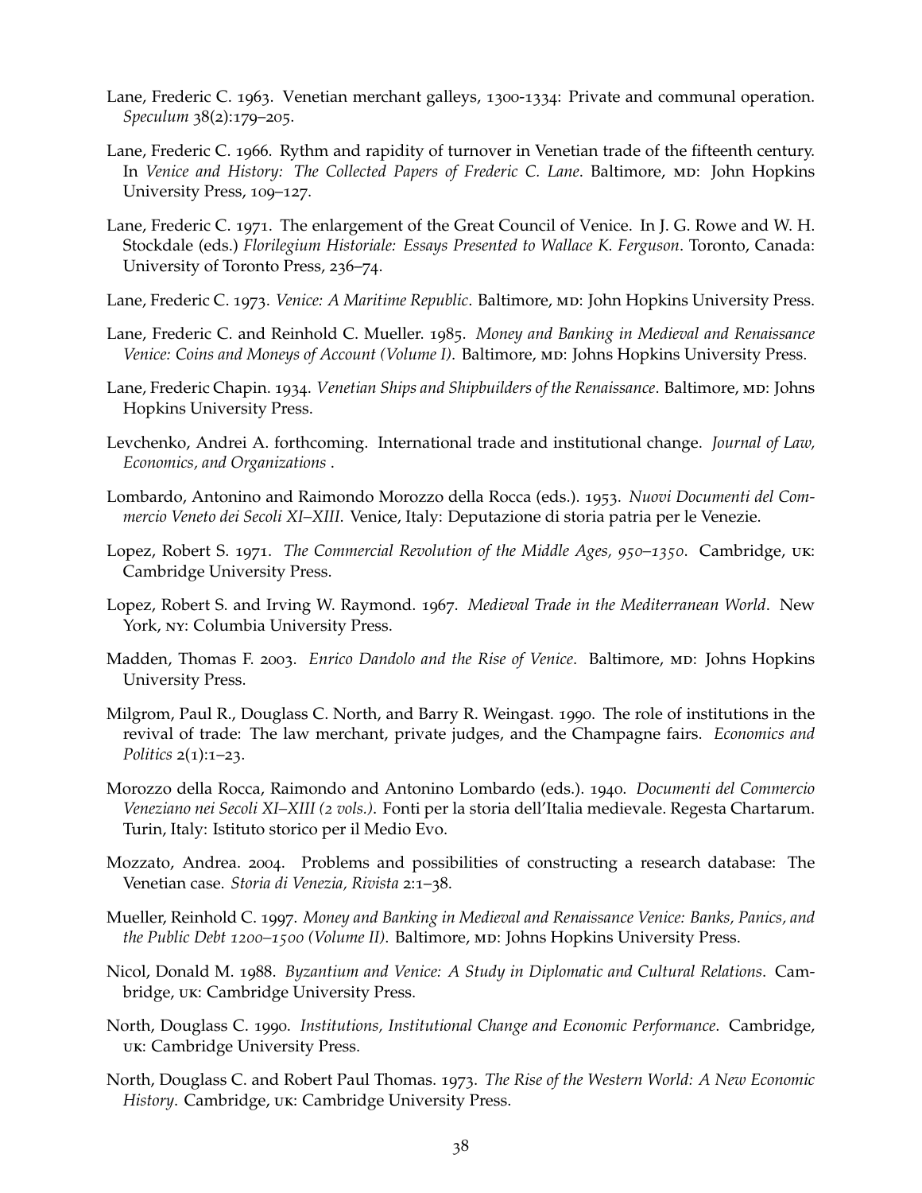Lane, Frederic C. 1963. Venetian merchant galleys, 1300-1334: Private and communal operation. *Speculum* 38(2):179–205.

Lane, Frederic C. 1966. Rythm and rapidity of turnover in Venetian trade of the fifteenth century. In *Venice and History: The Collected Papers of Frederic C. Lane*. Baltimore, MD: John Hopkins University Press, 109–127.

Lane, Frederic C. 1971. The enlargement of the Great Council of Venice. In J. G. Rowe and W. H. Stockdale (eds.) *Florilegium Historiale: Essays Presented to Wallace K. Ferguson*. Toronto, Canada: University of Toronto Press, 236–74.

Lane, Frederic C. 1973. *Venice: A Maritime Republic*. Baltimore, MD: John Hopkins University Press.

Lane, Frederic C. and Reinhold C. Mueller. 1985. *Money and Banking in Medieval and Renaissance Venice: Coins and Moneys of Account (Volume I)*. Baltimore, MD: Johns Hopkins University Press.

Lane, Frederic Chapin. 1934. *Venetian Ships and Shipbuilders of the Renaissance*. Baltimore, MD: Johns Hopkins University Press.

Levchenko, Andrei A. forthcoming. International trade and institutional change. *Journal of Law, Economics, and Organizations* .

Lombardo, Antonino and Raimondo Morozzo della Rocca (eds.). 1953. *Nuovi Documenti del Commercio Veneto dei Secoli XI–XIII*. Venice, Italy: Deputazione di storia patria per le Venezie.

Lopez, Robert S. 1971. *The Commercial Revolution of the Middle Ages, 950–1350*. Cambridge, UK: Cambridge University Press.

Lopez, Robert S. and Irving W. Raymond. 1967. *Medieval Trade in the Mediterranean World*. New York, NY: Columbia University Press.

Madden, Thomas F. 2003. *Enrico Dandolo and the Rise of Venice*. Baltimore, MD: Johns Hopkins University Press.

Milgrom, Paul R., Douglass C. North, and Barry R. Weingast. 1990. The role of institutions in the revival of trade: The law merchant, private judges, and the Champagne fairs. *Economics and Politics* 2(1):1–23.

Morozzo della Rocca, Raimondo and Antonino Lombardo (eds.). 1940. *Documenti del Commercio Veneziano nei Secoli XI–XIII (2 vols.)*. Fonti per la storia dell'Italia medievale. Regesta Chartarum. Turin, Italy: Istituto storico per il Medio Evo.

Mozzato, Andrea. 2004. Problems and possibilities of constructing a research database: The Venetian case. *Storia di Venezia, Rivista* 2:1–38.

Mueller, Reinhold C. 1997. *Money and Banking in Medieval and Renaissance Venice: Banks, Panics, and the Public Debt 1200–1500 (Volume II)*. Baltimore, MD: Johns Hopkins University Press.

Nicol, Donald M. 1988. *Byzantium and Venice: A Study in Diplomatic and Cultural Relations*. Cambridge, UK: Cambridge University Press.

North, Douglass C. 1990. *Institutions, Institutional Change and Economic Performance*. Cambridge, UK: Cambridge University Press.

North, Douglass C. and Robert Paul Thomas. 1973. *The Rise of the Western World: A New Economic History*. Cambridge, UK: Cambridge University Press.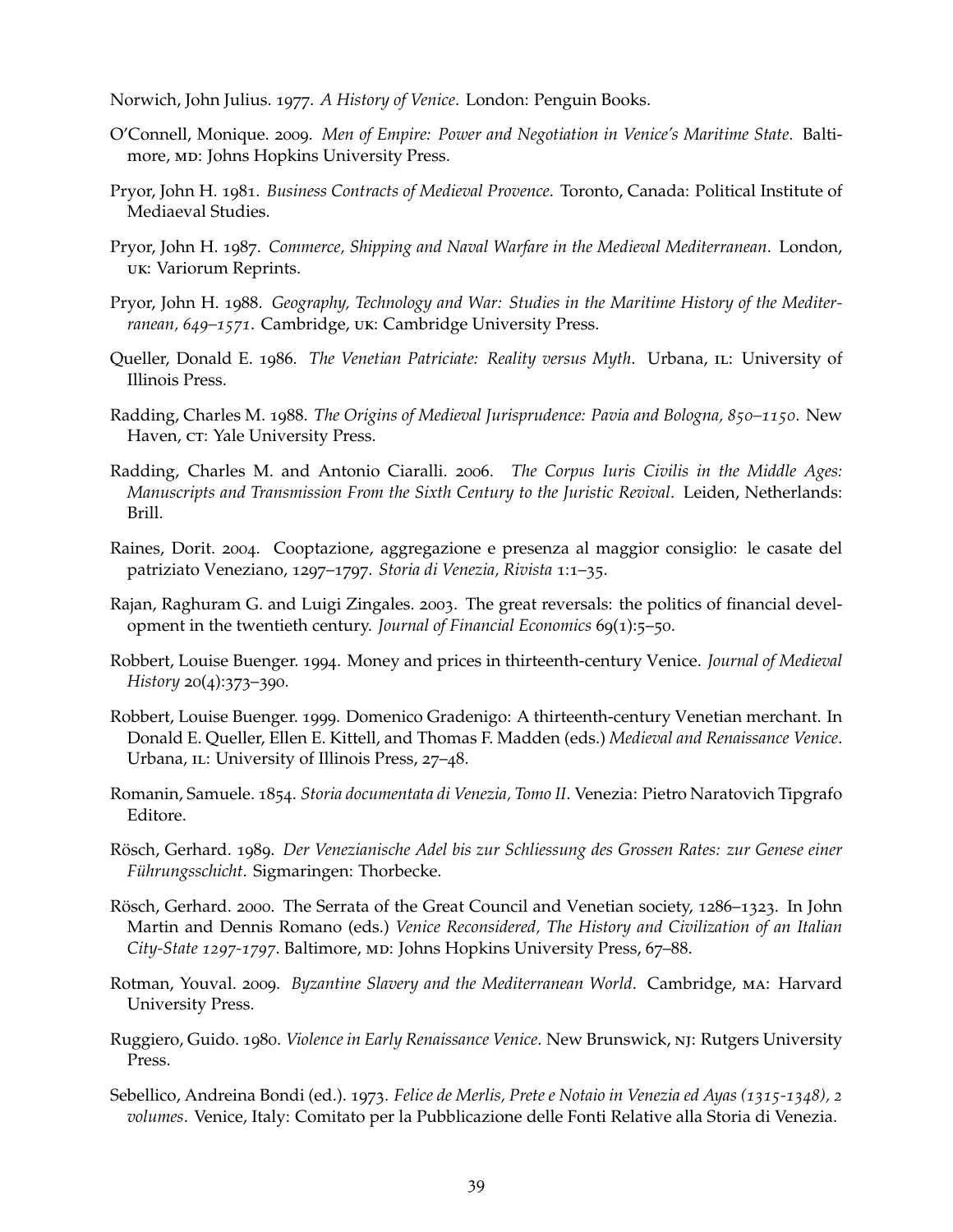Norwich, John Julius. 1977. *A History of Venice*. London: Penguin Books.

O'Connell, Monique. 2009. *Men of Empire: Power and Negotiation in Venice's Maritime State*. Baltimore, MD: Johns Hopkins University Press.

Pryor, John H. 1981. *Business Contracts of Medieval Provence*. Toronto, Canada: Political Institute of Mediaeval Studies.

Pryor, John H. 1987. *Commerce, Shipping and Naval Warfare in the Medieval Mediterranean*. London, UK: Variorum Reprints.

Pryor, John H. 1988. *Geography, Technology and War: Studies in the Maritime History of the Mediterranean, 649–1571*. Cambridge, UK: Cambridge University Press.

Queller, Donald E. 1986. *The Venetian Patriciate: Reality versus Myth*. Urbana, IL: University of Illinois Press.

Radding, Charles M. 1988. *The Origins of Medieval Jurisprudence: Pavia and Bologna, 850–1150*. New Haven, CT: Yale University Press.

Radding, Charles M. and Antonio Ciaralli. 2006. *The Corpus Iuris Civilis in the Middle Ages: Manuscripts and Transmission From the Sixth Century to the Juristic Revival*. Leiden, Netherlands: Brill.

Raines, Dorit. 2004. Cooptazione, aggregazione e presenza al maggior consiglio: le casate del patriziato Veneziano, 1297–1797. *Storia di Venezia, Rivista* 1:1–35.

Rajan, Raghuram G. and Luigi Zingales. 2003. The great reversals: the politics of financial development in the twentieth century. *Journal of Financial Economics* 69(1):5–50.

Robbert, Louise Buenger. 1994. Money and prices in thirteenth-century Venice. *Journal of Medieval History* 20(4):373–390.

Robbert, Louise Buenger. 1999. Domenico Gradenigo: A thirteenth-century Venetian merchant. In Donald E. Queller, Ellen E. Kittell, and Thomas F. Madden (eds.) *Medieval and Renaissance Venice*. Urbana, IL: University of Illinois Press, 27–48.

Romanin, Samuele. 1854. *Storia documentata di Venezia, Tomo II*. Venezia: Pietro Naratovich Tipgrafo Editore.

Rösch, Gerhard. 1989. *Der Venezianische Adel bis zur Schliessung des Grossen Rates: zur Genese einer Führungsschicht*. Sigmaringen: Thorbecke.

Rösch, Gerhard. 2000. The Serrata of the Great Council and Venetian society, 1286–1323. In John Martin and Dennis Romano (eds.) *Venice Reconsidered, The History and Civilization of an Italian City-State 1297-1797*. Baltimore, MD: Johns Hopkins University Press, 67–88.

Rotman, Youval. 2009. *Byzantine Slavery and the Mediterranean World*. Cambridge, MA: Harvard University Press.

Ruggiero, Guido. 1980. *Violence in Early Renaissance Venice*. New Brunswick, NJ: Rutgers University Press.

Sebellico, Andreina Bondi (ed.). 1973. *Felice de Merlis, Prete e Notaio in Venezia ed Ayas (1315-1348), 2 volumes*. Venice, Italy: Comitato per la Pubblicazione delle Fonti Relative alla Storia di Venezia.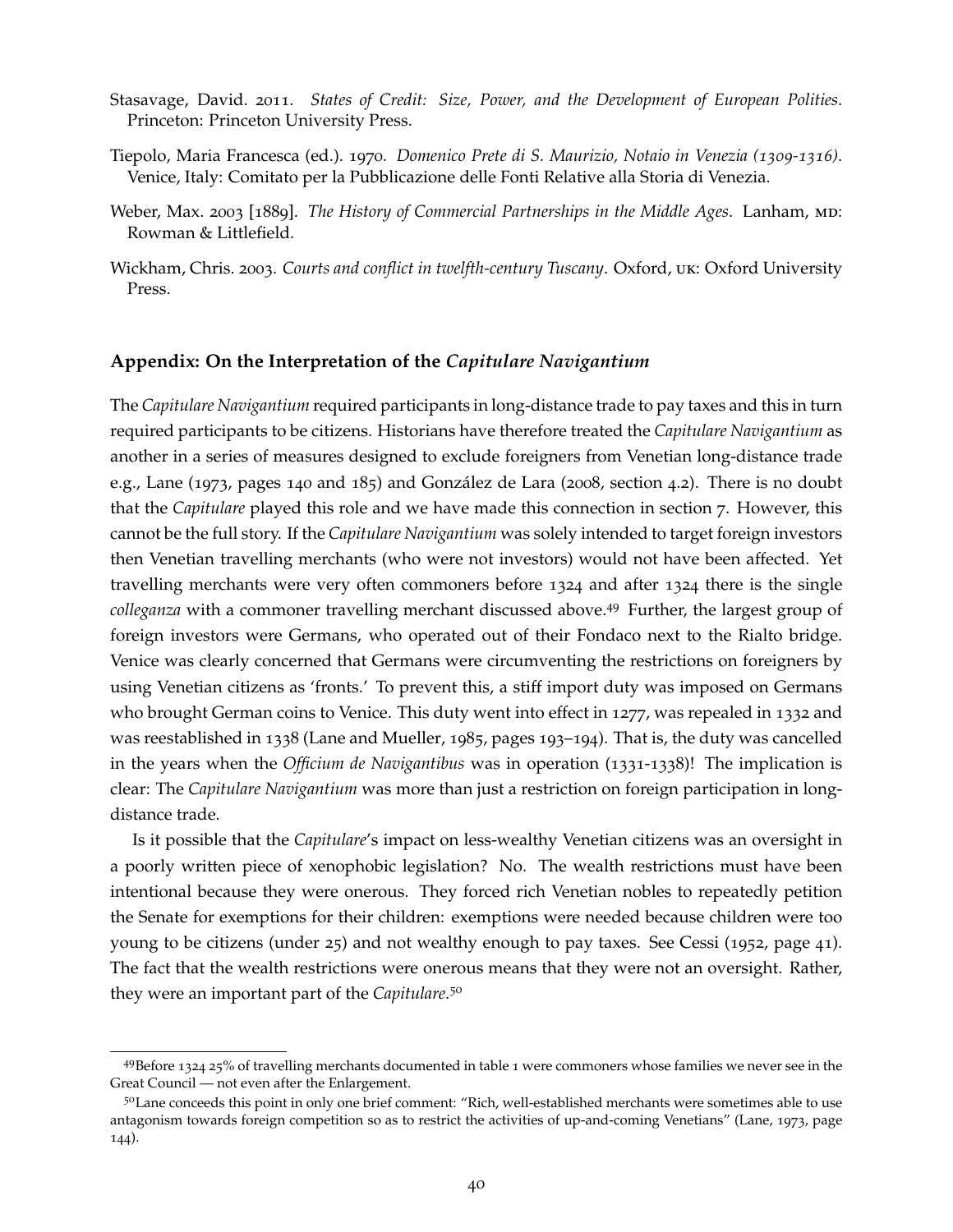Stasavage, David. 2011. *States of Credit: Size, Power, and the Development of European Polities*. Princeton: Princeton University Press.

Tiepolo, Maria Francesca (ed.). 1970. *Domenico Prete di S. Maurizio, Notaio in Venezia (1309-1316)*. Venice, Italy: Comitato per la Pubblicazione delle Fonti Relative alla Storia di Venezia.

Weber, Max. 2003 [1889]. *The History of Commercial Partnerships in the Middle Ages*. Lanham, MD: Rowman & Littlefield.

Wickham, Chris. 2003. *Courts and conflict in twelfth-century Tuscany*. Oxford, UK: Oxford University Press.

## Appendix: On the Interpretation of the *Capitulare Navigantium*

The *Capitulare Navigantium* required participants in long-distance trade to pay taxes and this in turn required participants to be citizens. Historians have therefore treated the *Capitulare Navigantium* as another in a series of measures designed to exclude foreigners from Venetian long-distance trade e.g., Lane (1973, pages 140 and 185) and González de Lara (2008, section 4.2). There is no doubt that the *Capitulare* played this role and we have made this connection in section 7. However, this cannot be the full story. If the *Capitulare Navigantium* was solely intended to target foreign investors then Venetian travelling merchants (who were not investors) would not have been affected. Yet travelling merchants were very often commoners before 1324 and after 1324 there is the single *colleganza* with a commoner travelling merchant discussed above.[49] Further, the largest group of foreign investors were Germans, who operated out of their Fondaco next to the Rialto bridge. Venice was clearly concerned that Germans were circumventing the restrictions on foreigners by using Venetian citizens as 'fronts.' To prevent this, a stiff import duty was imposed on Germans who brought German coins to Venice. This duty went into effect in 1277, was repealed in 1332 and was reestablished in 1338 (Lane and Mueller, 1985, pages 193–194). That is, the duty was cancelled in the years when the *Officium de Navigantibus* was in operation (1331-1338)! The implication is clear: The *Capitulare Navigantium* was more than just a restriction on foreign participation in long-distance trade.

Is it possible that the *Capitulare*'s impact on less-wealthy Venetian citizens was an oversight in a poorly written piece of xenophobic legislation? No. The wealth restrictions must have been intentional because they were onerous. They forced rich Venetian nobles to repeatedly petition the Senate for exemptions for their children: exemptions were needed because children were too young to be citizens (under 25) and not wealthy enough to pay taxes. See Cessi (1952, page 41). The fact that the wealth restrictions were onerous means that they were not an oversight. Rather, they were an important part of the *Capitulare*.[50]

[49] Before 1324 25% of travelling merchants documented in table 1 were commoners whose families we never see in the Great Council — not even after the Enlargement.

[50] Lane concedes this point in only one brief comment: "Rich, well-established merchants were sometimes able to use antagonism towards foreign competition so as to restrict the activities of up-and-coming Venetians" (Lane, 1973, page 144).